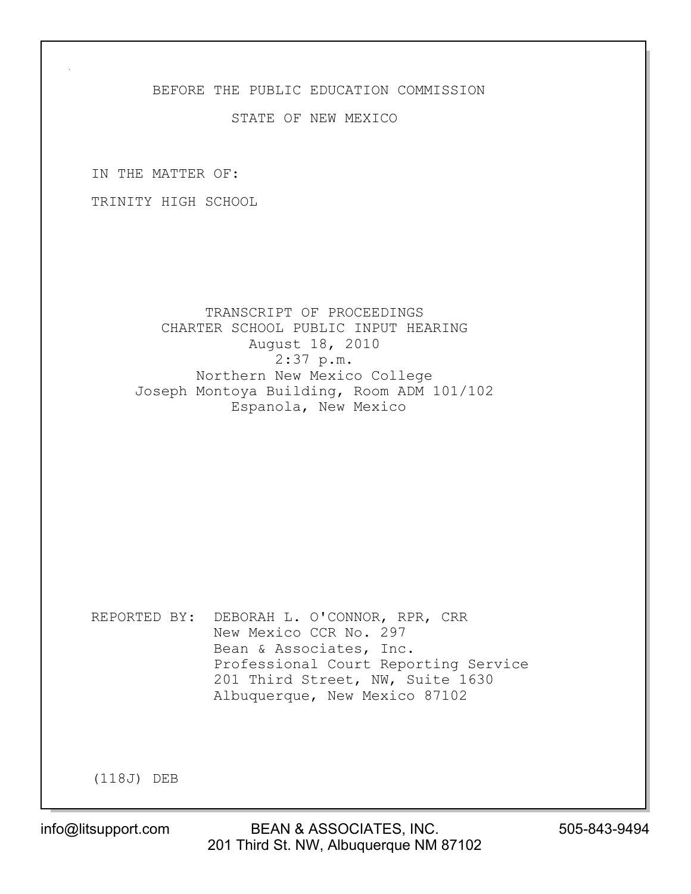BEFORE THE PUBLIC EDUCATION COMMISSION

STATE OF NEW MEXICO

IN THE MATTER OF:

TRINITY HIGH SCHOOL

TRANSCRIPT OF PROCEEDINGS
CHARTER SCHOOL PUBLIC INPUT HEARING
August 18, 2010
2:37 p.m.
Northern New Mexico College
Joseph Montoya Building, Room ADM 101/102
Espanola, New Mexico

REPORTED BY: DEBORAH L. O'CONNOR, RPR, CRR
New Mexico CCR No. 297
Bean & Associates, Inc.
Professional Court Reporting Service
201 Third Street, NW, Suite 1630
Albuquerque, New Mexico 87102

(118J) DEB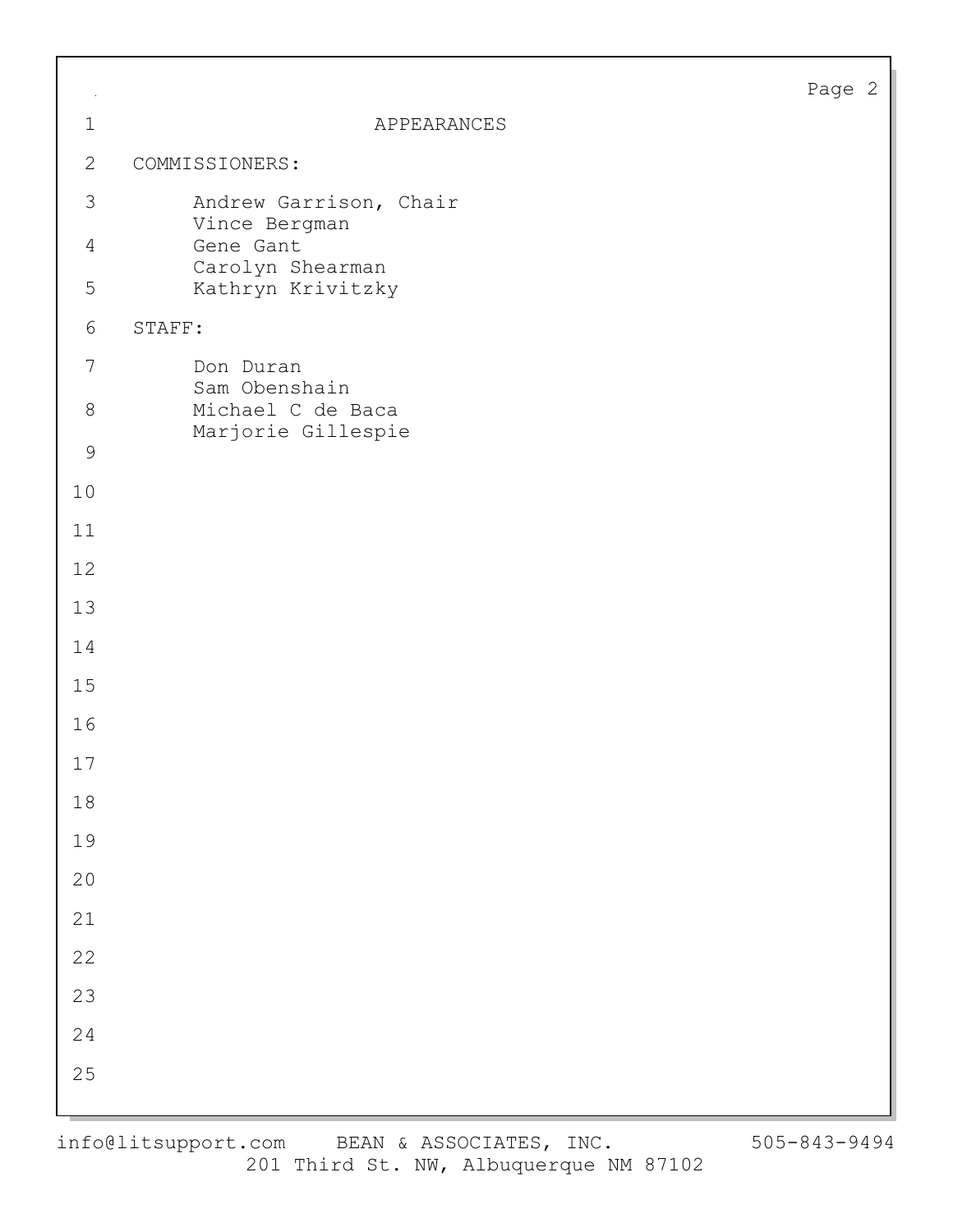# APPEARANCES

**COMMISSIONERS:**

- Andrew Garrison, Chair
- Vince Bergman
- Gene Gant
- Carolyn Shearman
- Kathryn Krivitzky

**STAFF:**

- Don Duran
- Sam Obenshain
- Michael C de Baca
- Marjorie Gillespie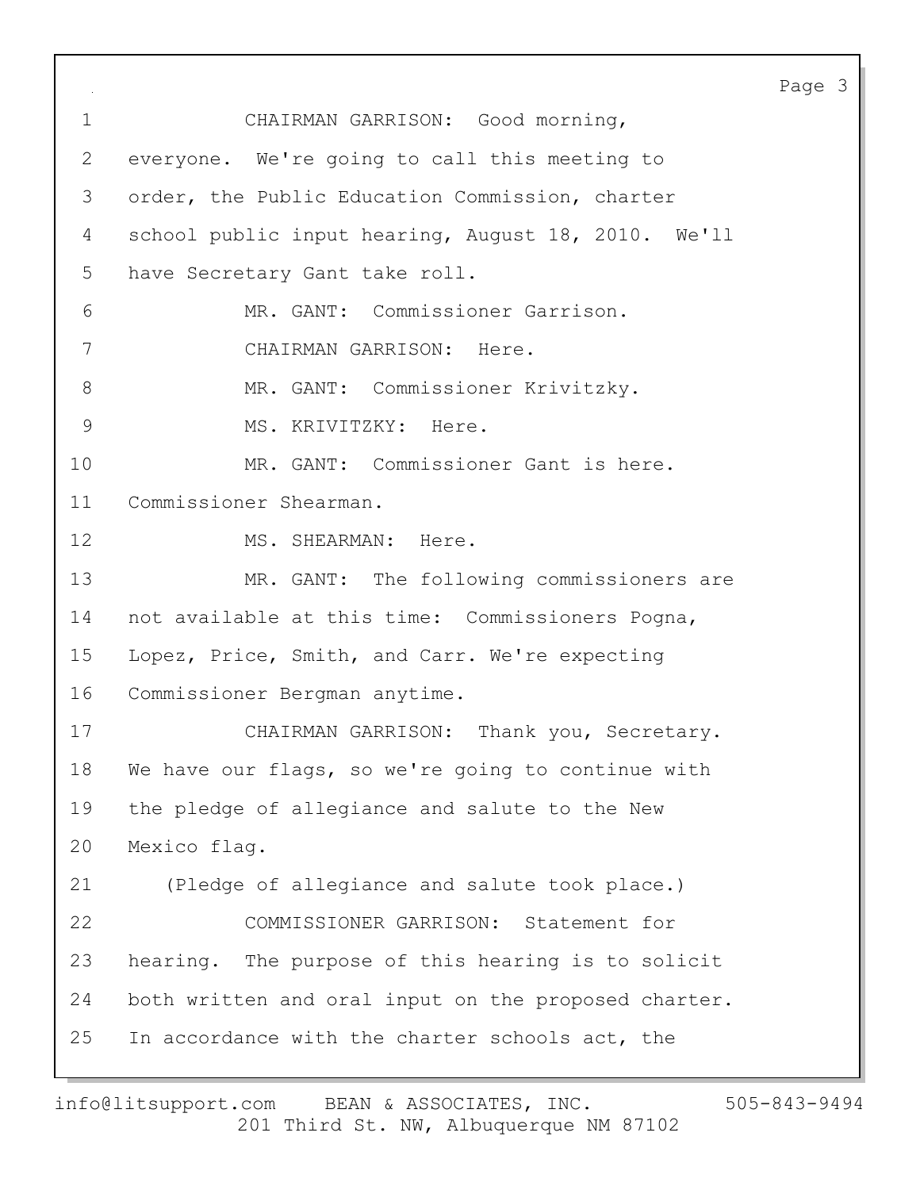CHAIRMAN GARRISON: Good morning, everyone. We're going to call this meeting to order, the Public Education Commission, charter school public input hearing, August 18, 2010. We'll have Secretary Gant take roll.

MR. GANT: Commissioner Garrison.

CHAIRMAN GARRISON: Here.

MR. GANT: Commissioner Krivitzky.

MS. KRIVITZKY: Here.

MR. GANT: Commissioner Gant is here. Commissioner Shearman.

MS. SHEARMAN: Here.

MR. GANT: The following commissioners are not available at this time: Commissioners Pogna, Lopez, Price, Smith, and Carr. We're expecting Commissioner Bergman anytime.

CHAIRMAN GARRISON: Thank you, Secretary. We have our flags, so we're going to continue with the pledge of allegiance and salute to the New Mexico flag.

(Pledge of allegiance and salute took place.)

COMMISSIONER GARRISON: Statement for hearing. The purpose of this hearing is to solicit both written and oral input on the proposed charter. In accordance with the charter schools act, the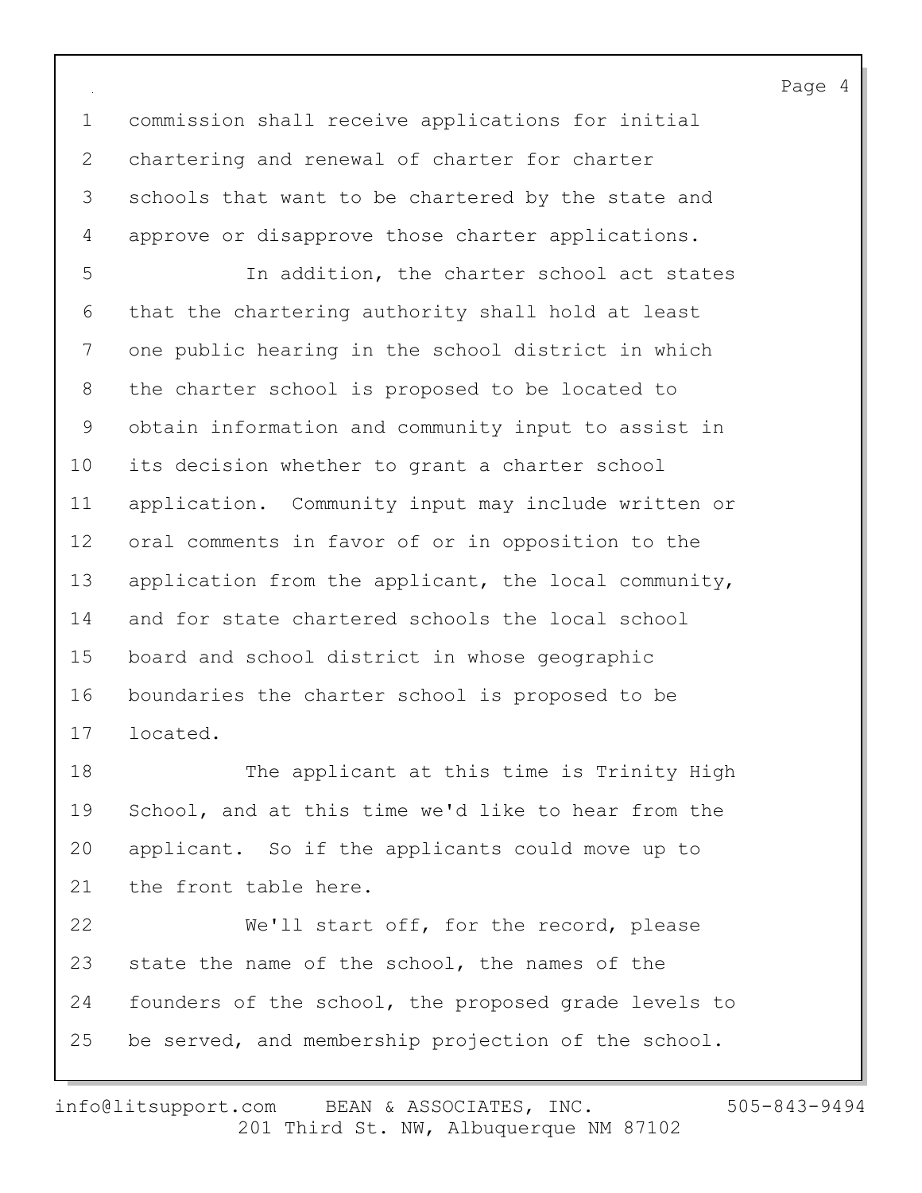commission shall receive applications for initial chartering and renewal of charter for charter schools that want to be chartered by the state and approve or disapprove those charter applications.

In addition, the charter school act states that the chartering authority shall hold at least one public hearing in the school district in which the charter school is proposed to be located to obtain information and community input to assist in its decision whether to grant a charter school application. Community input may include written or oral comments in favor of or in opposition to the application from the applicant, the local community, and for state chartered schools the local school board and school district in whose geographic boundaries the charter school is proposed to be located.

The applicant at this time is Trinity High School, and at this time we'd like to hear from the applicant. So if the applicants could move up to the front table here.

We'll start off, for the record, please state the name of the school, the names of the founders of the school, the proposed grade levels to be served, and membership projection of the school.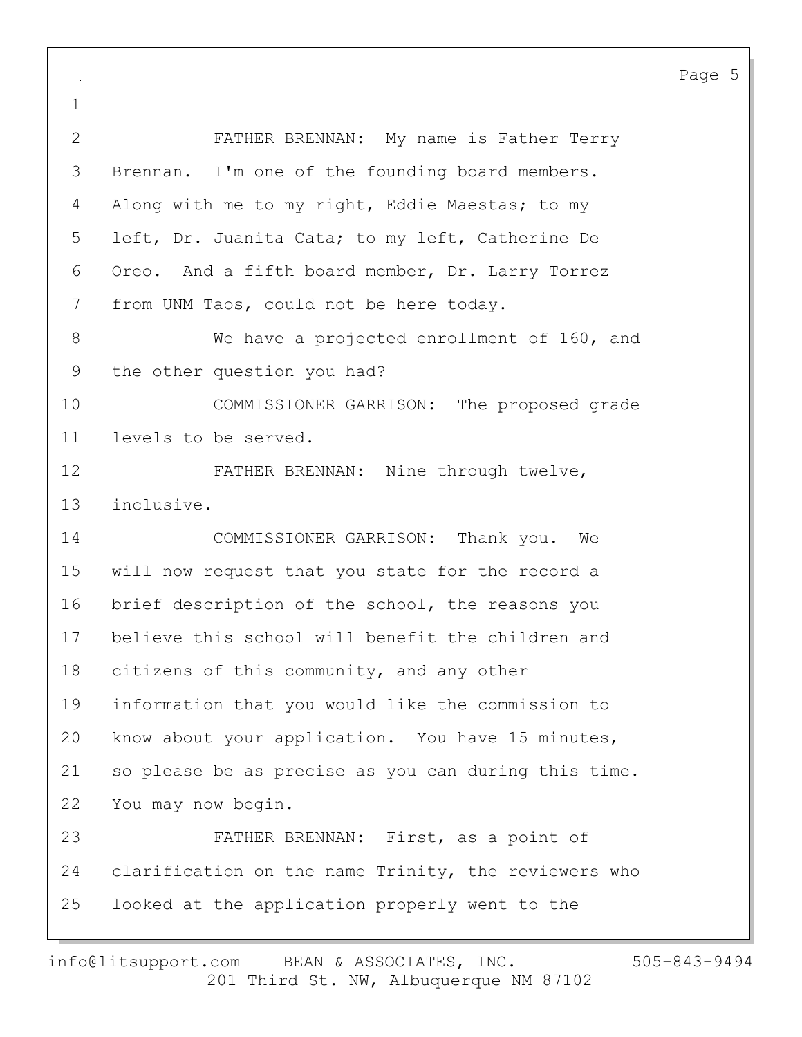FATHER BRENNAN: My name is Father Terry Brennan. I'm one of the founding board members. Along with me to my right, Eddie Maestas; to my left, Dr. Juanita Cata; to my left, Catherine De Oreo. And a fifth board member, Dr. Larry Torrez from UNM Taos, could not be here today.

We have a projected enrollment of 160, and the other question you had?

COMMISSIONER GARRISON: The proposed grade levels to be served.

FATHER BRENNAN: Nine through twelve, inclusive.

COMMISSIONER GARRISON: Thank you. We will now request that you state for the record a brief description of the school, the reasons you believe this school will benefit the children and citizens of this community, and any other information that you would like the commission to know about your application. You have 15 minutes, so please be as precise as you can during this time. You may now begin.

FATHER BRENNAN: First, as a point of clarification on the name Trinity, the reviewers who looked at the application properly went to the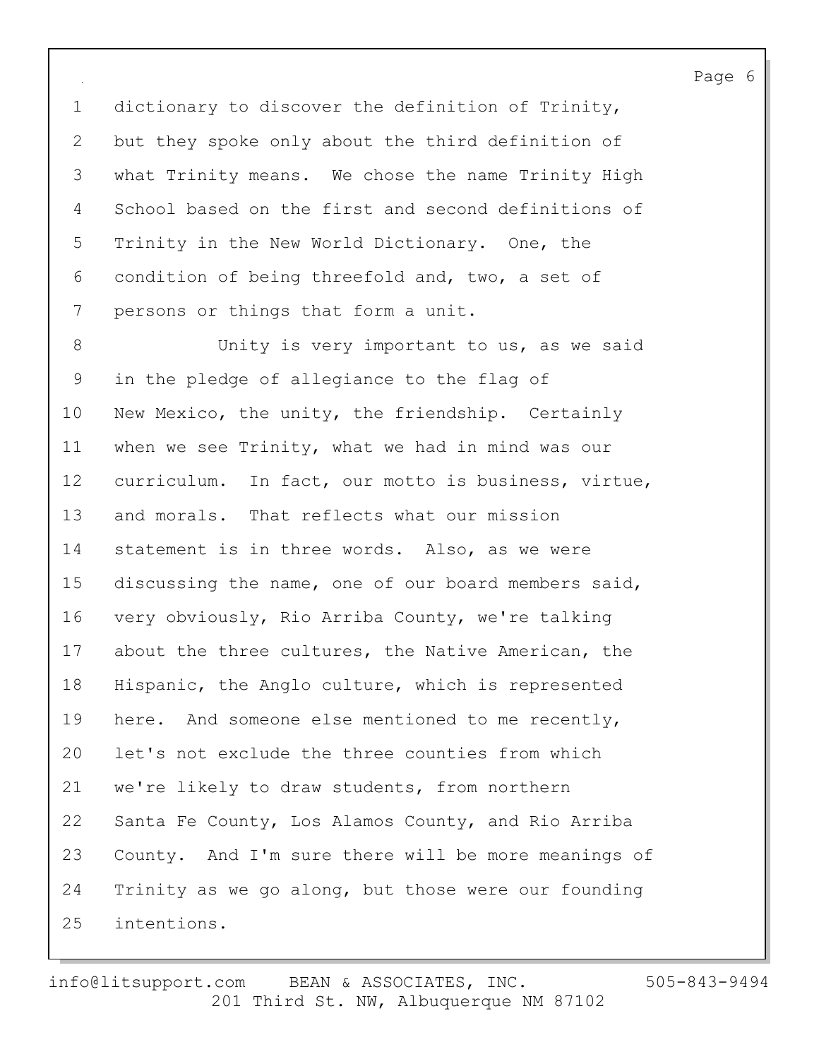dictionary to discover the definition of Trinity, but they spoke only about the third definition of what Trinity means. We chose the name Trinity High School based on the first and second definitions of Trinity in the New World Dictionary. One, the condition of being threefold and, two, a set of persons or things that form a unit.

Unity is very important to us, as we said in the pledge of allegiance to the flag of New Mexico, the unity, the friendship. Certainly when we see Trinity, what we had in mind was our curriculum. In fact, our motto is business, virtue, and morals. That reflects what our mission statement is in three words. Also, as we were discussing the name, one of our board members said, very obviously, Rio Arriba County, we're talking about the three cultures, the Native American, the Hispanic, the Anglo culture, which is represented here. And someone else mentioned to me recently, let's not exclude the three counties from which we're likely to draw students, from northern Santa Fe County, Los Alamos County, and Rio Arriba County. And I'm sure there will be more meanings of Trinity as we go along, but those were our founding intentions.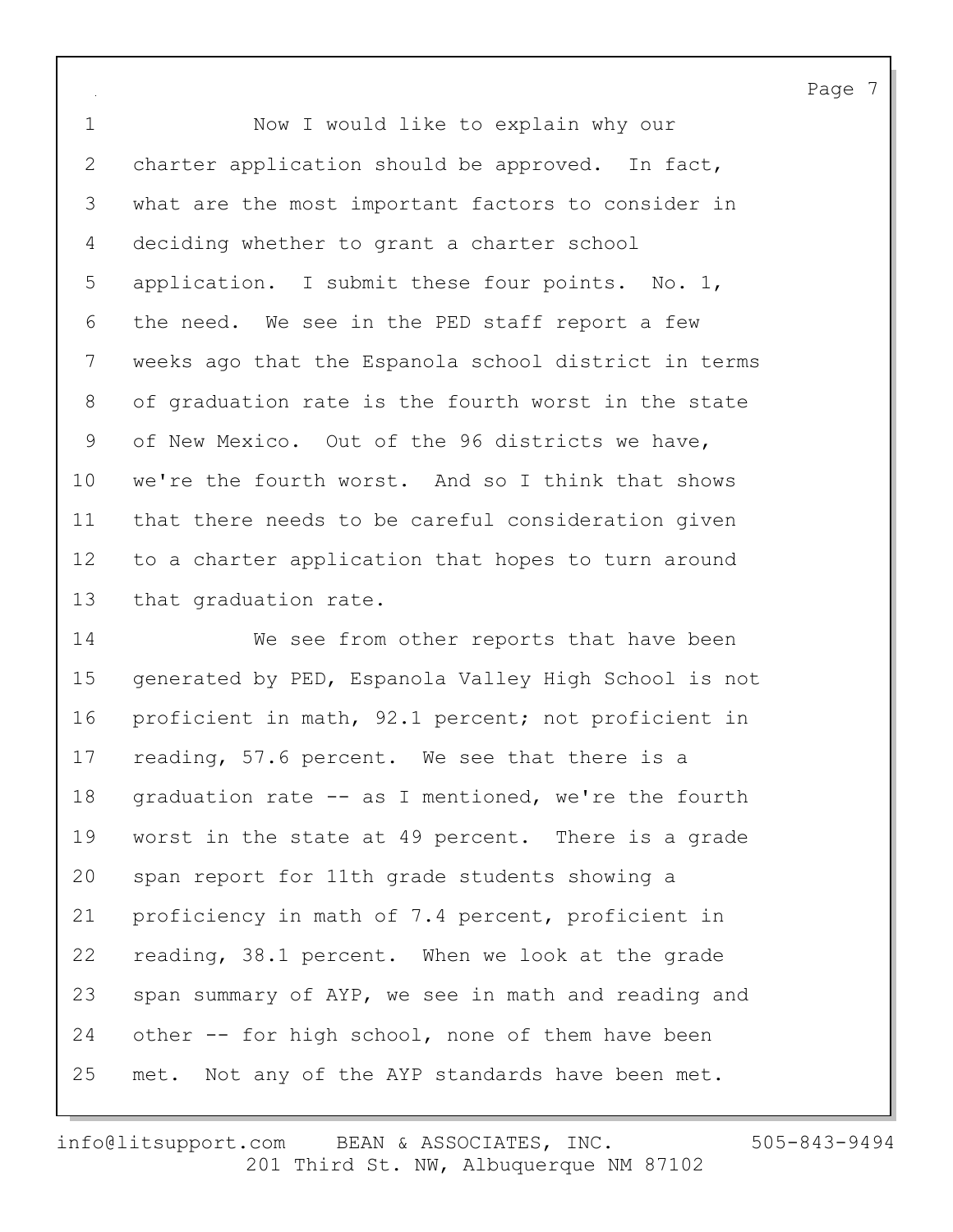Now I would like to explain why our charter application should be approved. In fact, what are the most important factors to consider in deciding whether to grant a charter school application. I submit these four points. No. 1, the need. We see in the PED staff report a few weeks ago that the Espanola school district in terms of graduation rate is the fourth worst in the state of New Mexico. Out of the 96 districts we have, we're the fourth worst. And so I think that shows that there needs to be careful consideration given to a charter application that hopes to turn around that graduation rate.

We see from other reports that have been generated by PED, Espanola Valley High School is not proficient in math, 92.1 percent; not proficient in reading, 57.6 percent. We see that there is a graduation rate -- as I mentioned, we're the fourth worst in the state at 49 percent. There is a grade span report for 11th grade students showing a proficiency in math of 7.4 percent, proficient in reading, 38.1 percent. When we look at the grade span summary of AYP, we see in math and reading and other -- for high school, none of them have been met. Not any of the AYP standards have been met.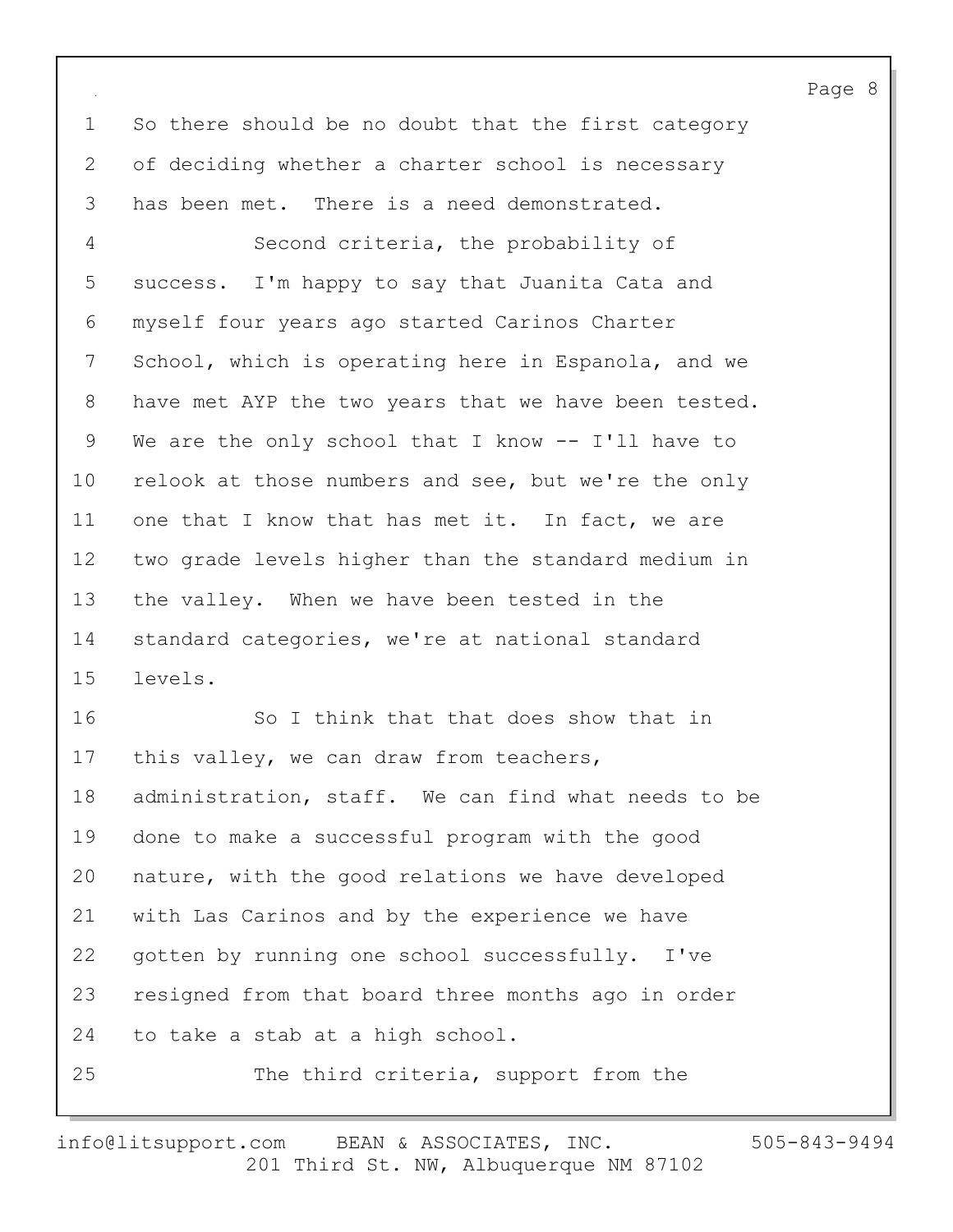1 So there should be no doubt that the first category
2 of deciding whether a charter school is necessary
3 has been met. There is a need demonstrated.
4 Second criteria, the probability of
5 success. I'm happy to say that Juanita Cata and
6 myself four years ago started Carinos Charter
7 School, which is operating here in Espanola, and we
8 have met AYP the two years that we have been tested.
9 We are the only school that I know -- I'll have to
10 relook at those numbers and see, but we're the only
11 one that I know that has met it. In fact, we are
12 two grade levels higher than the standard medium in
13 the valley. When we have been tested in the
14 standard categories, we're at national standard
15 levels.
16 So I think that that does show that in
17 this valley, we can draw from teachers,
18 administration, staff. We can find what needs to be
19 done to make a successful program with the good
20 nature, with the good relations we have developed
21 with Las Carinos and by the experience we have
22 gotten by running one school successfully. I've
23 resigned from that board three months ago in order
24 to take a stab at a high school.
25 The third criteria, support from the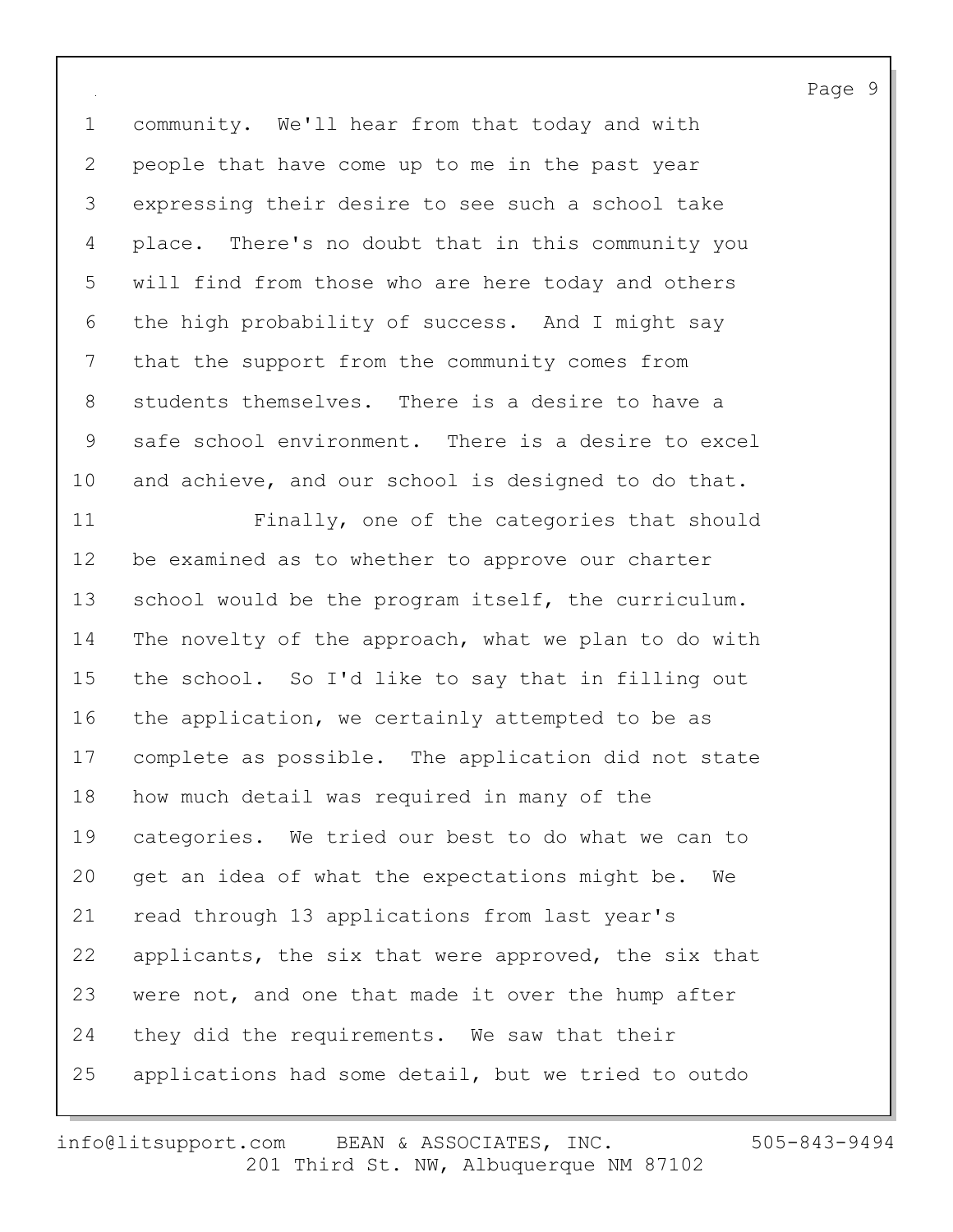community. We'll hear from that today and with people that have come up to me in the past year expressing their desire to see such a school take place. There's no doubt that in this community you will find from those who are here today and others the high probability of success. And I might say that the support from the community comes from students themselves. There is a desire to have a safe school environment. There is a desire to excel and achieve, and our school is designed to do that.

Finally, one of the categories that should be examined as to whether to approve our charter school would be the program itself, the curriculum. The novelty of the approach, what we plan to do with the school. So I'd like to say that in filling out the application, we certainly attempted to be as complete as possible. The application did not state how much detail was required in many of the categories. We tried our best to do what we can to get an idea of what the expectations might be. We read through 13 applications from last year's applicants, the six that were approved, the six that were not, and one that made it over the hump after they did the requirements. We saw that their applications had some detail, but we tried to outdo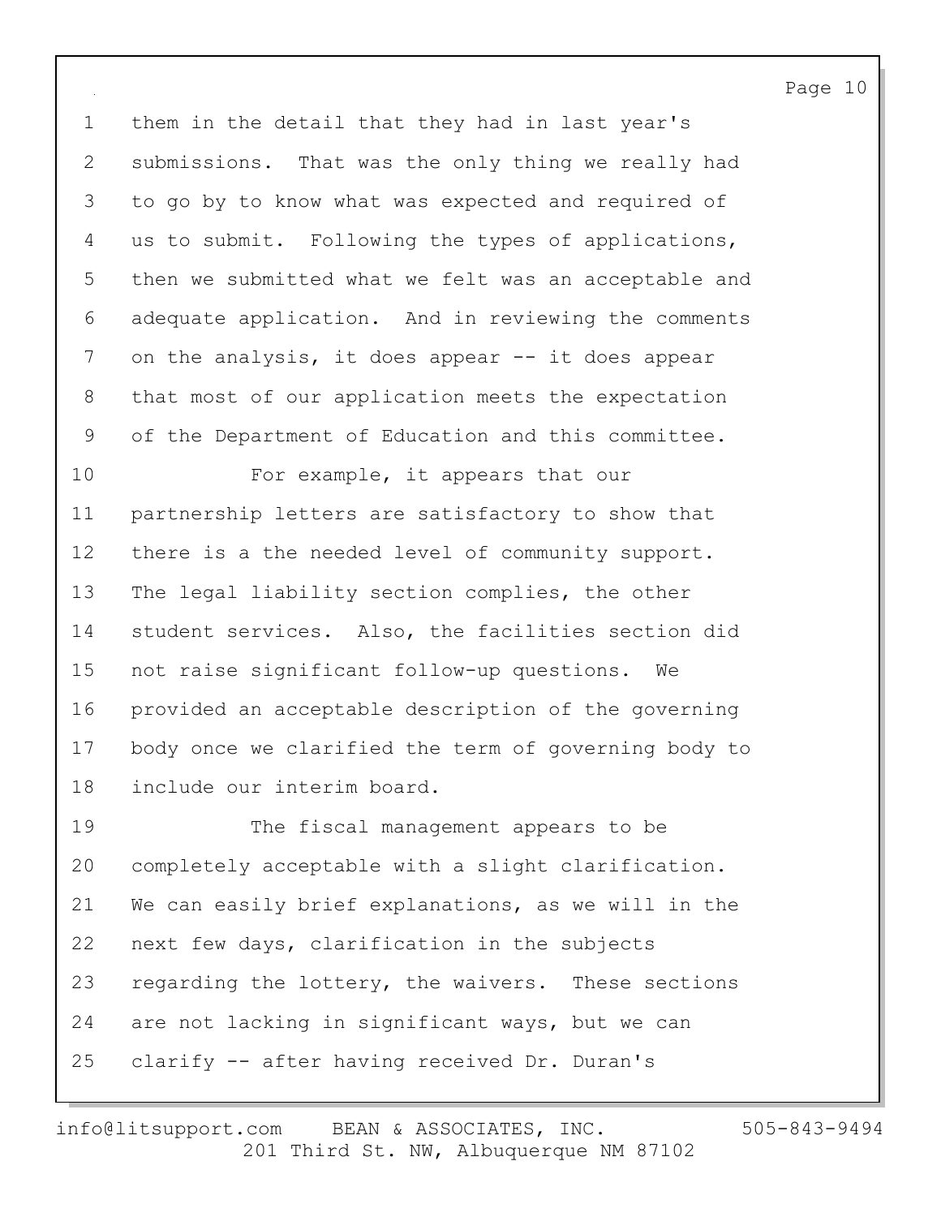them in the detail that they had in last year's submissions. That was the only thing we really had to go by to know what was expected and required of us to submit. Following the types of applications, then we submitted what we felt was an acceptable and adequate application. And in reviewing the comments on the analysis, it does appear -- it does appear that most of our application meets the expectation of the Department of Education and this committee.

For example, it appears that our partnership letters are satisfactory to show that there is a the needed level of community support. The legal liability section complies, the other student services. Also, the facilities section did not raise significant follow-up questions. We provided an acceptable description of the governing body once we clarified the term of governing body to include our interim board.

The fiscal management appears to be completely acceptable with a slight clarification. We can easily brief explanations, as we will in the next few days, clarification in the subjects regarding the lottery, the waivers. These sections are not lacking in significant ways, but we can clarify -- after having received Dr. Duran's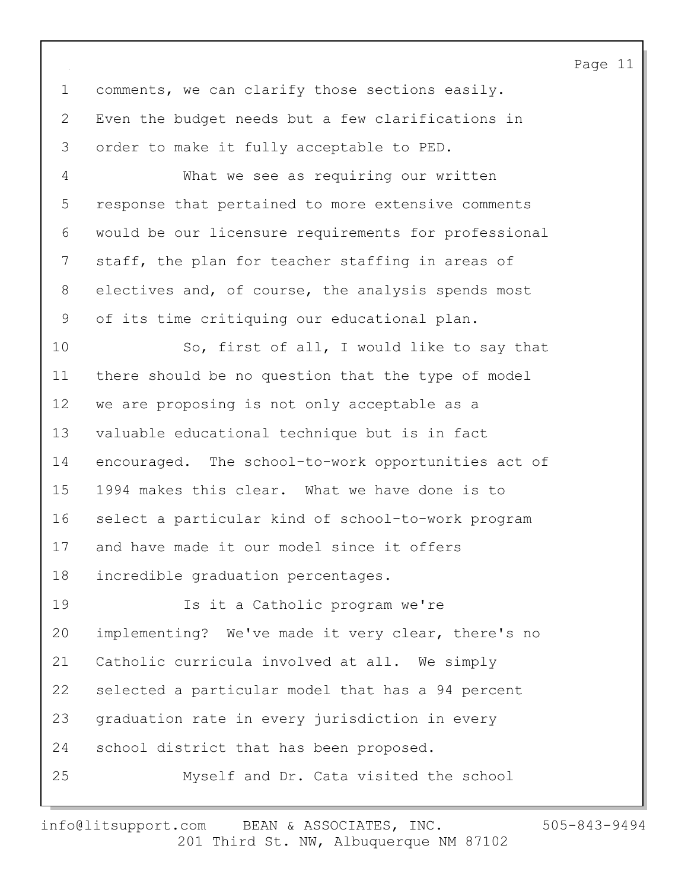comments, we can clarify those sections easily. Even the budget needs but a few clarifications in order to make it fully acceptable to PED.

What we see as requiring our written response that pertained to more extensive comments would be our licensure requirements for professional staff, the plan for teacher staffing in areas of electives and, of course, the analysis spends most of its time critiquing our educational plan.

So, first of all, I would like to say that there should be no question that the type of model we are proposing is not only acceptable as a valuable educational technique but is in fact encouraged. The school-to-work opportunities act of 1994 makes this clear. What we have done is to select a particular kind of school-to-work program and have made it our model since it offers incredible graduation percentages.

Is it a Catholic program we're implementing? We've made it very clear, there's no Catholic curricula involved at all. We simply selected a particular model that has a 94 percent graduation rate in every jurisdiction in every school district that has been proposed.

Myself and Dr. Cata visited the school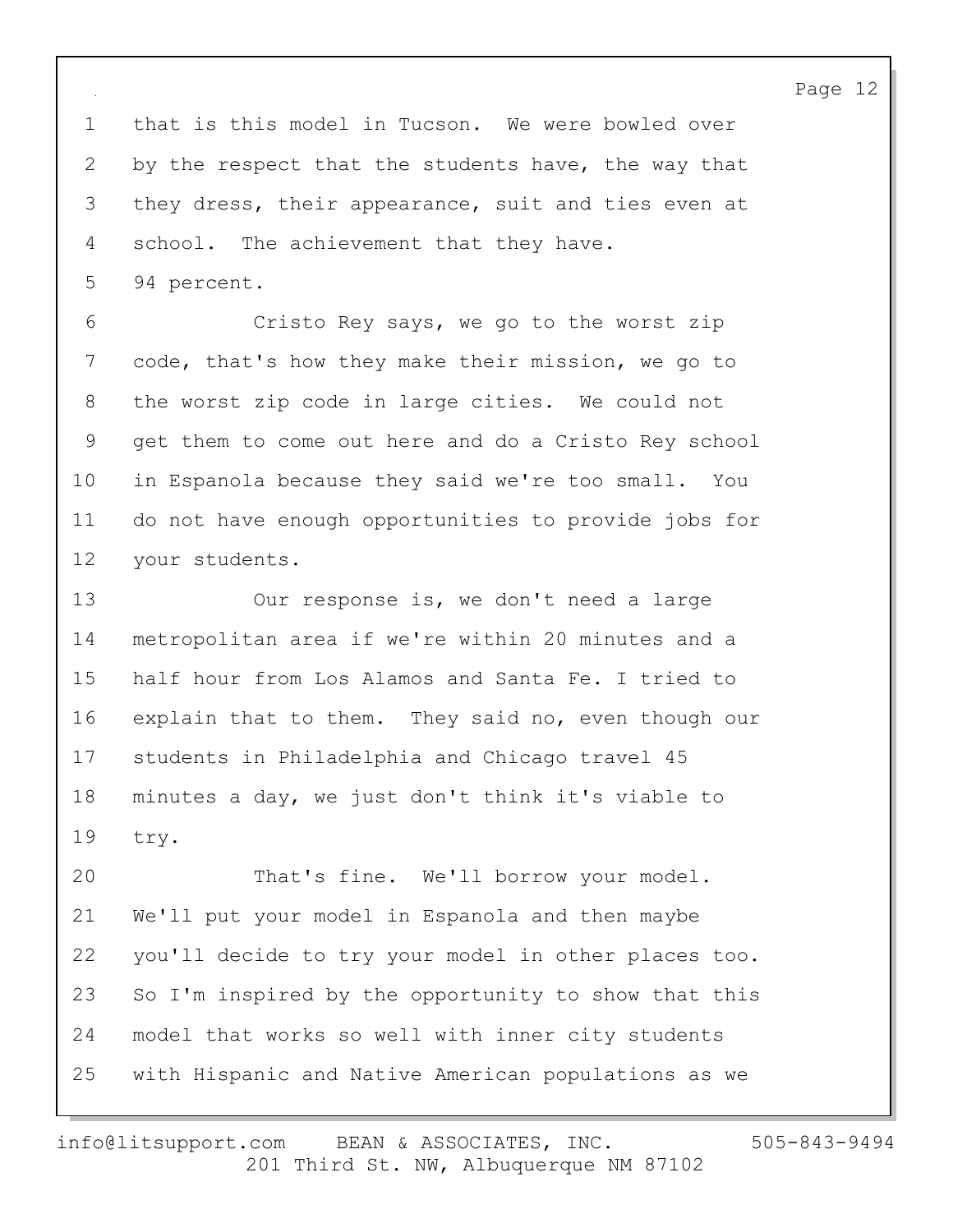that is this model in Tucson. We were bowled over by the respect that the students have, the way that they dress, their appearance, suit and ties even at school. The achievement that they have. 94 percent.

Cristo Rey says, we go to the worst zip code, that's how they make their mission, we go to the worst zip code in large cities. We could not get them to come out here and do a Cristo Rey school in Espanola because they said we're too small. You do not have enough opportunities to provide jobs for your students.

Our response is, we don't need a large metropolitan area if we're within 20 minutes and a half hour from Los Alamos and Santa Fe. I tried to explain that to them. They said no, even though our students in Philadelphia and Chicago travel 45 minutes a day, we just don't think it's viable to try.

That's fine. We'll borrow your model. We'll put your model in Espanola and then maybe you'll decide to try your model in other places too. So I'm inspired by the opportunity to show that this model that works so well with inner city students with Hispanic and Native American populations as we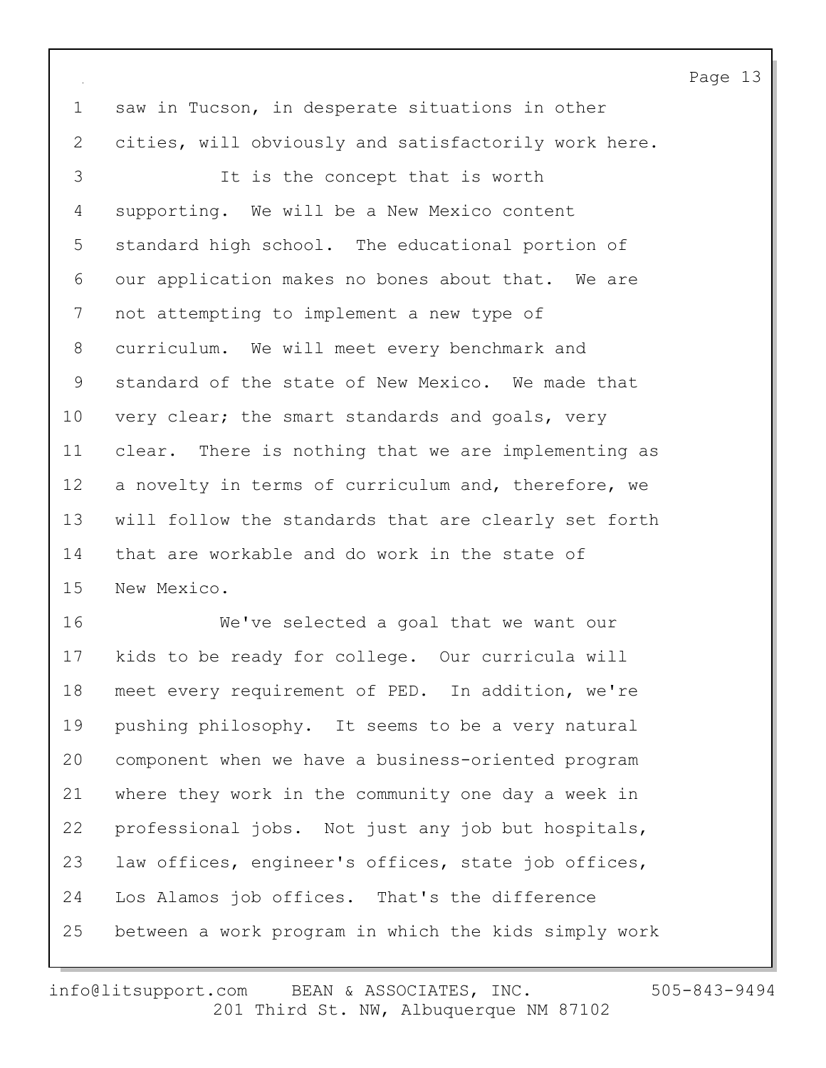saw in Tucson, in desperate situations in other cities, will obviously and satisfactorily work here.

It is the concept that is worth supporting. We will be a New Mexico content standard high school. The educational portion of our application makes no bones about that. We are not attempting to implement a new type of curriculum. We will meet every benchmark and standard of the state of New Mexico. We made that very clear; the smart standards and goals, very clear. There is nothing that we are implementing as a novelty in terms of curriculum and, therefore, we will follow the standards that are clearly set forth that are workable and do work in the state of New Mexico.

We've selected a goal that we want our kids to be ready for college. Our curricula will meet every requirement of PED. In addition, we're pushing philosophy. It seems to be a very natural component when we have a business-oriented program where they work in the community one day a week in professional jobs. Not just any job but hospitals, law offices, engineer's offices, state job offices, Los Alamos job offices. That's the difference between a work program in which the kids simply work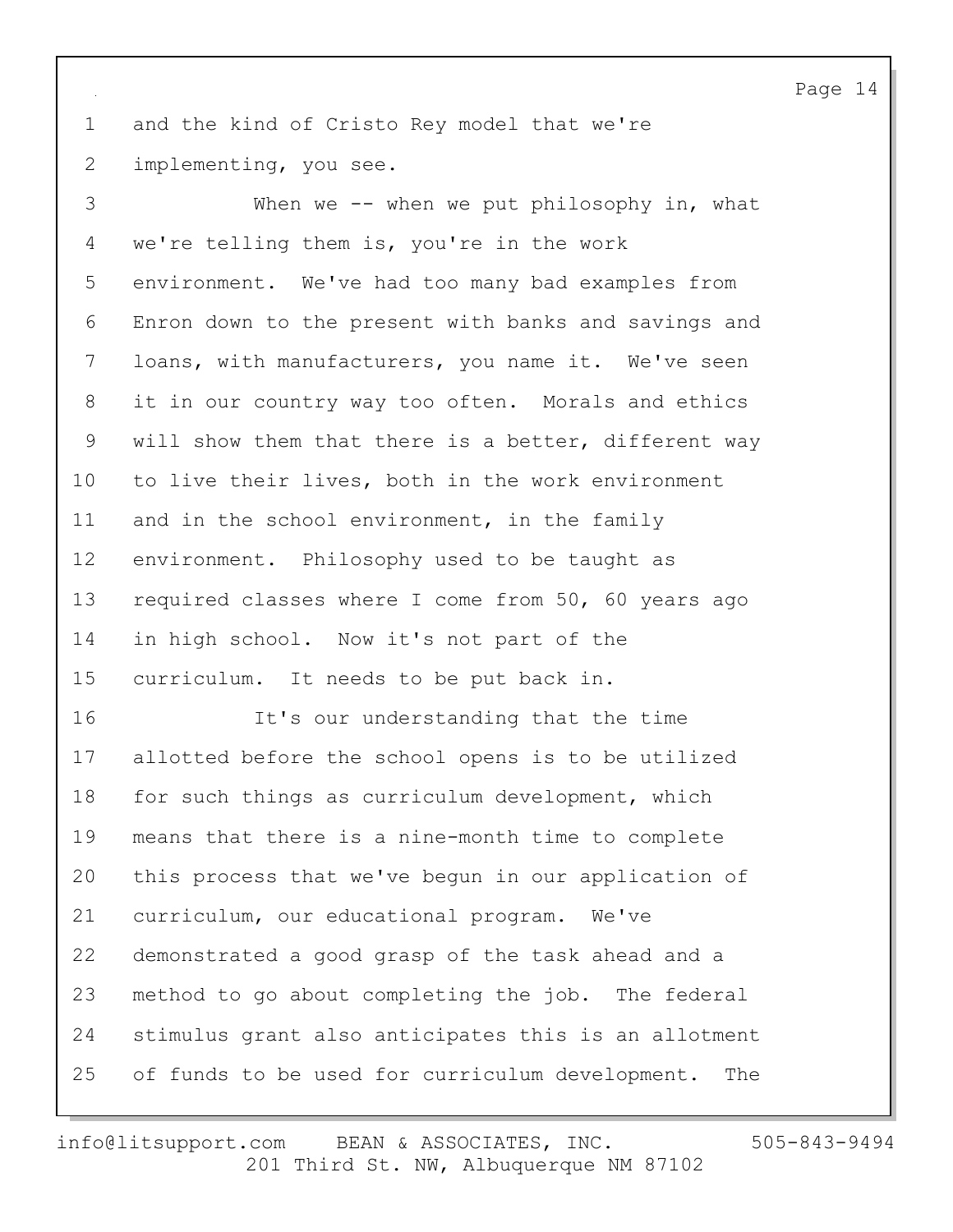and the kind of Cristo Rey model that we're implementing, you see.

When we -- when we put philosophy in, what we're telling them is, you're in the work environment. We've had too many bad examples from Enron down to the present with banks and savings and loans, with manufacturers, you name it. We've seen it in our country way too often. Morals and ethics will show them that there is a better, different way to live their lives, both in the work environment and in the school environment, in the family environment. Philosophy used to be taught as required classes where I come from 50, 60 years ago in high school. Now it's not part of the curriculum. It needs to be put back in.

It's our understanding that the time allotted before the school opens is to be utilized for such things as curriculum development, which means that there is a nine-month time to complete this process that we've begun in our application of curriculum, our educational program. We've demonstrated a good grasp of the task ahead and a method to go about completing the job. The federal stimulus grant also anticipates this is an allotment of funds to be used for curriculum development. The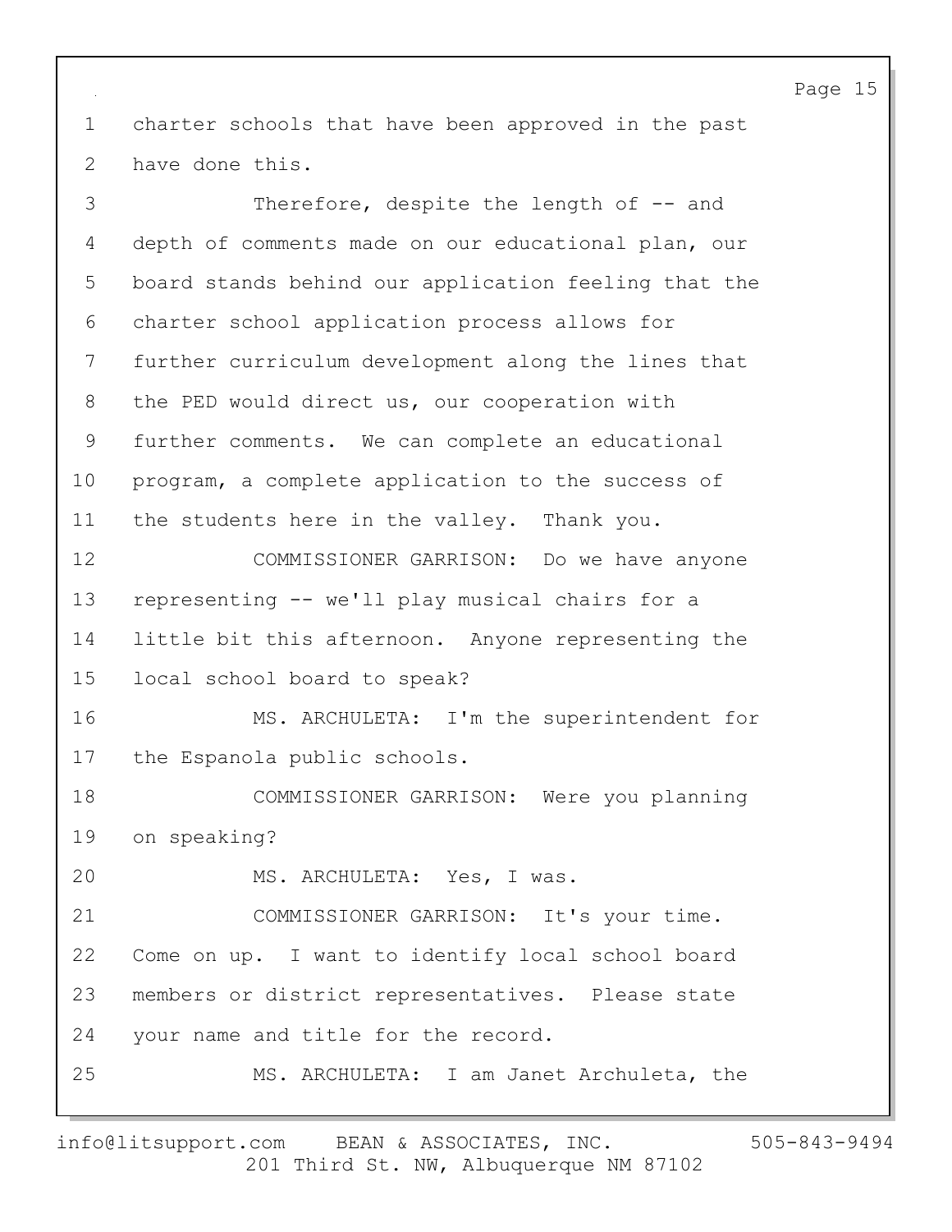charter schools that have been approved in the past have done this.

Therefore, despite the length of -- and depth of comments made on our educational plan, our board stands behind our application feeling that the charter school application process allows for further curriculum development along the lines that the PED would direct us, our cooperation with further comments. We can complete an educational program, a complete application to the success of the students here in the valley. Thank you.

COMMISSIONER GARRISON: Do we have anyone representing -- we'll play musical chairs for a little bit this afternoon. Anyone representing the local school board to speak?

MS. ARCHULETA: I'm the superintendent for the Espanola public schools.

COMMISSIONER GARRISON: Were you planning on speaking?

MS. ARCHULETA: Yes, I was.

COMMISSIONER GARRISON: It's your time. Come on up. I want to identify local school board members or district representatives. Please state your name and title for the record.

MS. ARCHULETA: I am Janet Archuleta, the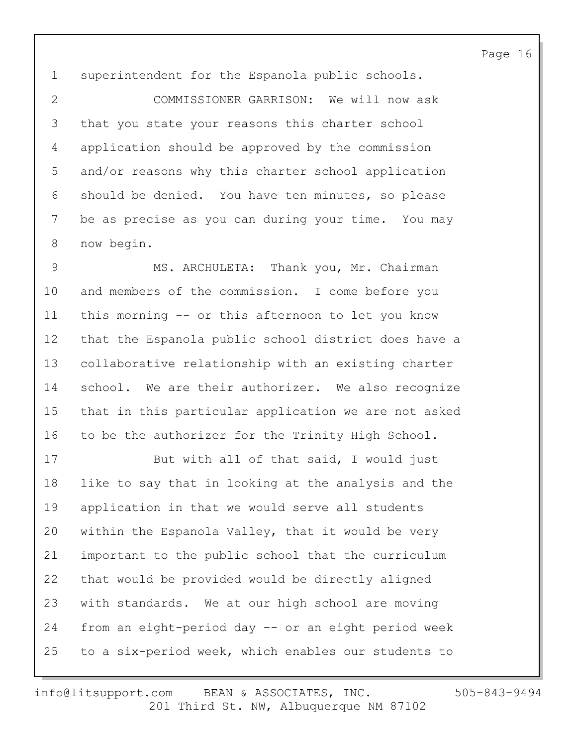1 superintendent for the Espanola public schools.

2 COMMISSIONER GARRISON: We will now ask

3 that you state your reasons this charter school

4 application should be approved by the commission

5 and/or reasons why this charter school application

6 should be denied. You have ten minutes, so please

7 be as precise as you can during your time. You may

8 now begin.

9 MS. ARCHULETA: Thank you, Mr. Chairman

10 and members of the commission. I come before you

11 this morning -- or this afternoon to let you know

12 that the Espanola public school district does have a

13 collaborative relationship with an existing charter

14 school. We are their authorizer. We also recognize

15 that in this particular application we are not asked

16 to be the authorizer for the Trinity High School.

17 But with all of that said, I would just

18 like to say that in looking at the analysis and the

19 application in that we would serve all students

20 within the Espanola Valley, that it would be very

21 important to the public school that the curriculum

22 that would be provided would be directly aligned

23 with standards. We at our high school are moving

24 from an eight-period day -- or an eight period week

25 to a six-period week, which enables our students to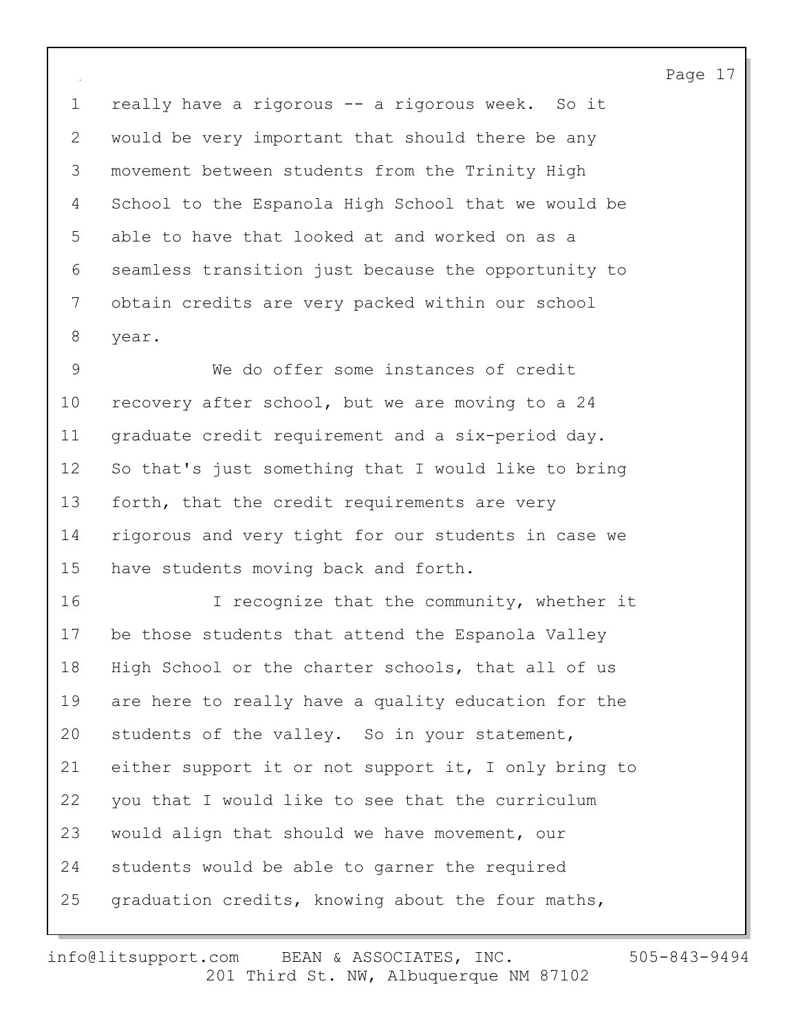really have a rigorous -- a rigorous week. So it would be very important that should there be any movement between students from the Trinity High School to the Espanola High School that we would be able to have that looked at and worked on as a seamless transition just because the opportunity to obtain credits are very packed within our school year.

We do offer some instances of credit recovery after school, but we are moving to a 24 graduate credit requirement and a six-period day. So that's just something that I would like to bring forth, that the credit requirements are very rigorous and very tight for our students in case we have students moving back and forth.

I recognize that the community, whether it be those students that attend the Espanola Valley High School or the charter schools, that all of us are here to really have a quality education for the students of the valley. So in your statement, either support it or not support it, I only bring to you that I would like to see that the curriculum would align that should we have movement, our students would be able to garner the required graduation credits, knowing about the four maths,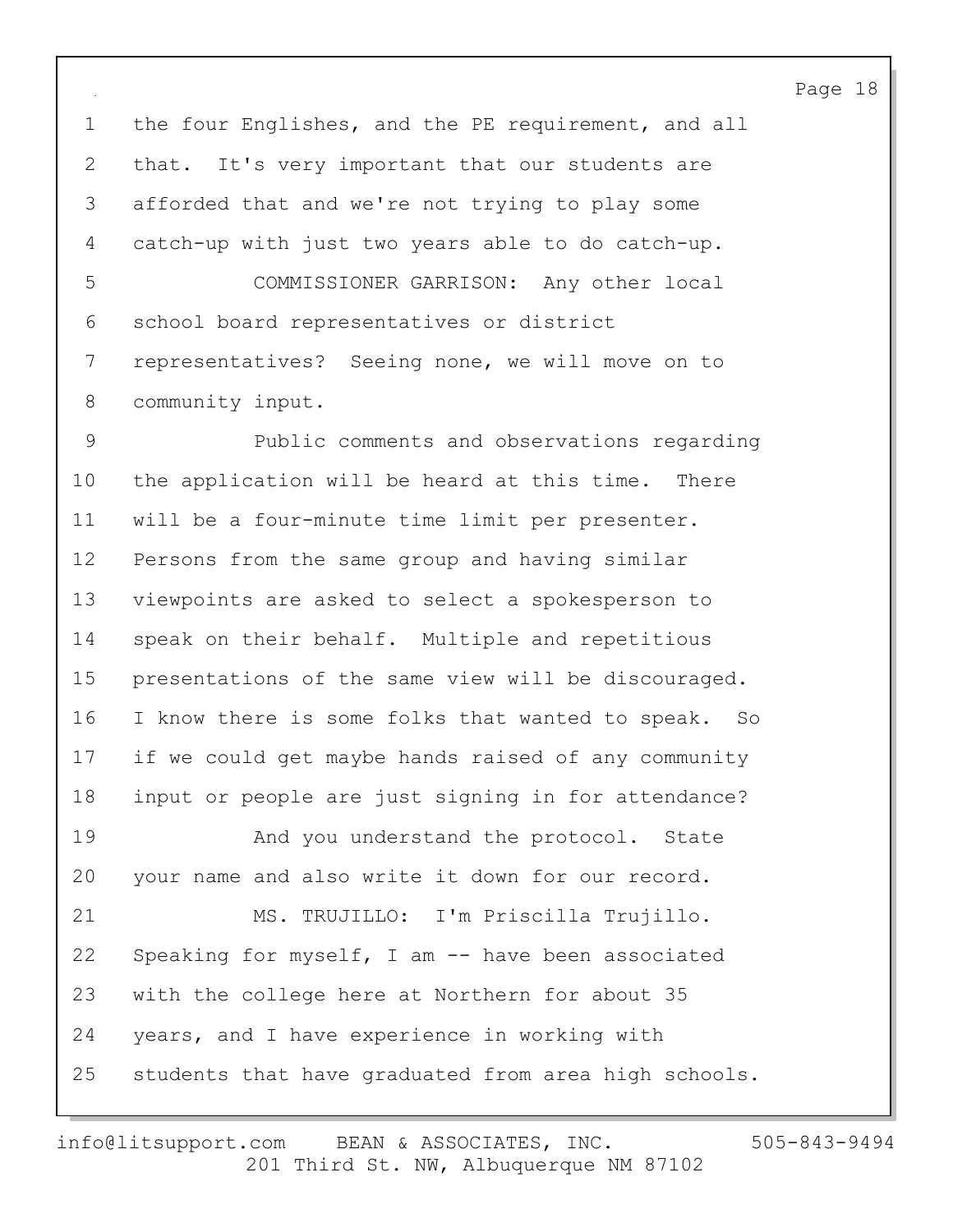the four Englishes, and the PE requirement, and all that. It's very important that our students are afforded that and we're not trying to play some catch-up with just two years able to do catch-up.

COMMISSIONER GARRISON: Any other local school board representatives or district representatives? Seeing none, we will move on to community input.

Public comments and observations regarding the application will be heard at this time. There will be a four-minute time limit per presenter. Persons from the same group and having similar viewpoints are asked to select a spokesperson to speak on their behalf. Multiple and repetitious presentations of the same view will be discouraged. I know there is some folks that wanted to speak. So if we could get maybe hands raised of any community input or people are just signing in for attendance?

And you understand the protocol. State your name and also write it down for our record.

MS. TRUJILLO: I'm Priscilla Trujillo. Speaking for myself, I am -- have been associated with the college here at Northern for about 35 years, and I have experience in working with students that have graduated from area high schools.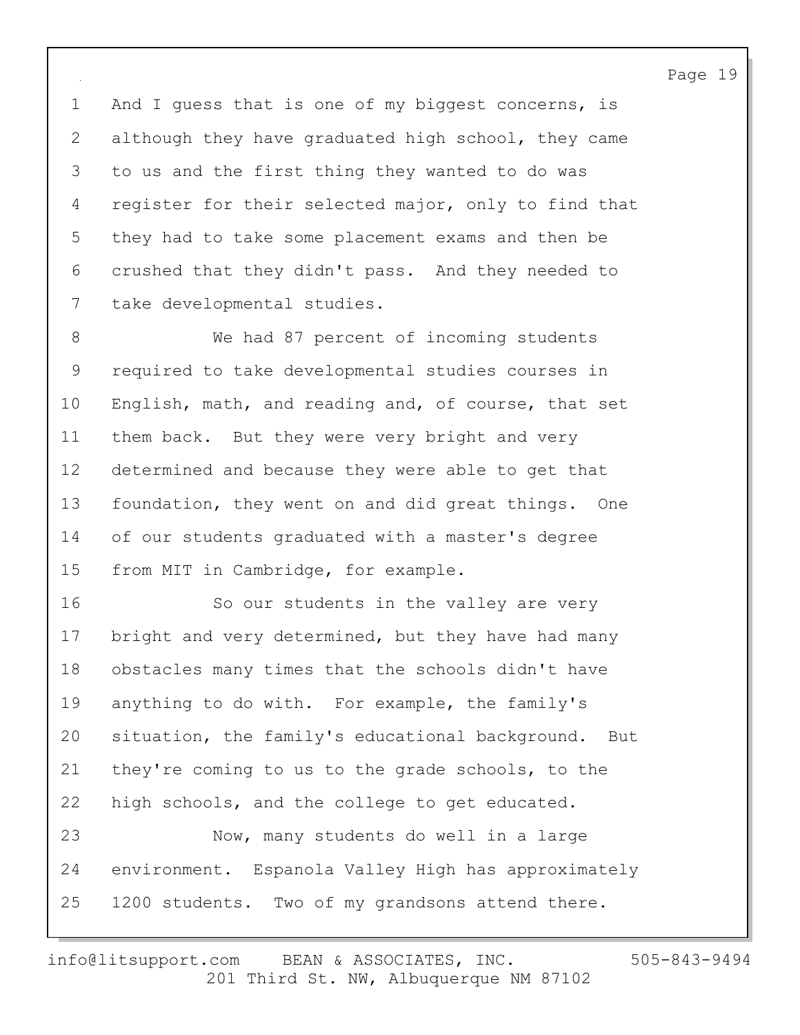And I guess that is one of my biggest concerns, is although they have graduated high school, they came to us and the first thing they wanted to do was register for their selected major, only to find that they had to take some placement exams and then be crushed that they didn't pass. And they needed to take developmental studies.

We had 87 percent of incoming students required to take developmental studies courses in English, math, and reading and, of course, that set them back. But they were very bright and very determined and because they were able to get that foundation, they went on and did great things. One of our students graduated with a master's degree from MIT in Cambridge, for example.

So our students in the valley are very bright and very determined, but they have had many obstacles many times that the schools didn't have anything to do with. For example, the family's situation, the family's educational background. But they're coming to us to the grade schools, to the high schools, and the college to get educated.

Now, many students do well in a large environment. Espanola Valley High has approximately 1200 students. Two of my grandsons attend there.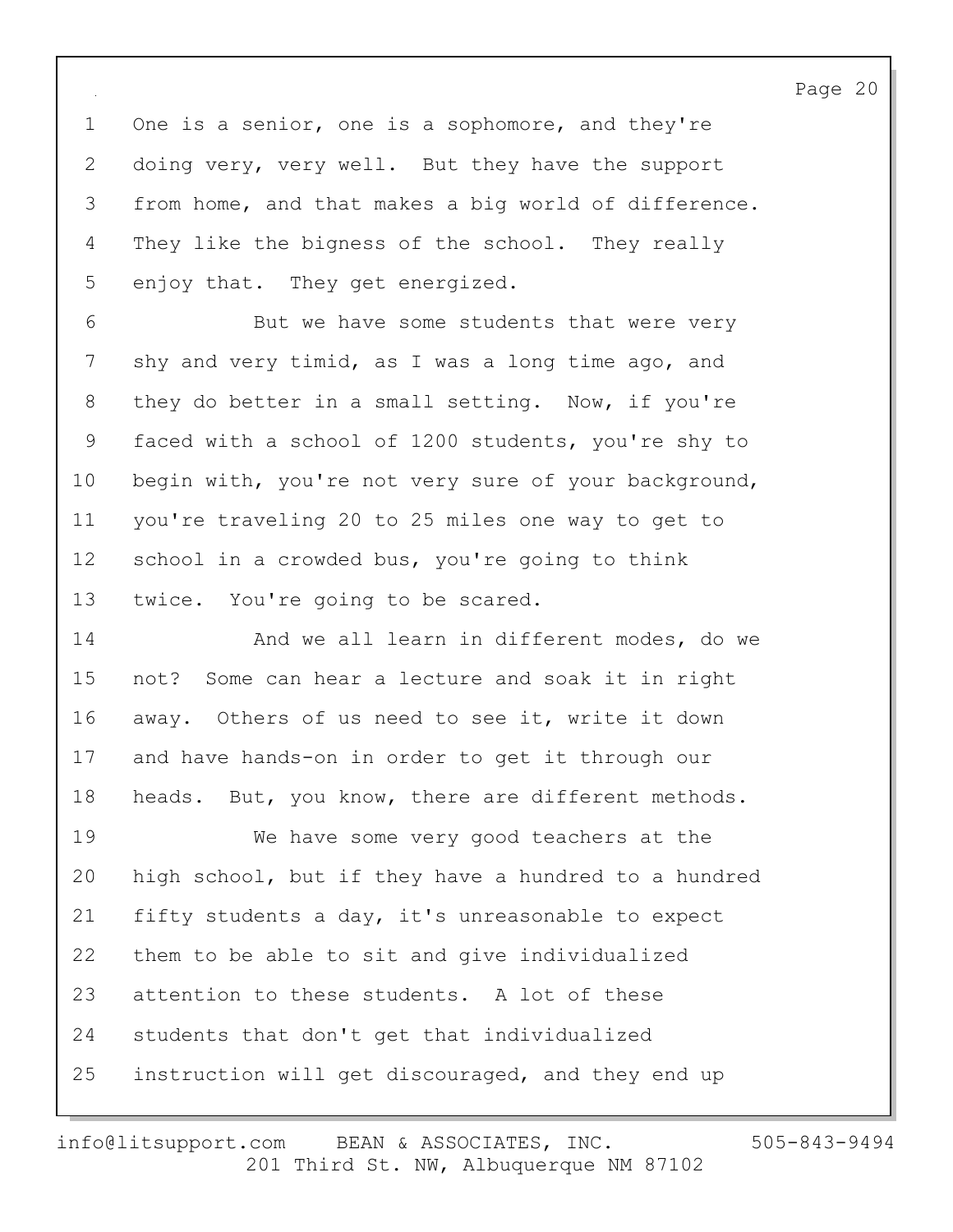One is a senior, one is a sophomore, and they're doing very, very well. But they have the support from home, and that makes a big world of difference. They like the bigness of the school. They really enjoy that. They get energized.

But we have some students that were very shy and very timid, as I was a long time ago, and they do better in a small setting. Now, if you're faced with a school of 1200 students, you're shy to begin with, you're not very sure of your background, you're traveling 20 to 25 miles one way to get to school in a crowded bus, you're going to think twice. You're going to be scared.

And we all learn in different modes, do we not? Some can hear a lecture and soak it in right away. Others of us need to see it, write it down and have hands-on in order to get it through our heads. But, you know, there are different methods.

We have some very good teachers at the high school, but if they have a hundred to a hundred fifty students a day, it's unreasonable to expect them to be able to sit and give individualized attention to these students. A lot of these students that don't get that individualized instruction will get discouraged, and they end up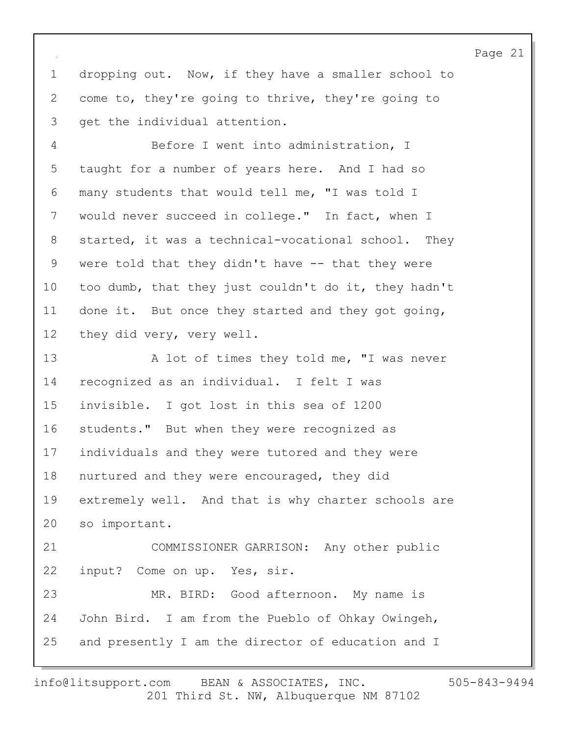dropping out. Now, if they have a smaller school to come to, they're going to thrive, they're going to get the individual attention.

Before I went into administration, I taught for a number of years here. And I had so many students that would tell me, "I was told I would never succeed in college." In fact, when I started, it was a technical-vocational school. They were told that they didn't have -- that they were too dumb, that they just couldn't do it, they hadn't done it. But once they started and they got going, they did very, very well.

A lot of times they told me, "I was never recognized as an individual. I felt I was invisible. I got lost in this sea of 1200 students." But when they were recognized as individuals and they were tutored and they were nurtured and they were encouraged, they did extremely well. And that is why charter schools are so important.

COMMISSIONER GARRISON: Any other public input? Come on up. Yes, sir.

MR. BIRD: Good afternoon. My name is John Bird. I am from the Pueblo of Ohkay Owingeh, and presently I am the director of education and I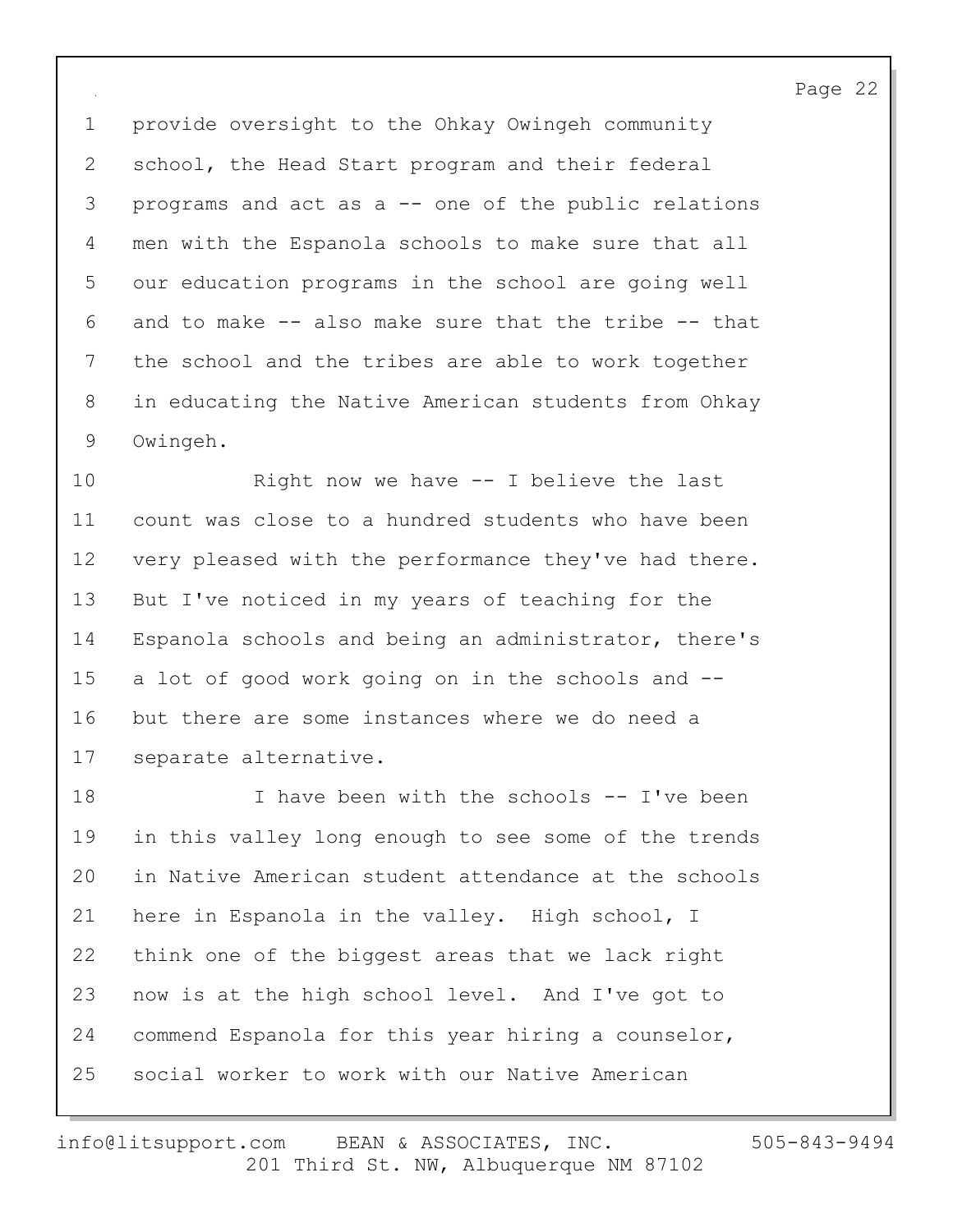provide oversight to the Ohkay Owingeh community school, the Head Start program and their federal programs and act as a -- one of the public relations men with the Espanola schools to make sure that all our education programs in the school are going well and to make -- also make sure that the tribe -- that the school and the tribes are able to work together in educating the Native American students from Ohkay Owingeh.

Right now we have -- I believe the last count was close to a hundred students who have been very pleased with the performance they've had there. But I've noticed in my years of teaching for the Espanola schools and being an administrator, there's a lot of good work going on in the schools and -- but there are some instances where we do need a separate alternative.

I have been with the schools -- I've been in this valley long enough to see some of the trends in Native American student attendance at the schools here in Espanola in the valley. High school, I think one of the biggest areas that we lack right now is at the high school level. And I've got to commend Espanola for this year hiring a counselor, social worker to work with our Native American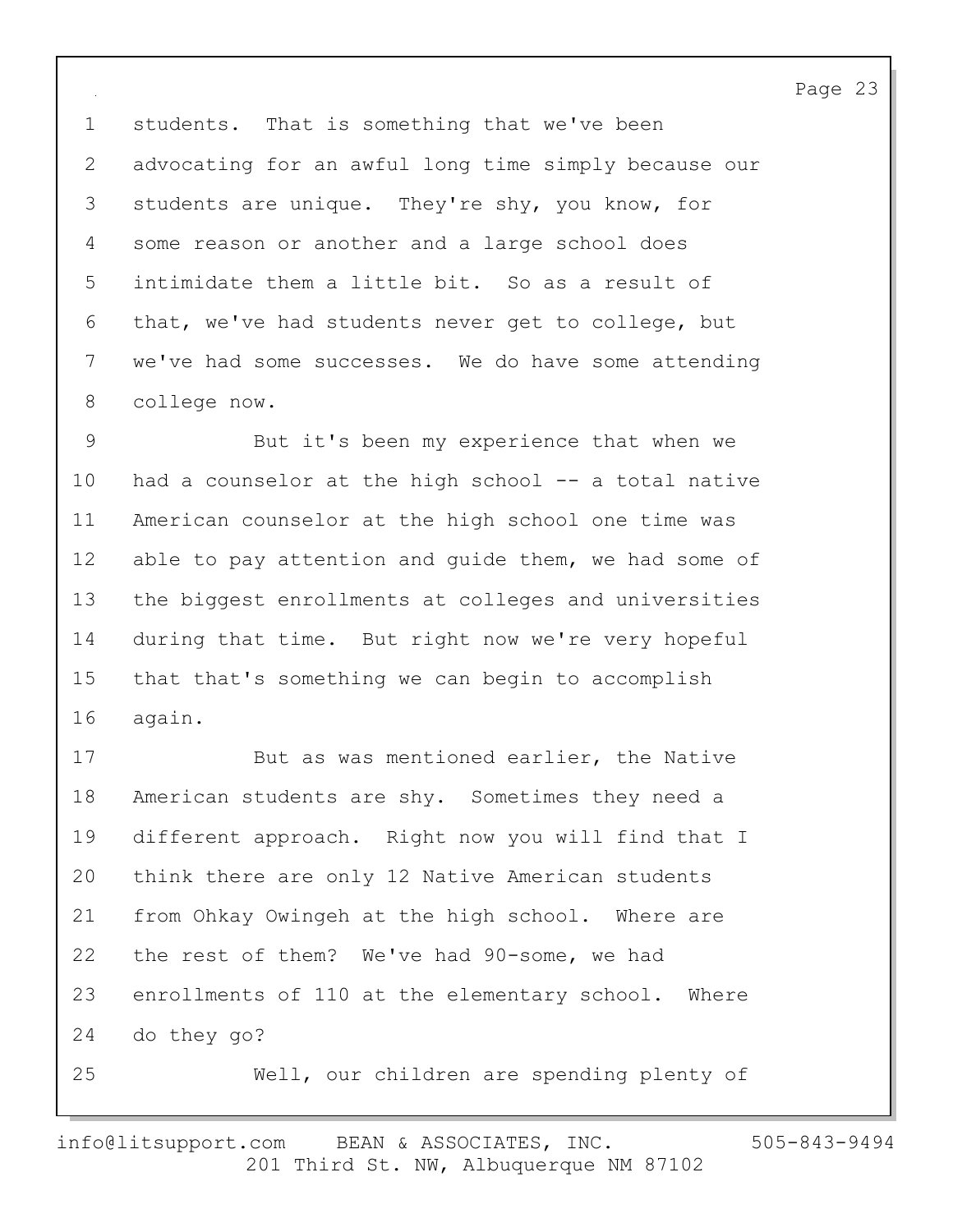students. That is something that we've been advocating for an awful long time simply because our students are unique. They're shy, you know, for some reason or another and a large school does intimidate them a little bit. So as a result of that, we've had students never get to college, but we've had some successes. We do have some attending college now.

But it's been my experience that when we had a counselor at the high school -- a total native American counselor at the high school one time was able to pay attention and guide them, we had some of the biggest enrollments at colleges and universities during that time. But right now we're very hopeful that that's something we can begin to accomplish again.

But as was mentioned earlier, the Native American students are shy. Sometimes they need a different approach. Right now you will find that I think there are only 12 Native American students from Ohkay Owingeh at the high school. Where are the rest of them? We've had 90-some, we had enrollments of 110 at the elementary school. Where do they go?

Well, our children are spending plenty of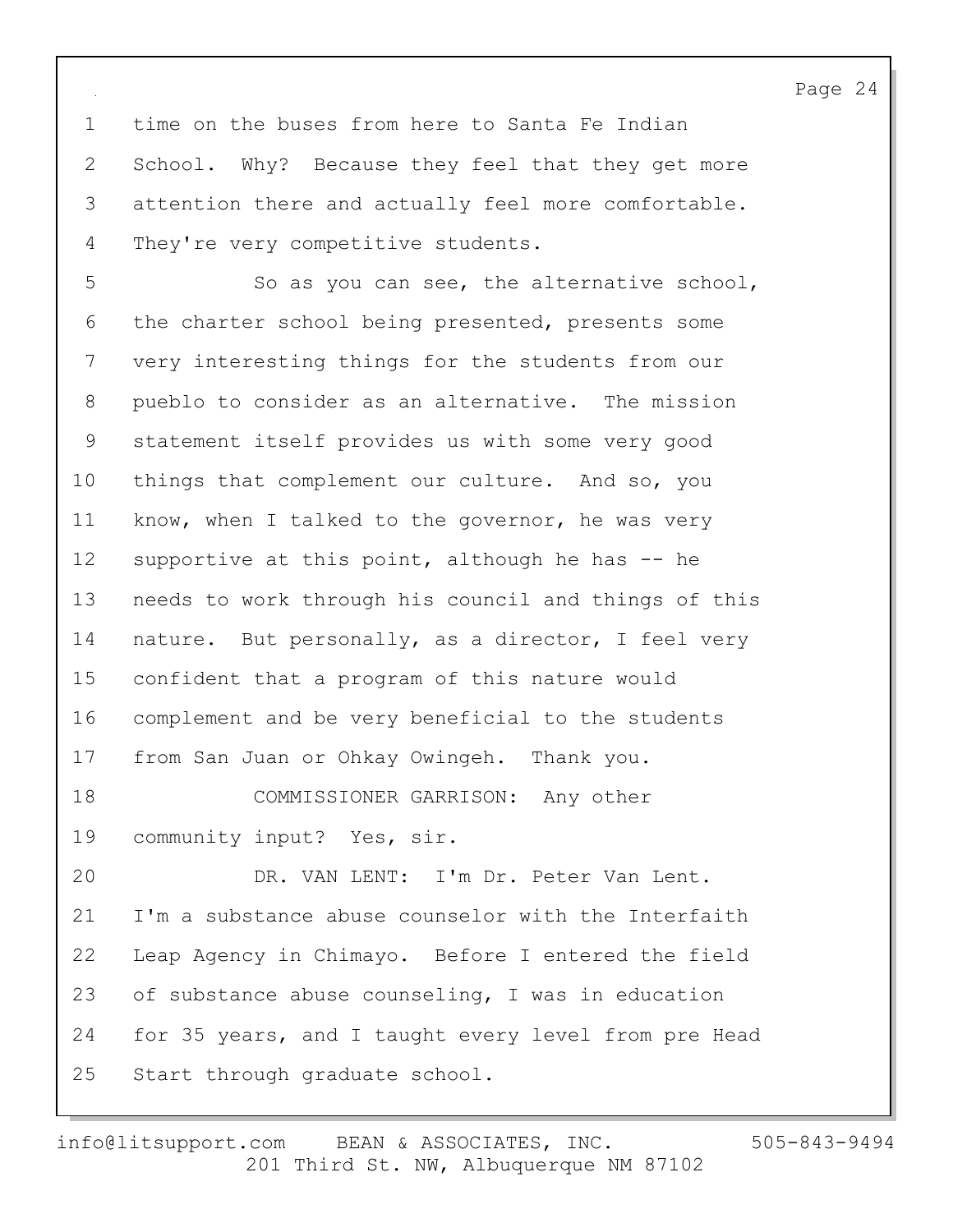time on the buses from here to Santa Fe Indian School. Why? Because they feel that they get more attention there and actually feel more comfortable. They're very competitive students.

So as you can see, the alternative school, the charter school being presented, presents some very interesting things for the students from our pueblo to consider as an alternative. The mission statement itself provides us with some very good things that complement our culture. And so, you know, when I talked to the governor, he was very supportive at this point, although he has -- he needs to work through his council and things of this nature. But personally, as a director, I feel very confident that a program of this nature would complement and be very beneficial to the students from San Juan or Ohkay Owingeh. Thank you.

COMMISSIONER GARRISON: Any other community input? Yes, sir.

DR. VAN LENT: I'm Dr. Peter Van Lent. I'm a substance abuse counselor with the Interfaith Leap Agency in Chimayo. Before I entered the field of substance abuse counseling, I was in education for 35 years, and I taught every level from pre Head Start through graduate school.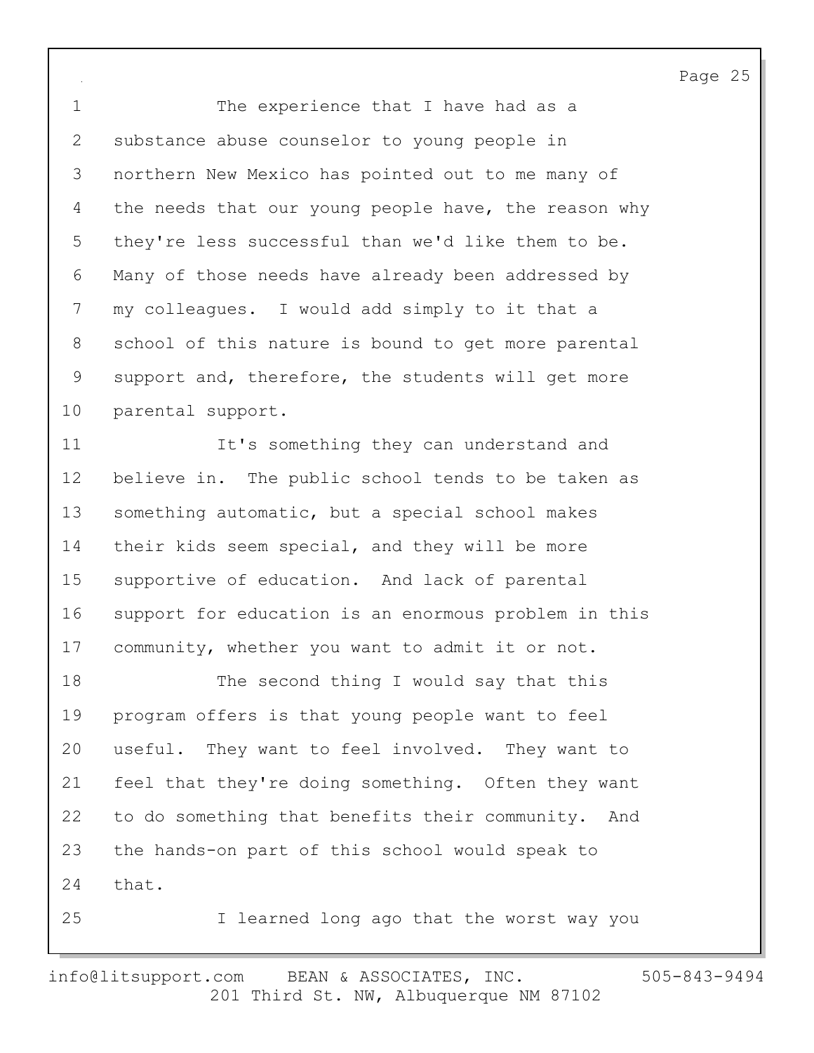The experience that I have had as a substance abuse counselor to young people in northern New Mexico has pointed out to me many of the needs that our young people have, the reason why they're less successful than we'd like them to be. Many of those needs have already been addressed by my colleagues. I would add simply to it that a school of this nature is bound to get more parental support and, therefore, the students will get more parental support.

It's something they can understand and believe in. The public school tends to be taken as something automatic, but a special school makes their kids seem special, and they will be more supportive of education. And lack of parental support for education is an enormous problem in this community, whether you want to admit it or not.

The second thing I would say that this program offers is that young people want to feel useful. They want to feel involved. They want to feel that they're doing something. Often they want to do something that benefits their community. And the hands-on part of this school would speak to that.

I learned long ago that the worst way you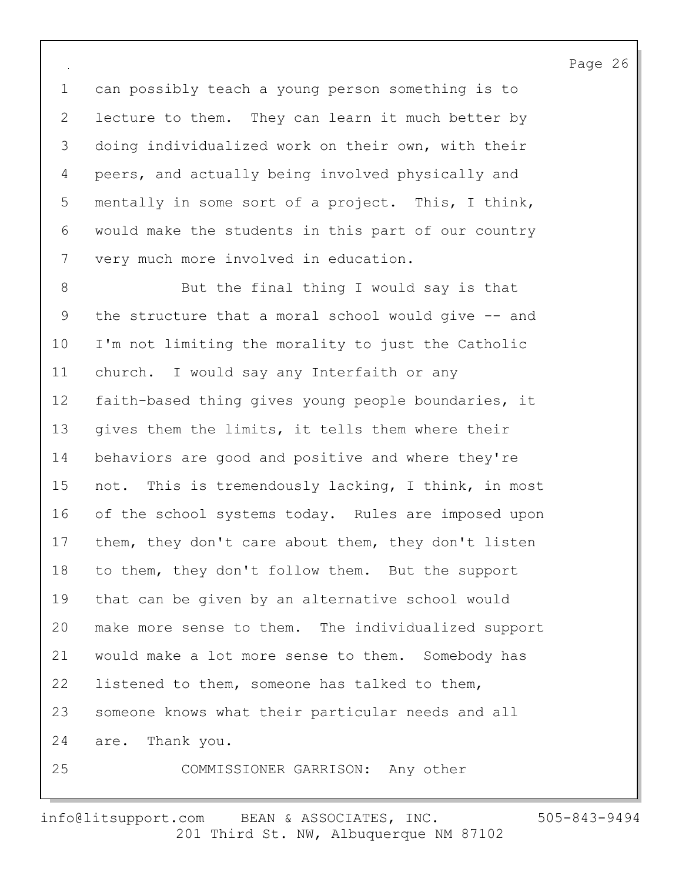can possibly teach a young person something is to lecture to them. They can learn it much better by doing individualized work on their own, with their peers, and actually being involved physically and mentally in some sort of a project. This, I think, would make the students in this part of our country very much more involved in education.

But the final thing I would say is that the structure that a moral school would give -- and I'm not limiting the morality to just the Catholic church. I would say any Interfaith or any faith-based thing gives young people boundaries, it gives them the limits, it tells them where their behaviors are good and positive and where they're not. This is tremendously lacking, I think, in most of the school systems today. Rules are imposed upon them, they don't care about them, they don't listen to them, they don't follow them. But the support that can be given by an alternative school would make more sense to them. The individualized support would make a lot more sense to them. Somebody has listened to them, someone has talked to them, someone knows what their particular needs and all are. Thank you.

COMMISSIONER GARRISON: Any other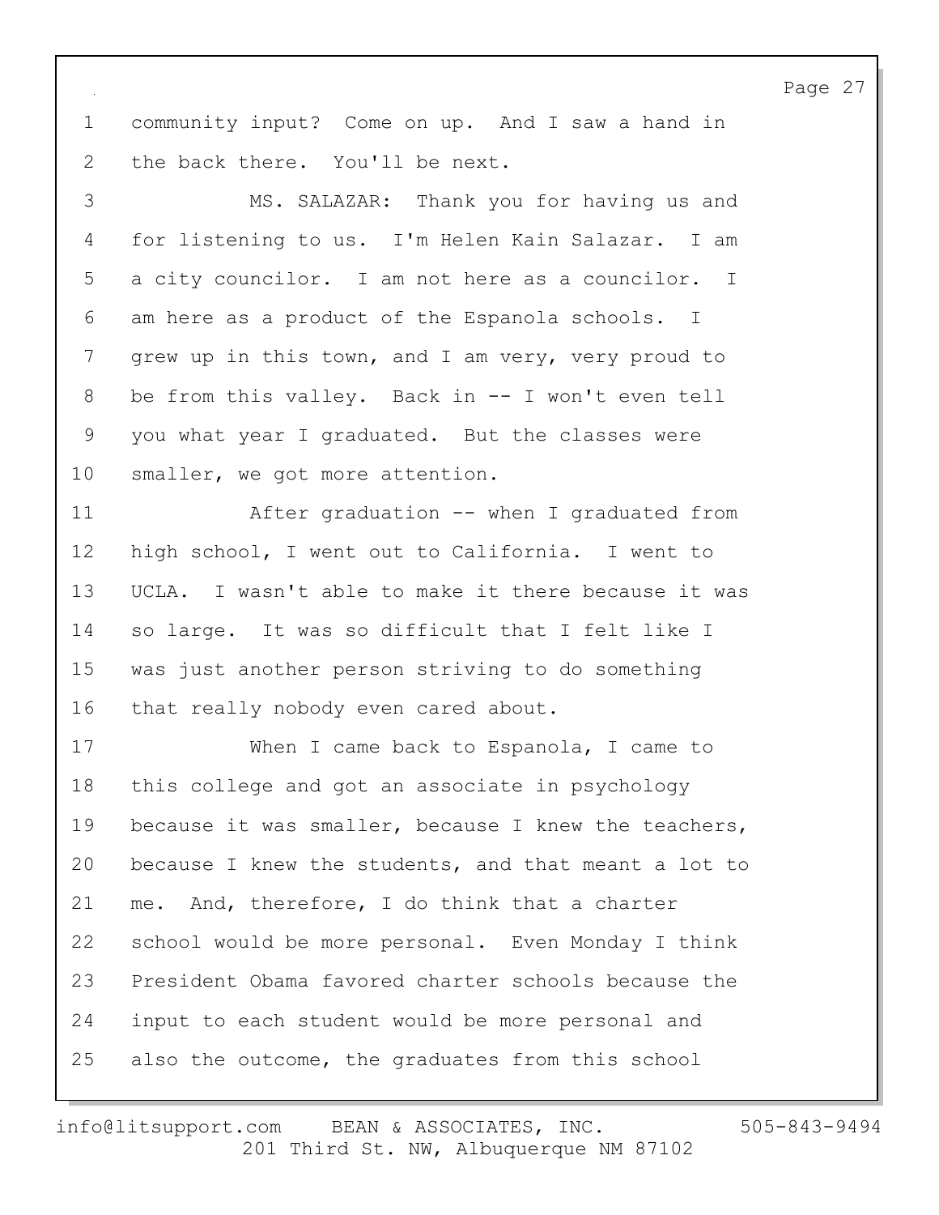community input? Come on up. And I saw a hand in the back there. You'll be next.

MS. SALAZAR: Thank you for having us and for listening to us. I'm Helen Kain Salazar. I am a city councilor. I am not here as a councilor. I am here as a product of the Espanola schools. I grew up in this town, and I am very, very proud to be from this valley. Back in -- I won't even tell you what year I graduated. But the classes were smaller, we got more attention.

After graduation -- when I graduated from high school, I went out to California. I went to UCLA. I wasn't able to make it there because it was so large. It was so difficult that I felt like I was just another person striving to do something that really nobody even cared about.

When I came back to Espanola, I came to this college and got an associate in psychology because it was smaller, because I knew the teachers, because I knew the students, and that meant a lot to me. And, therefore, I do think that a charter school would be more personal. Even Monday I think President Obama favored charter schools because the input to each student would be more personal and also the outcome, the graduates from this school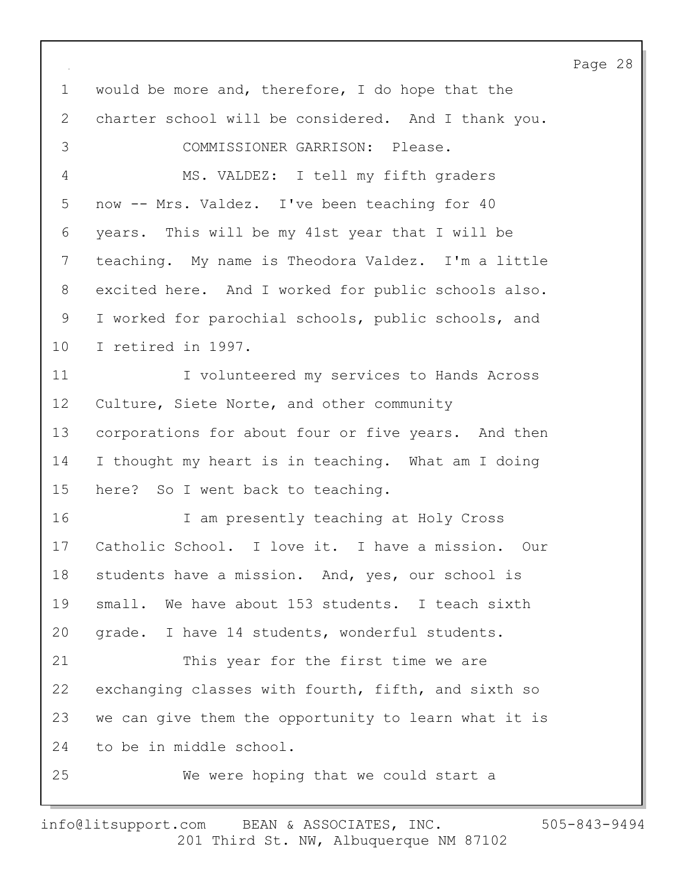would be more and, therefore, I do hope that the charter school will be considered. And I thank you.

COMMISSIONER GARRISON: Please.

MS. VALDEZ: I tell my fifth graders now -- Mrs. Valdez. I've been teaching for 40 years. This will be my 41st year that I will be teaching. My name is Theodora Valdez. I'm a little excited here. And I worked for public schools also. I worked for parochial schools, public schools, and I retired in 1997.

I volunteered my services to Hands Across Culture, Siete Norte, and other community corporations for about four or five years. And then I thought my heart is in teaching. What am I doing here? So I went back to teaching.

I am presently teaching at Holy Cross Catholic School. I love it. I have a mission. Our students have a mission. And, yes, our school is small. We have about 153 students. I teach sixth grade. I have 14 students, wonderful students.

This year for the first time we are exchanging classes with fourth, fifth, and sixth so we can give them the opportunity to learn what it is to be in middle school.

We were hoping that we could start a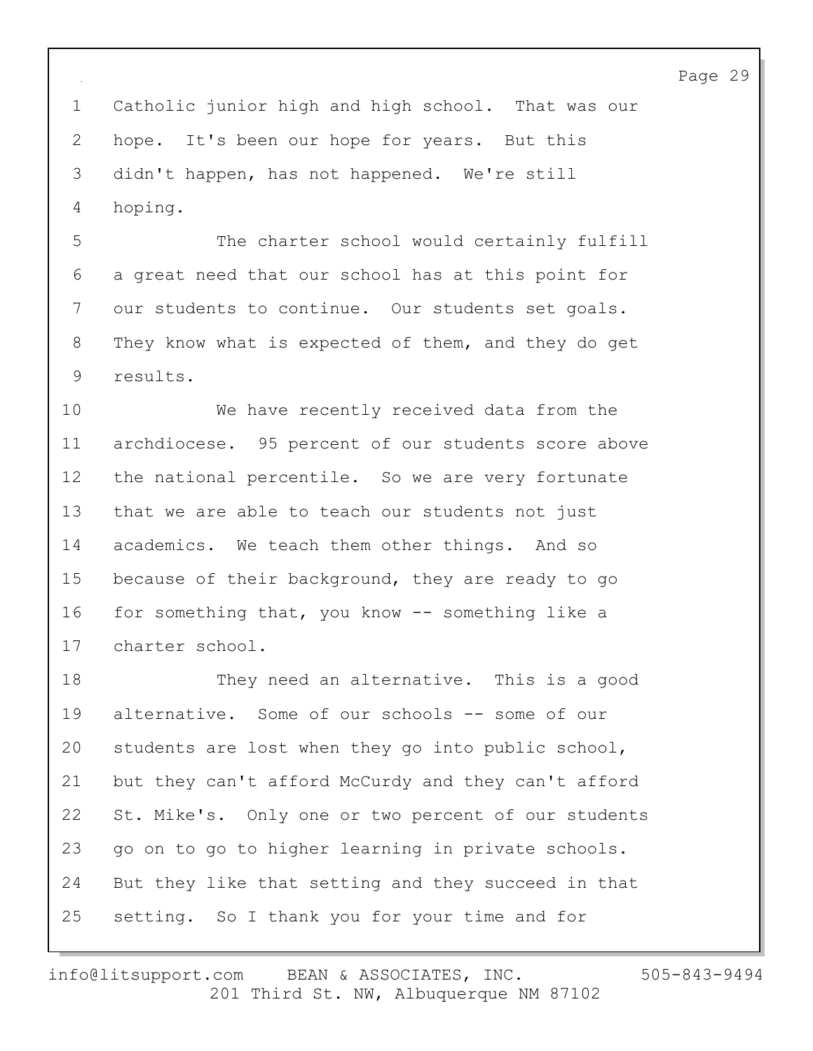Catholic junior high and high school. That was our hope. It's been our hope for years. But this didn't happen, has not happened. We're still hoping.

The charter school would certainly fulfill a great need that our school has at this point for our students to continue. Our students set goals. They know what is expected of them, and they do get results.

We have recently received data from the archdiocese. 95 percent of our students score above the national percentile. So we are very fortunate that we are able to teach our students not just academics. We teach them other things. And so because of their background, they are ready to go for something that, you know -- something like a charter school.

They need an alternative. This is a good alternative. Some of our schools -- some of our students are lost when they go into public school, but they can't afford McCurdy and they can't afford St. Mike's. Only one or two percent of our students go on to go to higher learning in private schools. But they like that setting and they succeed in that setting. So I thank you for your time and for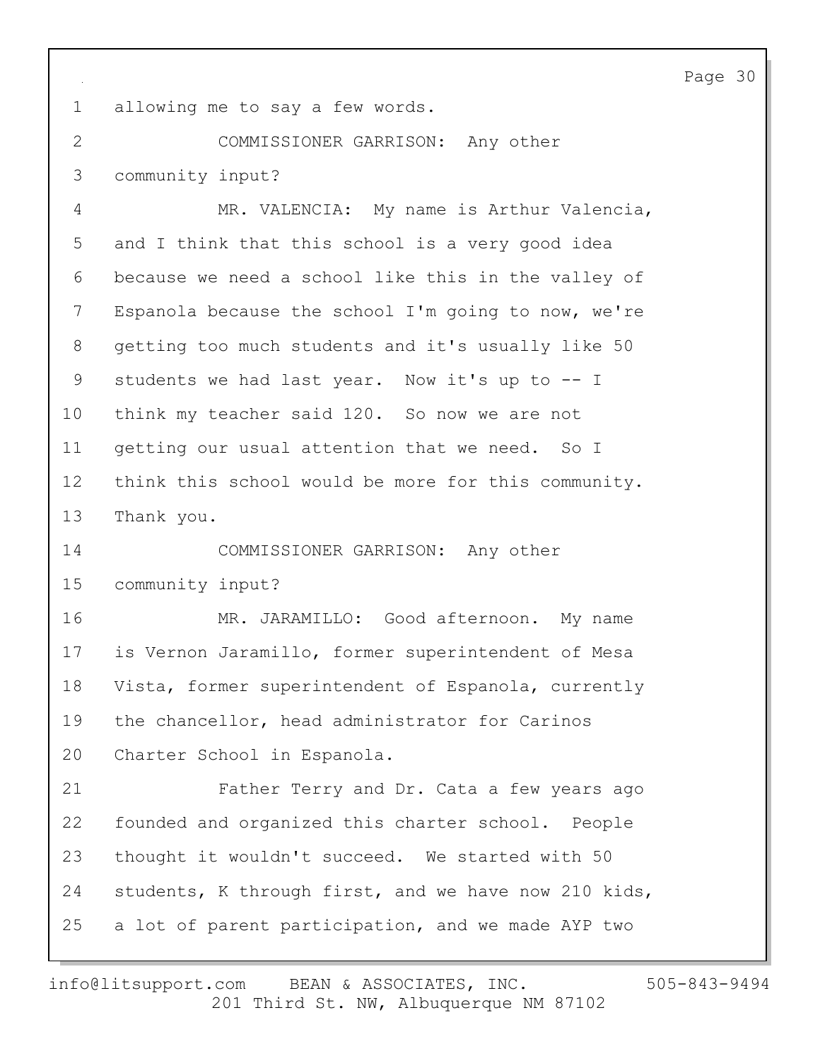allowing me to say a few words.

COMMISSIONER GARRISON: Any other community input?

MR. VALENCIA: My name is Arthur Valencia, and I think that this school is a very good idea because we need a school like this in the valley of Espanola because the school I'm going to now, we're getting too much students and it's usually like 50 students we had last year. Now it's up to -- I think my teacher said 120. So now we are not getting our usual attention that we need. So I think this school would be more for this community. Thank you.

COMMISSIONER GARRISON: Any other community input?

MR. JARAMILLO: Good afternoon. My name is Vernon Jaramillo, former superintendent of Mesa Vista, former superintendent of Espanola, currently the chancellor, head administrator for Carinos Charter School in Espanola.

Father Terry and Dr. Cata a few years ago founded and organized this charter school. People thought it wouldn't succeed. We started with 50 students, K through first, and we have now 210 kids, a lot of parent participation, and we made AYP two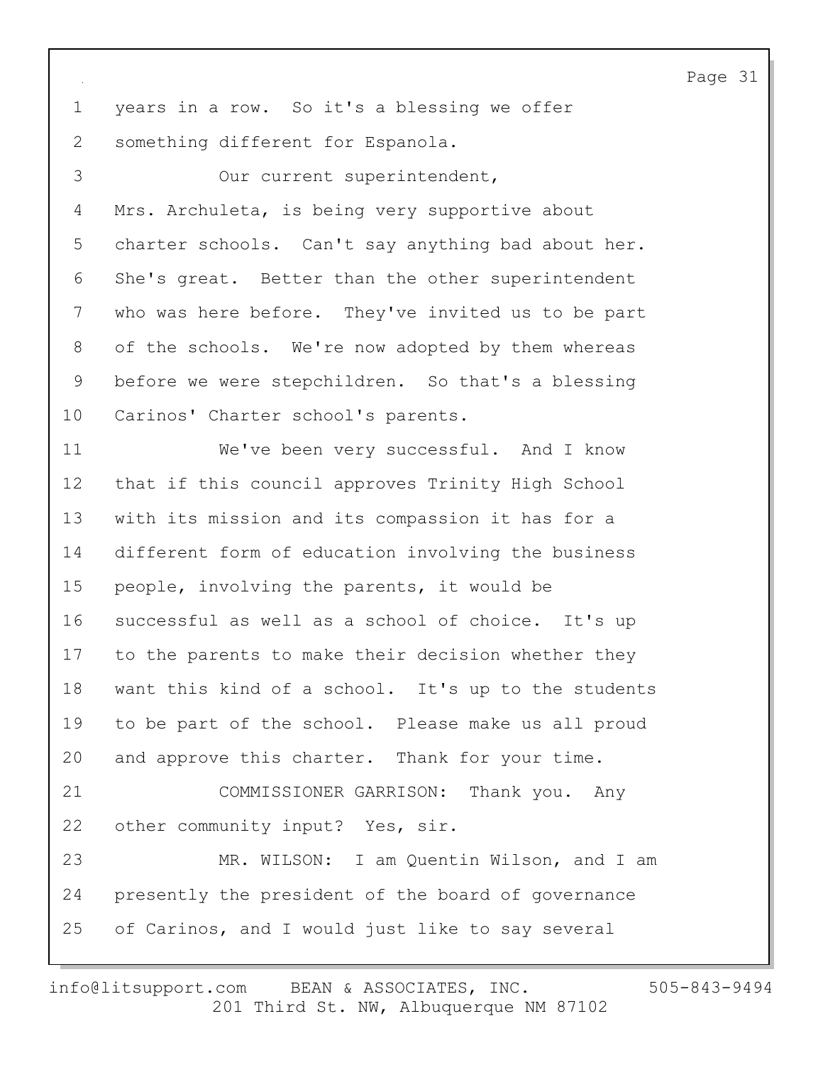years in a row. So it's a blessing we offer something different for Espanola.

Our current superintendent, Mrs. Archuleta, is being very supportive about charter schools. Can't say anything bad about her. She's great. Better than the other superintendent who was here before. They've invited us to be part of the schools. We're now adopted by them whereas before we were stepchildren. So that's a blessing Carinos' Charter school's parents.

We've been very successful. And I know that if this council approves Trinity High School with its mission and its compassion it has for a different form of education involving the business people, involving the parents, it would be successful as well as a school of choice. It's up to the parents to make their decision whether they want this kind of a school. It's up to the students to be part of the school. Please make us all proud and approve this charter. Thank for your time.

COMMISSIONER GARRISON: Thank you. Any other community input? Yes, sir.

MR. WILSON: I am Quentin Wilson, and I am presently the president of the board of governance of Carinos, and I would just like to say several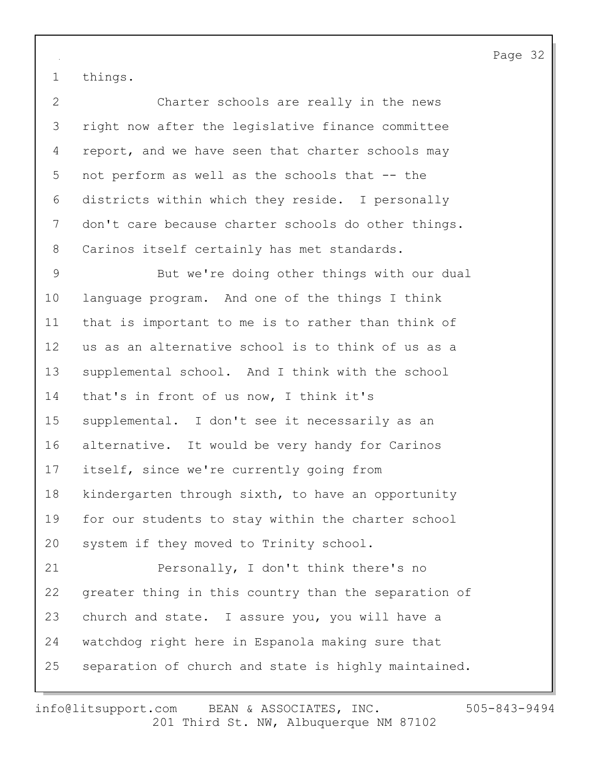things.

Charter schools are really in the news right now after the legislative finance committee report, and we have seen that charter schools may not perform as well as the schools that -- the districts within which they reside. I personally don't care because charter schools do other things. Carinos itself certainly has met standards.

But we're doing other things with our dual language program. And one of the things I think that is important to me is to rather than think of us as an alternative school is to think of us as a supplemental school. And I think with the school that's in front of us now, I think it's supplemental. I don't see it necessarily as an alternative. It would be very handy for Carinos itself, since we're currently going from kindergarten through sixth, to have an opportunity for our students to stay within the charter school system if they moved to Trinity school.

Personally, I don't think there's no greater thing in this country than the separation of church and state. I assure you, you will have a watchdog right here in Espanola making sure that separation of church and state is highly maintained.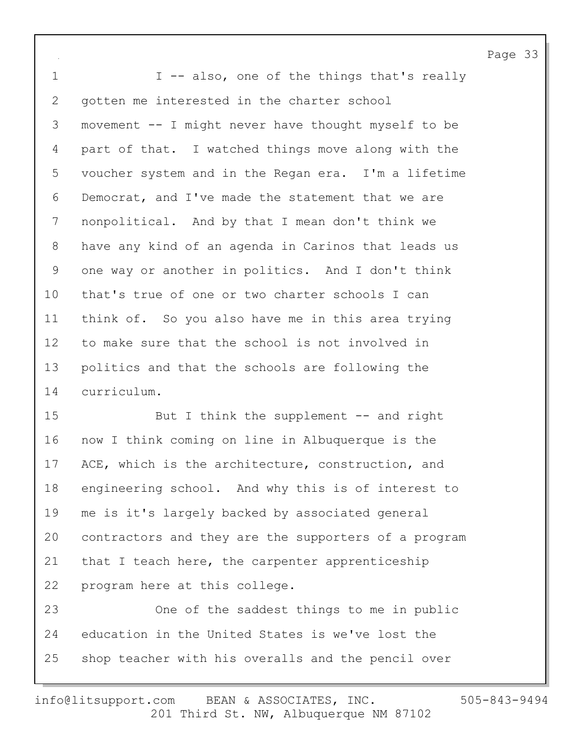I -- also, one of the things that's really gotten me interested in the charter school movement -- I might never have thought myself to be part of that. I watched things move along with the voucher system and in the Regan era. I'm a lifetime Democrat, and I've made the statement that we are nonpolitical. And by that I mean don't think we have any kind of an agenda in Carinos that leads us one way or another in politics. And I don't think that's true of one or two charter schools I can think of. So you also have me in this area trying to make sure that the school is not involved in politics and that the schools are following the curriculum.

But I think the supplement -- and right now I think coming on line in Albuquerque is the ACE, which is the architecture, construction, and engineering school. And why this is of interest to me is it's largely backed by associated general contractors and they are the supporters of a program that I teach here, the carpenter apprenticeship program here at this college.

One of the saddest things to me in public education in the United States is we've lost the shop teacher with his overalls and the pencil over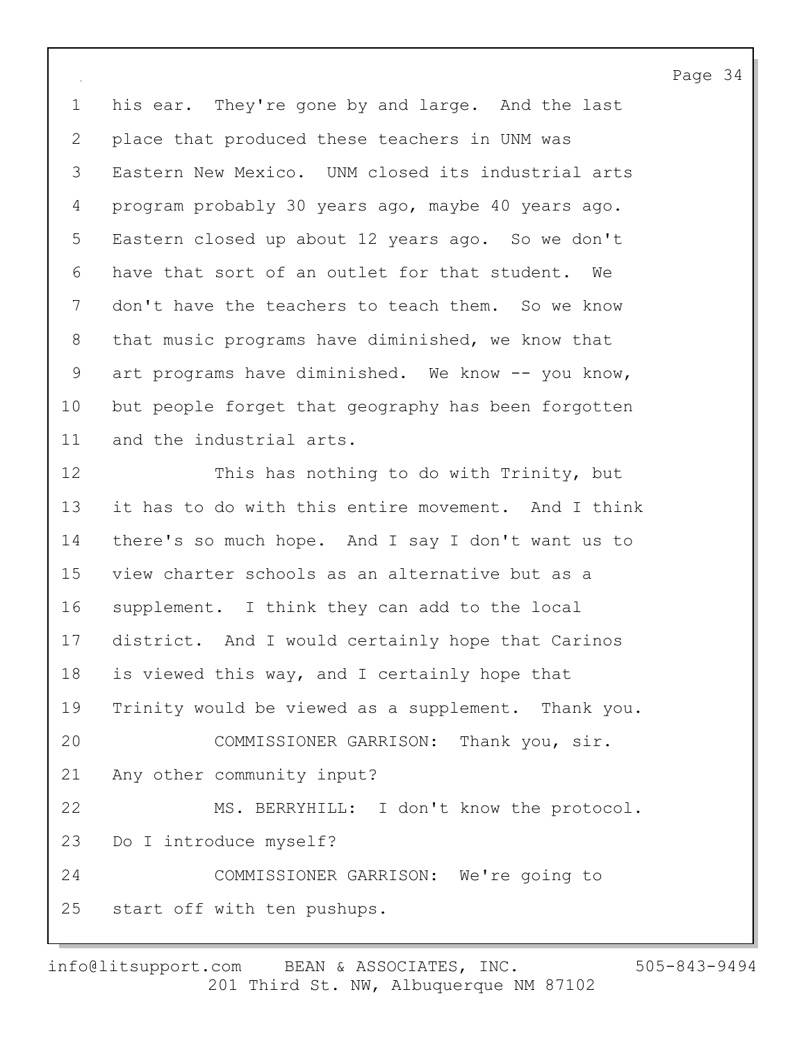1 his ear. They're gone by and large. And the last
2 place that produced these teachers in UNM was
3 Eastern New Mexico. UNM closed its industrial arts
4 program probably 30 years ago, maybe 40 years ago.
5 Eastern closed up about 12 years ago. So we don't
6 have that sort of an outlet for that student. We
7 don't have the teachers to teach them. So we know
8 that music programs have diminished, we know that
9 art programs have diminished. We know -- you know,
10 but people forget that geography has been forgotten
11 and the industrial arts.

12 This has nothing to do with Trinity, but
13 it has to do with this entire movement. And I think
14 there's so much hope. And I say I don't want us to
15 view charter schools as an alternative but as a
16 supplement. I think they can add to the local
17 district. And I would certainly hope that Carinos
18 is viewed this way, and I certainly hope that
19 Trinity would be viewed as a supplement. Thank you.

20 COMMISSIONER GARRISON: Thank you, sir.
21 Any other community input?

22 MS. BERRYHILL: I don't know the protocol.
23 Do I introduce myself?

24 COMMISSIONER GARRISON: We're going to
25 start off with ten pushups.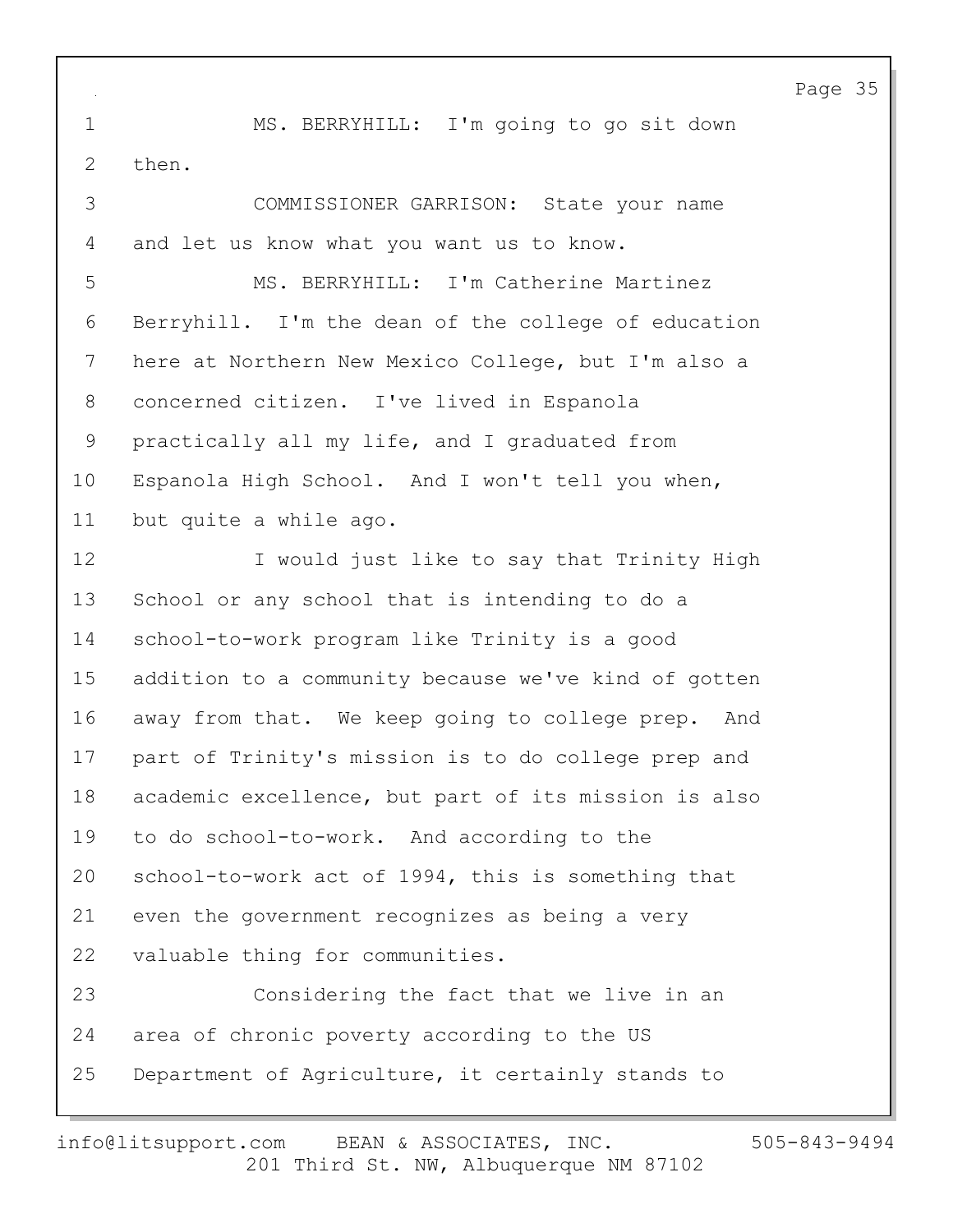MS. BERRYHILL: I'm going to go sit down then.

COMMISSIONER GARRISON: State your name and let us know what you want us to know.

MS. BERRYHILL: I'm Catherine Martinez Berryhill. I'm the dean of the college of education here at Northern New Mexico College, but I'm also a concerned citizen. I've lived in Espanola practically all my life, and I graduated from Espanola High School. And I won't tell you when, but quite a while ago.

I would just like to say that Trinity High School or any school that is intending to do a school-to-work program like Trinity is a good addition to a community because we've kind of gotten away from that. We keep going to college prep. And part of Trinity's mission is to do college prep and academic excellence, but part of its mission is also to do school-to-work. And according to the school-to-work act of 1994, this is something that even the government recognizes as being a very valuable thing for communities.

Considering the fact that we live in an area of chronic poverty according to the US Department of Agriculture, it certainly stands to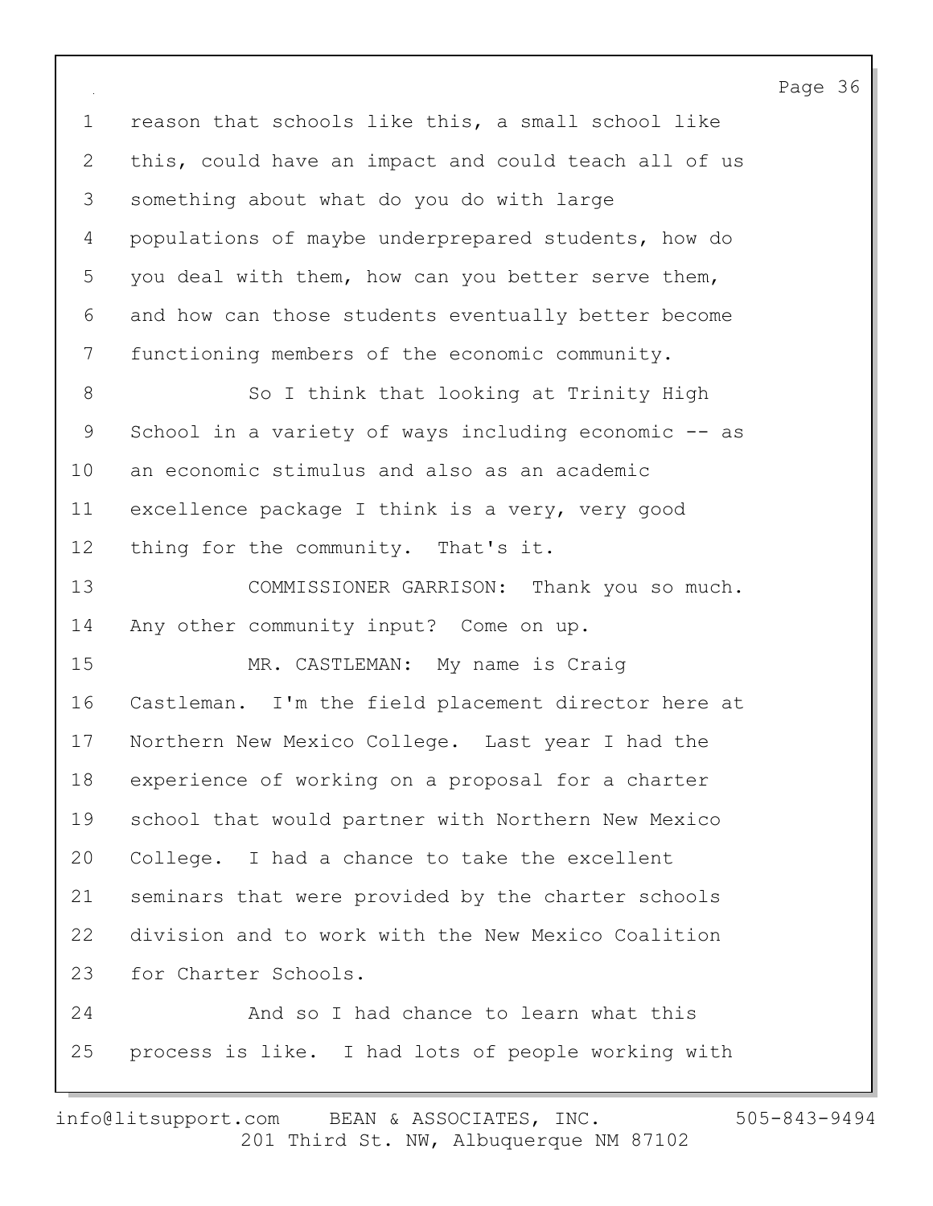reason that schools like this, a small school like this, could have an impact and could teach all of us something about what do you do with large populations of maybe underprepared students, how do you deal with them, how can you better serve them, and how can those students eventually better become functioning members of the economic community.

So I think that looking at Trinity High School in a variety of ways including economic -- as an economic stimulus and also as an academic excellence package I think is a very, very good thing for the community. That's it.

COMMISSIONER GARRISON: Thank you so much. Any other community input? Come on up.

MR. CASTLEMAN: My name is Craig Castleman. I'm the field placement director here at Northern New Mexico College. Last year I had the experience of working on a proposal for a charter school that would partner with Northern New Mexico College. I had a chance to take the excellent seminars that were provided by the charter schools division and to work with the New Mexico Coalition for Charter Schools.

And so I had chance to learn what this process is like. I had lots of people working with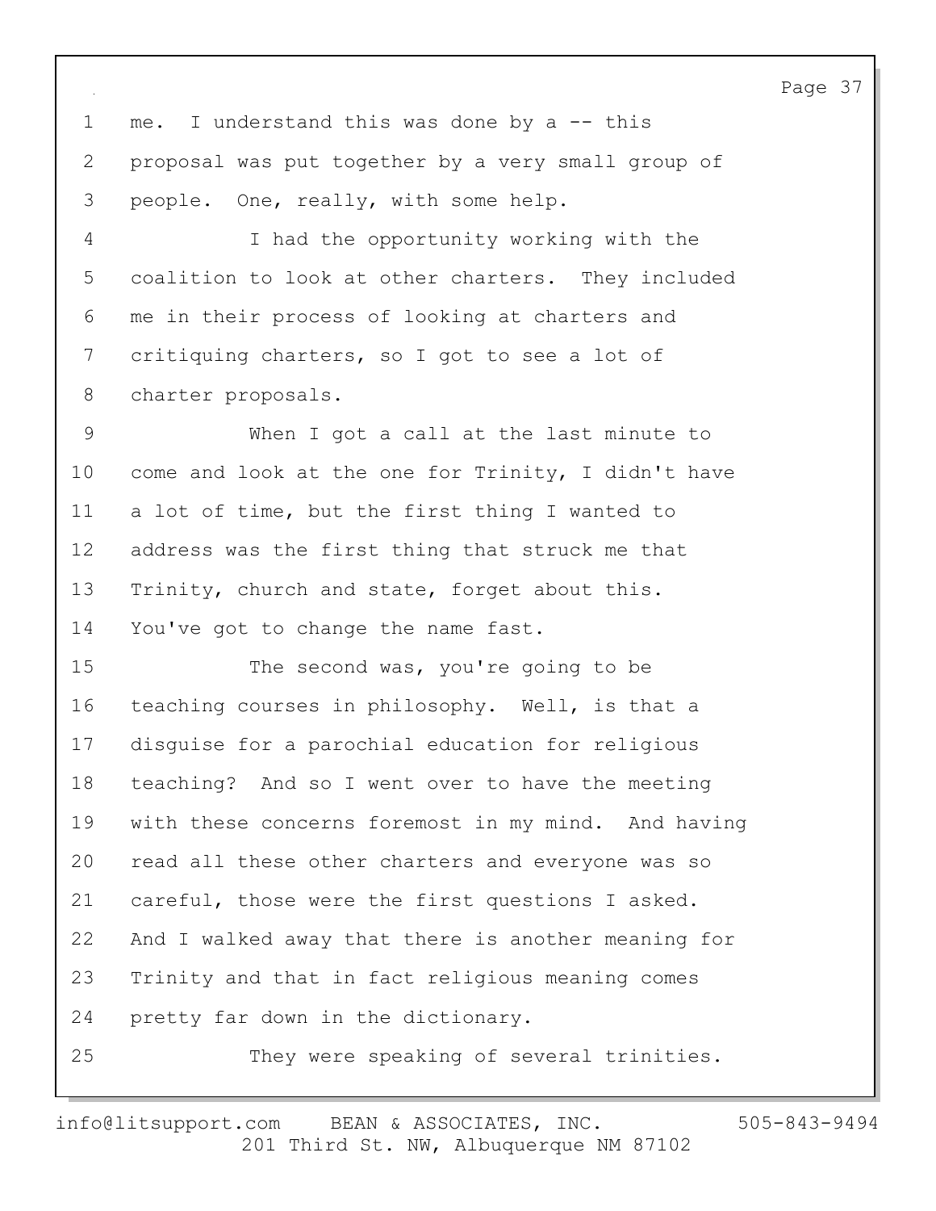me. I understand this was done by a -- this proposal was put together by a very small group of people. One, really, with some help.

I had the opportunity working with the coalition to look at other charters. They included me in their process of looking at charters and critiquing charters, so I got to see a lot of charter proposals.

When I got a call at the last minute to come and look at the one for Trinity, I didn't have a lot of time, but the first thing I wanted to address was the first thing that struck me that Trinity, church and state, forget about this. You've got to change the name fast.

The second was, you're going to be teaching courses in philosophy. Well, is that a disguise for a parochial education for religious teaching? And so I went over to have the meeting with these concerns foremost in my mind. And having read all these other charters and everyone was so careful, those were the first questions I asked. And I walked away that there is another meaning for Trinity and that in fact religious meaning comes pretty far down in the dictionary.

They were speaking of several trinities.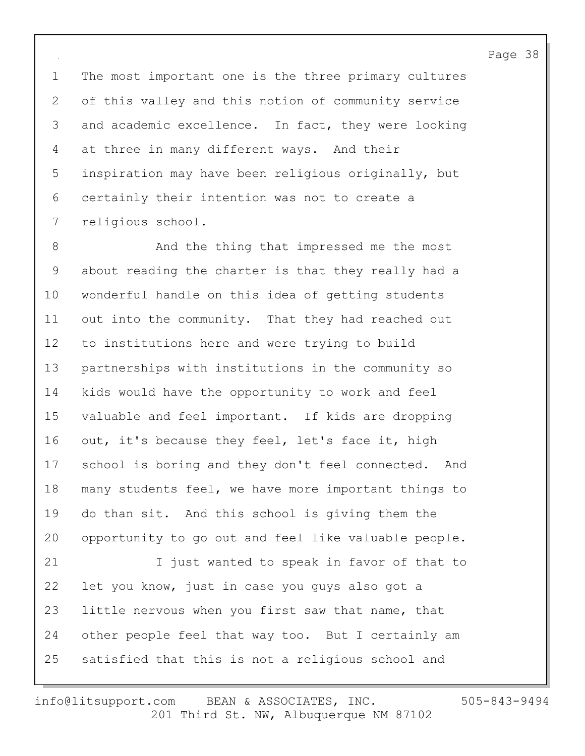The most important one is the three primary cultures of this valley and this notion of community service and academic excellence. In fact, they were looking at three in many different ways. And their inspiration may have been religious originally, but certainly their intention was not to create a religious school.

And the thing that impressed me the most about reading the charter is that they really had a wonderful handle on this idea of getting students out into the community. That they had reached out to institutions here and were trying to build partnerships with institutions in the community so kids would have the opportunity to work and feel valuable and feel important. If kids are dropping out, it's because they feel, let's face it, high school is boring and they don't feel connected. And many students feel, we have more important things to do than sit. And this school is giving them the opportunity to go out and feel like valuable people.

I just wanted to speak in favor of that to let you know, just in case you guys also got a little nervous when you first saw that name, that other people feel that way too. But I certainly am satisfied that this is not a religious school and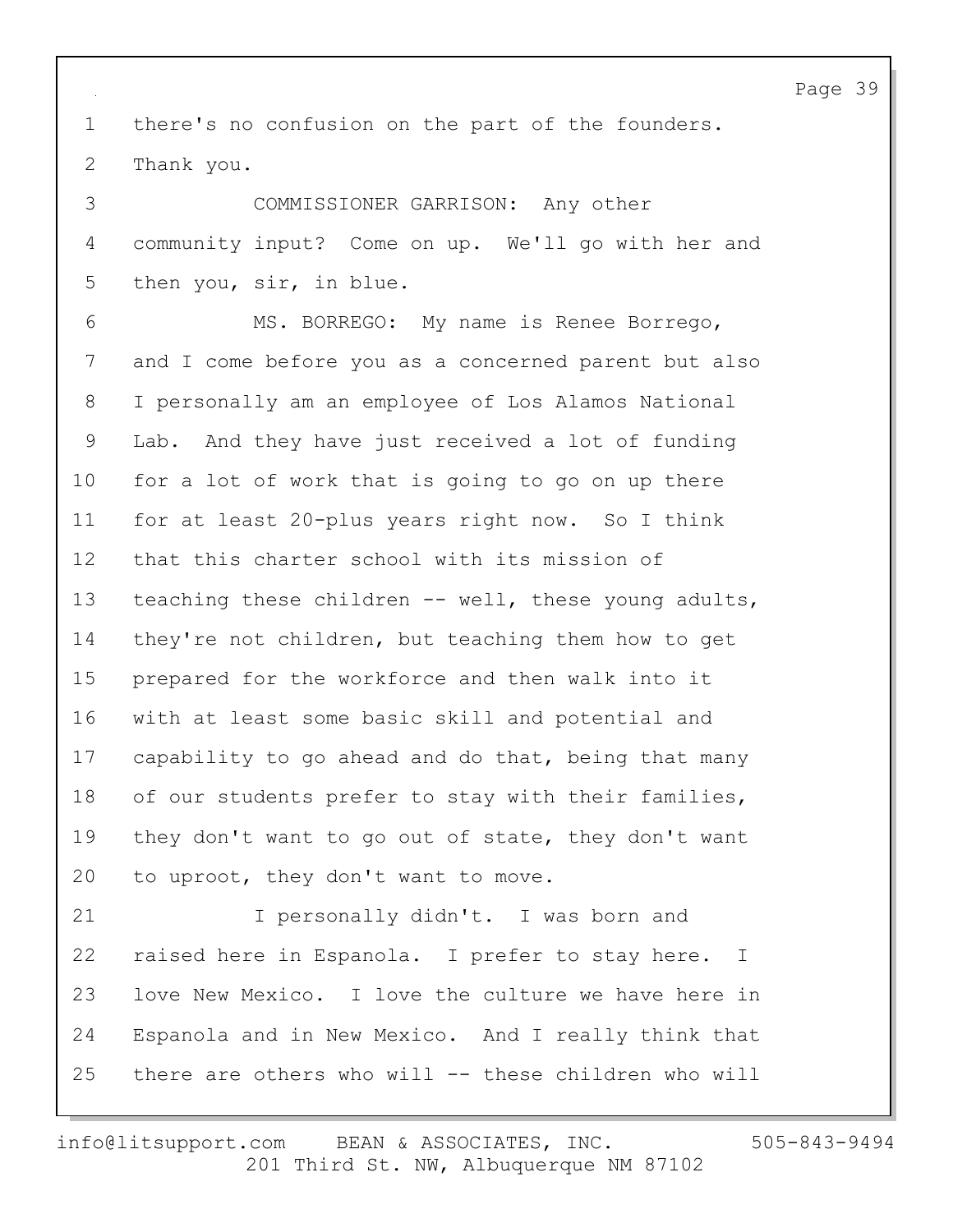there's no confusion on the part of the founders. Thank you.

COMMISSIONER GARRISON: Any other community input? Come on up. We'll go with her and then you, sir, in blue.

MS. BORREGO: My name is Renee Borrego, and I come before you as a concerned parent but also I personally am an employee of Los Alamos National Lab. And they have just received a lot of funding for a lot of work that is going to go on up there for at least 20-plus years right now. So I think that this charter school with its mission of teaching these children -- well, these young adults, they're not children, but teaching them how to get prepared for the workforce and then walk into it with at least some basic skill and potential and capability to go ahead and do that, being that many of our students prefer to stay with their families, they don't want to go out of state, they don't want to uproot, they don't want to move.

I personally didn't. I was born and raised here in Espanola. I prefer to stay here. I love New Mexico. I love the culture we have here in Espanola and in New Mexico. And I really think that there are others who will -- these children who will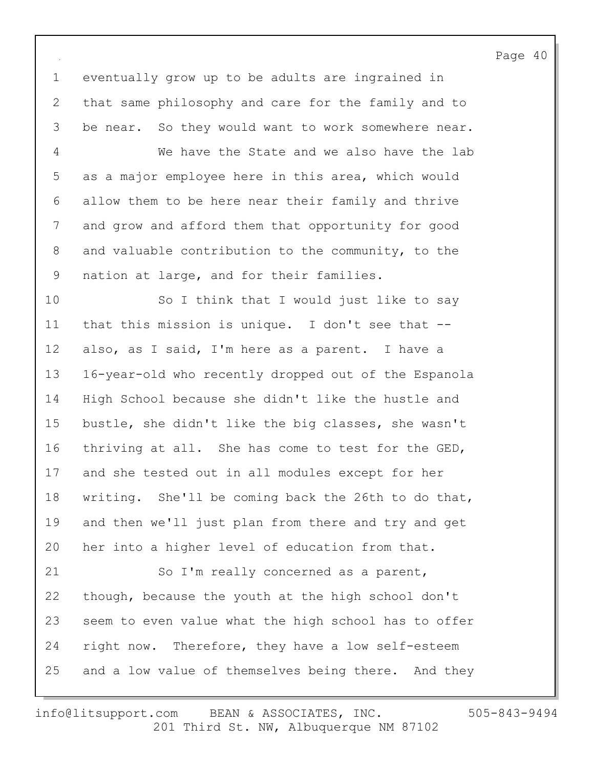eventually grow up to be adults are ingrained in that same philosophy and care for the family and to be near. So they would want to work somewhere near.

We have the State and we also have the lab as a major employee here in this area, which would allow them to be here near their family and thrive and grow and afford them that opportunity for good and valuable contribution to the community, to the nation at large, and for their families.

So I think that I would just like to say that this mission is unique. I don't see that -- also, as I said, I'm here as a parent. I have a 16-year-old who recently dropped out of the Espanola High School because she didn't like the hustle and bustle, she didn't like the big classes, she wasn't thriving at all. She has come to test for the GED, and she tested out in all modules except for her writing. She'll be coming back the 26th to do that, and then we'll just plan from there and try and get her into a higher level of education from that.

So I'm really concerned as a parent, though, because the youth at the high school don't seem to even value what the high school has to offer right now. Therefore, they have a low self-esteem and a low value of themselves being there. And they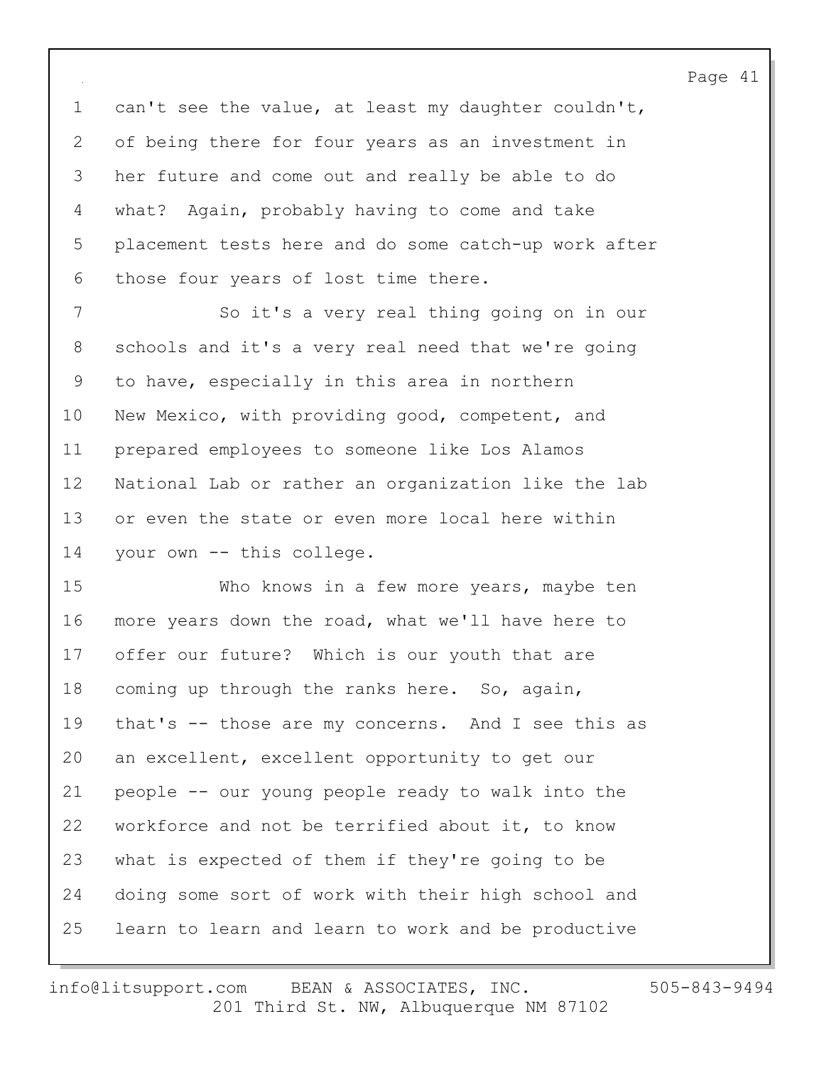can't see the value, at least my daughter couldn't, of being there for four years as an investment in her future and come out and really be able to do what? Again, probably having to come and take placement tests here and do some catch-up work after those four years of lost time there.

So it's a very real thing going on in our schools and it's a very real need that we're going to have, especially in this area in northern New Mexico, with providing good, competent, and prepared employees to someone like Los Alamos National Lab or rather an organization like the lab or even the state or even more local here within your own -- this college.

Who knows in a few more years, maybe ten more years down the road, what we'll have here to offer our future? Which is our youth that are coming up through the ranks here. So, again, that's -- those are my concerns. And I see this as an excellent, excellent opportunity to get our people -- our young people ready to walk into the workforce and not be terrified about it, to know what is expected of them if they're going to be doing some sort of work with their high school and learn to learn and learn to work and be productive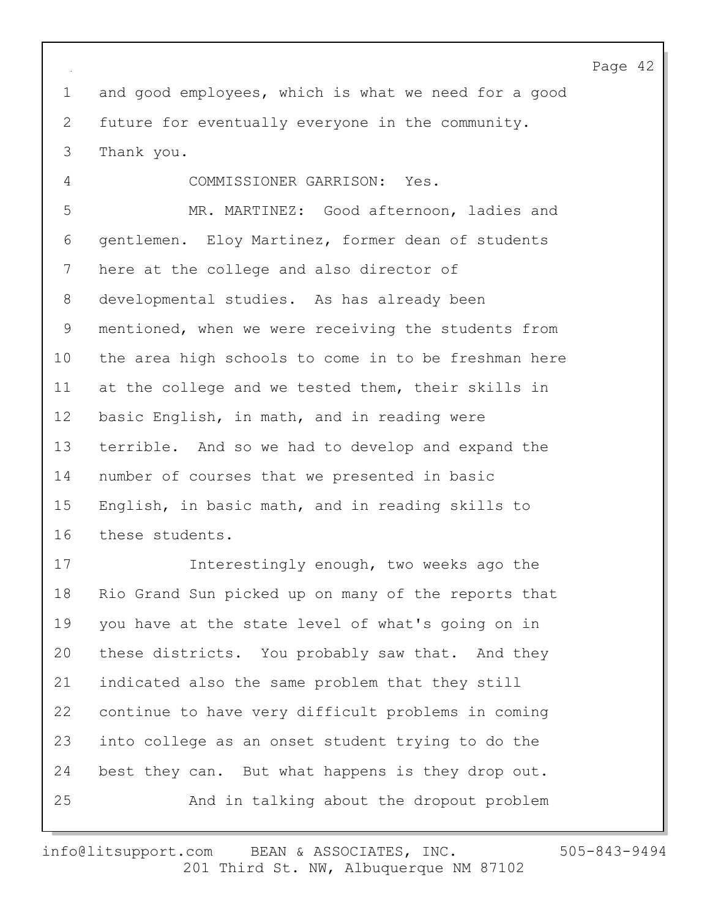and good employees, which is what we need for a good future for eventually everyone in the community. Thank you.

COMMISSIONER GARRISON: Yes.

MR. MARTINEZ: Good afternoon, ladies and gentlemen. Eloy Martinez, former dean of students here at the college and also director of developmental studies. As has already been mentioned, when we were receiving the students from the area high schools to come in to be freshman here at the college and we tested them, their skills in basic English, in math, and in reading were terrible. And so we had to develop and expand the number of courses that we presented in basic English, in basic math, and in reading skills to these students.

Interestingly enough, two weeks ago the Rio Grand Sun picked up on many of the reports that you have at the state level of what's going on in these districts. You probably saw that. And they indicated also the same problem that they still continue to have very difficult problems in coming into college as an onset student trying to do the best they can. But what happens is they drop out.

And in talking about the dropout problem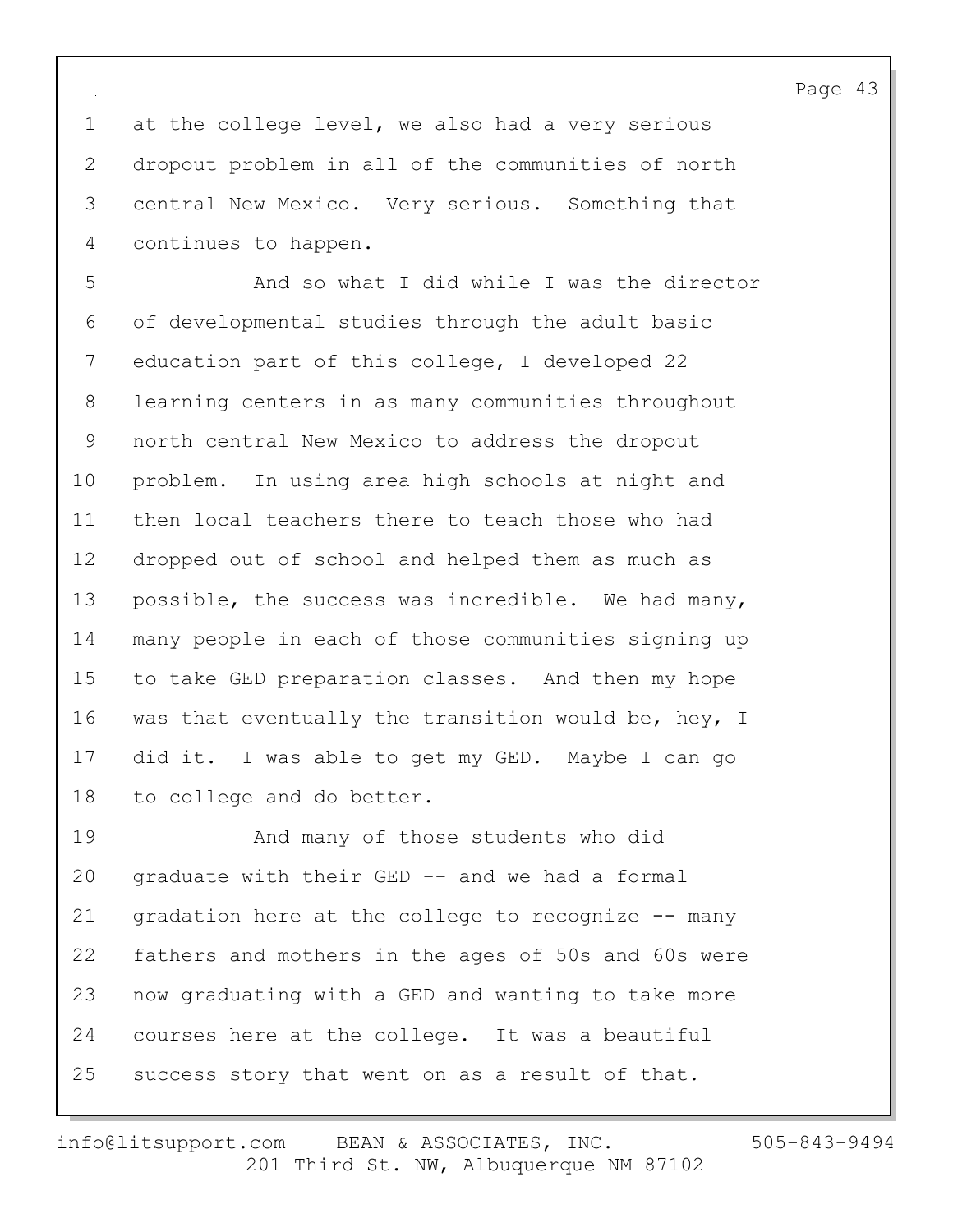at the college level, we also had a very serious dropout problem in all of the communities of north central New Mexico. Very serious. Something that continues to happen.

And so what I did while I was the director of developmental studies through the adult basic education part of this college, I developed 22 learning centers in as many communities throughout north central New Mexico to address the dropout problem. In using area high schools at night and then local teachers there to teach those who had dropped out of school and helped them as much as possible, the success was incredible. We had many, many people in each of those communities signing up to take GED preparation classes. And then my hope was that eventually the transition would be, hey, I did it. I was able to get my GED. Maybe I can go to college and do better.

And many of those students who did graduate with their GED -- and we had a formal gradation here at the college to recognize -- many fathers and mothers in the ages of 50s and 60s were now graduating with a GED and wanting to take more courses here at the college. It was a beautiful success story that went on as a result of that.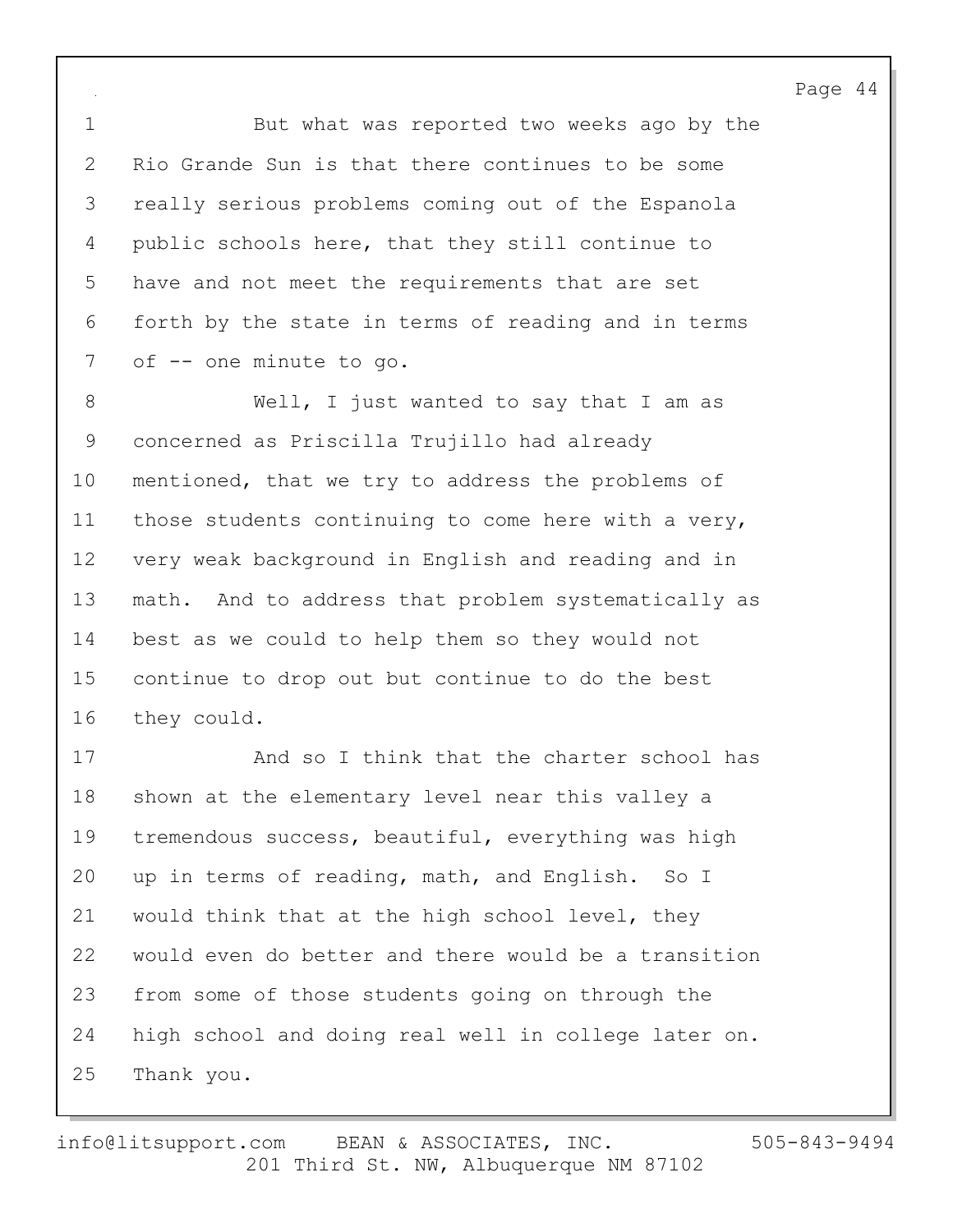But what was reported two weeks ago by the Rio Grande Sun is that there continues to be some really serious problems coming out of the Espanola public schools here, that they still continue to have and not meet the requirements that are set forth by the state in terms of reading and in terms of -- one minute to go.

Well, I just wanted to say that I am as concerned as Priscilla Trujillo had already mentioned, that we try to address the problems of those students continuing to come here with a very, very weak background in English and reading and in math. And to address that problem systematically as best as we could to help them so they would not continue to drop out but continue to do the best they could.

And so I think that the charter school has shown at the elementary level near this valley a tremendous success, beautiful, everything was high up in terms of reading, math, and English. So I would think that at the high school level, they would even do better and there would be a transition from some of those students going on through the high school and doing real well in college later on. Thank you.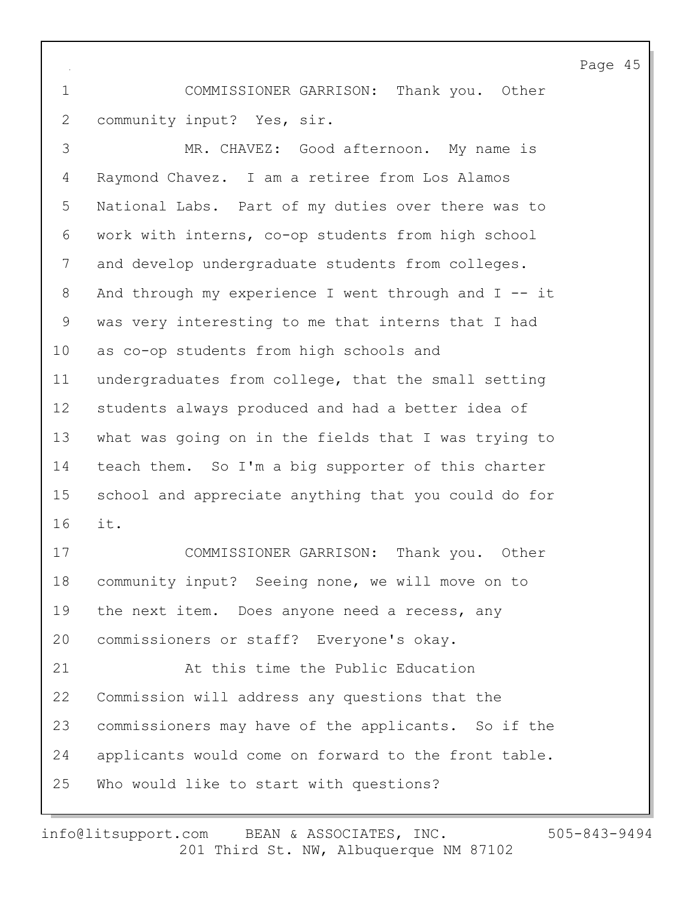COMMISSIONER GARRISON: Thank you. Other community input? Yes, sir.

MR. CHAVEZ: Good afternoon. My name is Raymond Chavez. I am a retiree from Los Alamos National Labs. Part of my duties over there was to work with interns, co-op students from high school and develop undergraduate students from colleges. And through my experience I went through and I -- it was very interesting to me that interns that I had as co-op students from high schools and undergraduates from college, that the small setting students always produced and had a better idea of what was going on in the fields that I was trying to teach them. So I'm a big supporter of this charter school and appreciate anything that you could do for it.

COMMISSIONER GARRISON: Thank you. Other community input? Seeing none, we will move on to the next item. Does anyone need a recess, any commissioners or staff? Everyone's okay.

At this time the Public Education Commission will address any questions that the commissioners may have of the applicants. So if the applicants would come on forward to the front table. Who would like to start with questions?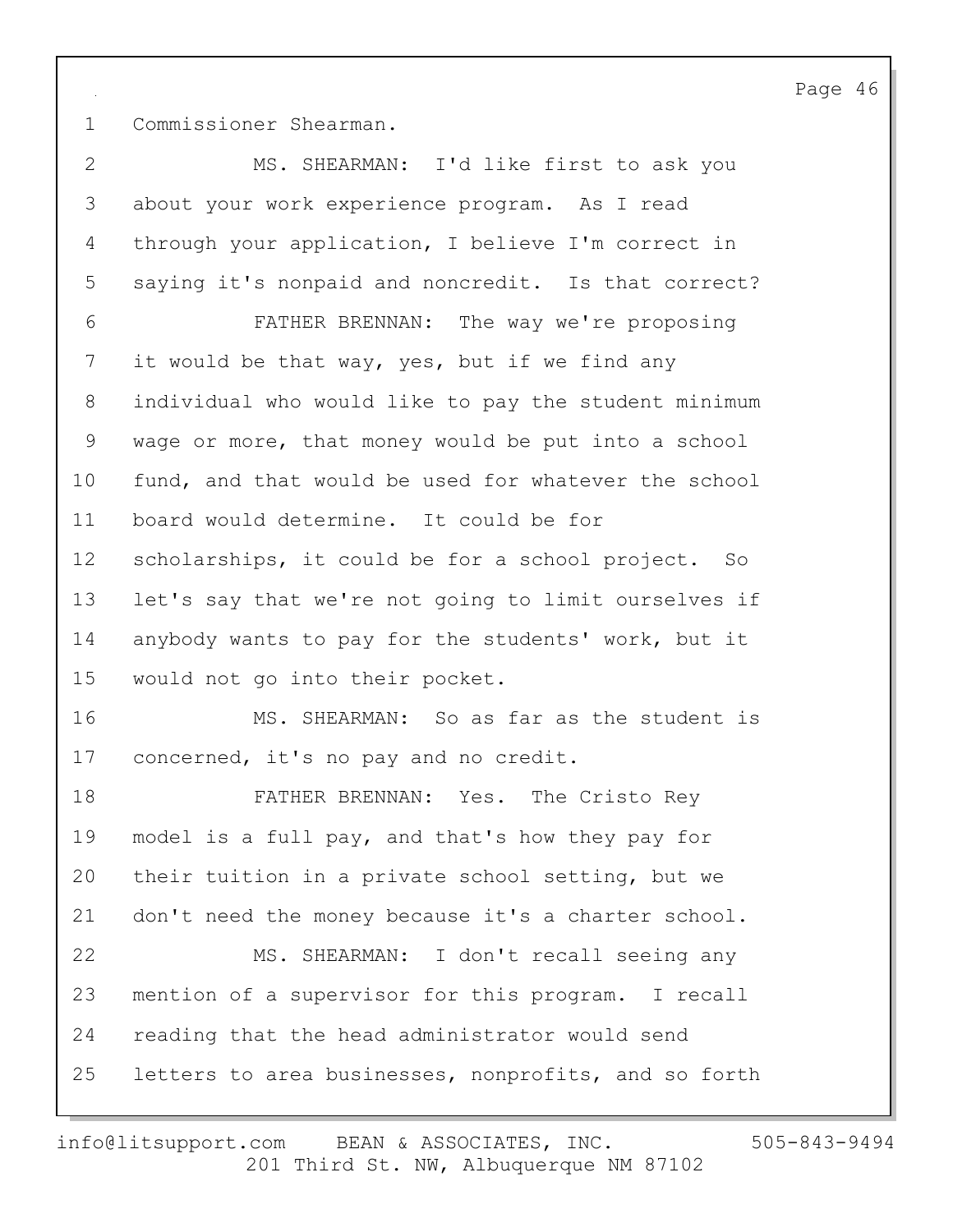Commissioner Shearman.

MS. SHEARMAN: I'd like first to ask you about your work experience program. As I read through your application, I believe I'm correct in saying it's nonpaid and noncredit. Is that correct?

FATHER BRENNAN: The way we're proposing it would be that way, yes, but if we find any individual who would like to pay the student minimum wage or more, that money would be put into a school fund, and that would be used for whatever the school board would determine. It could be for scholarships, it could be for a school project. So let's say that we're not going to limit ourselves if anybody wants to pay for the students' work, but it would not go into their pocket.

MS. SHEARMAN: So as far as the student is concerned, it's no pay and no credit.

FATHER BRENNAN: Yes. The Cristo Rey model is a full pay, and that's how they pay for their tuition in a private school setting, but we don't need the money because it's a charter school.

MS. SHEARMAN: I don't recall seeing any mention of a supervisor for this program. I recall reading that the head administrator would send letters to area businesses, nonprofits, and so forth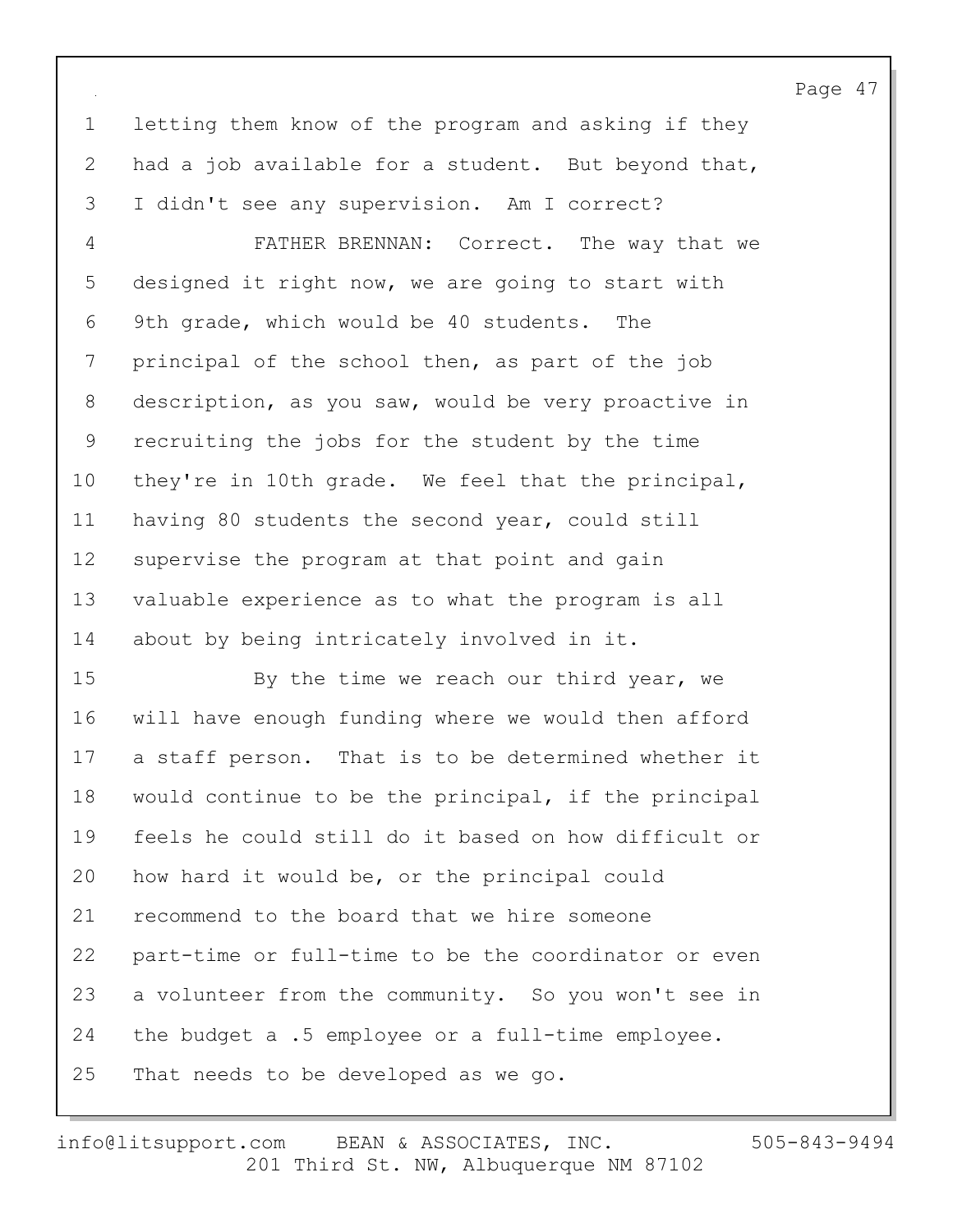letting them know of the program and asking if they had a job available for a student. But beyond that, I didn't see any supervision. Am I correct?

FATHER BRENNAN: Correct. The way that we designed it right now, we are going to start with 9th grade, which would be 40 students. The principal of the school then, as part of the job description, as you saw, would be very proactive in recruiting the jobs for the student by the time they're in 10th grade. We feel that the principal, having 80 students the second year, could still supervise the program at that point and gain valuable experience as to what the program is all about by being intricately involved in it.

By the time we reach our third year, we will have enough funding where we would then afford a staff person. That is to be determined whether it would continue to be the principal, if the principal feels he could still do it based on how difficult or how hard it would be, or the principal could recommend to the board that we hire someone part-time or full-time to be the coordinator or even a volunteer from the community. So you won't see in the budget a .5 employee or a full-time employee. That needs to be developed as we go.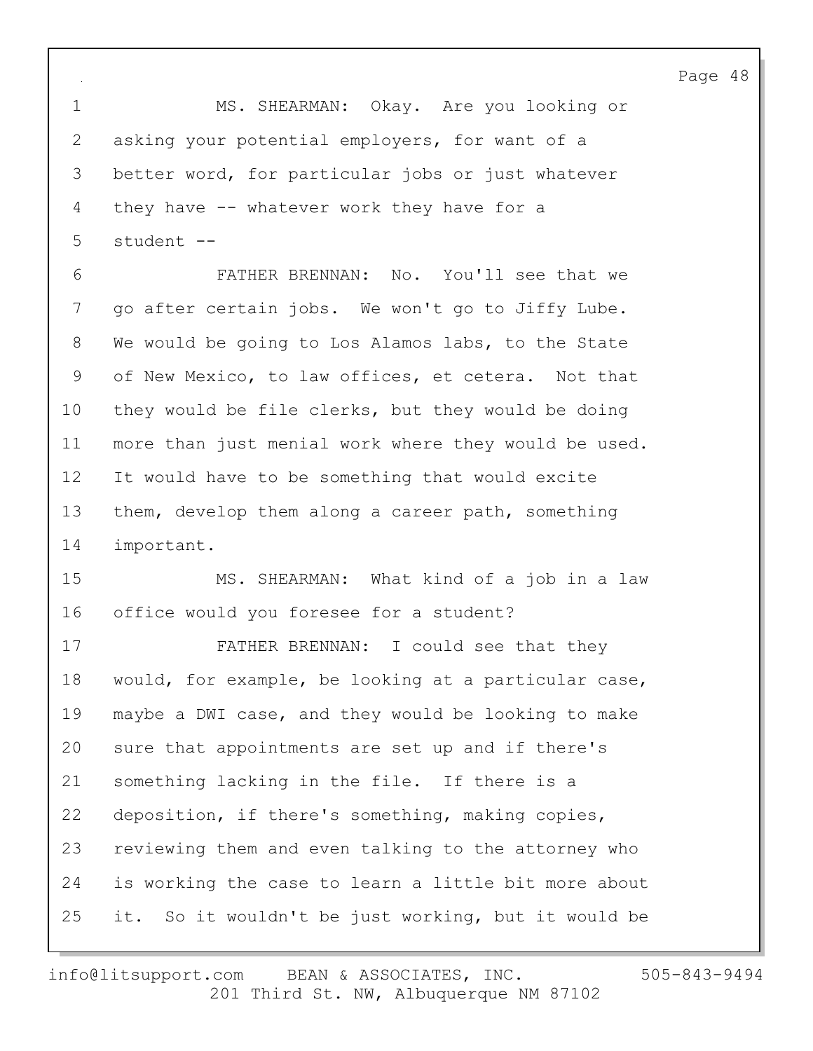MS. SHEARMAN: Okay. Are you looking or asking your potential employers, for want of a better word, for particular jobs or just whatever they have -- whatever work they have for a student --

FATHER BRENNAN: No. You'll see that we go after certain jobs. We won't go to Jiffy Lube. We would be going to Los Alamos labs, to the State of New Mexico, to law offices, et cetera. Not that they would be file clerks, but they would be doing more than just menial work where they would be used. It would have to be something that would excite them, develop them along a career path, something important.

MS. SHEARMAN: What kind of a job in a law office would you foresee for a student?

FATHER BRENNAN: I could see that they would, for example, be looking at a particular case, maybe a DWI case, and they would be looking to make sure that appointments are set up and if there's something lacking in the file. If there is a deposition, if there's something, making copies, reviewing them and even talking to the attorney who is working the case to learn a little bit more about it. So it wouldn't be just working, but it would be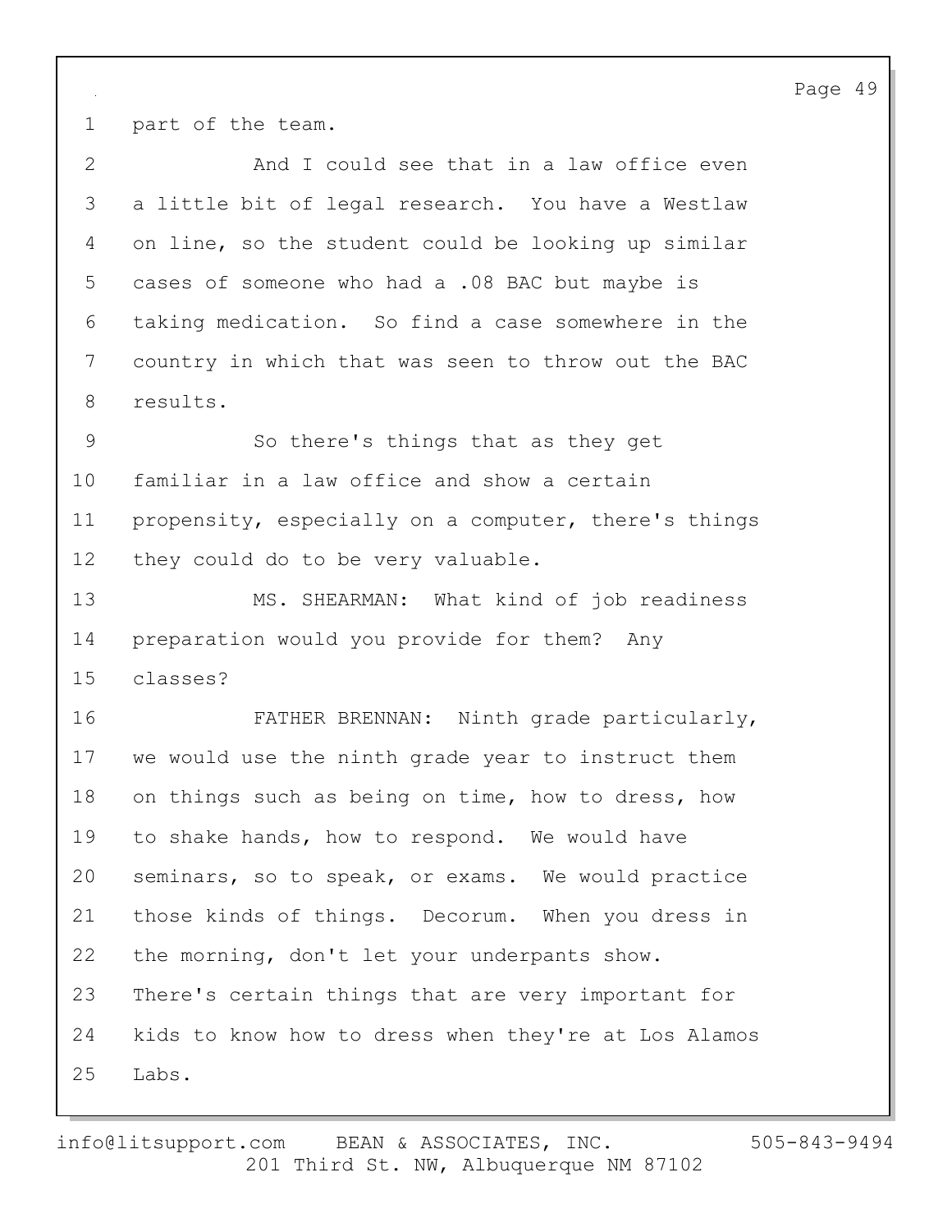part of the team.

And I could see that in a law office even a little bit of legal research. You have a Westlaw on line, so the student could be looking up similar cases of someone who had a .08 BAC but maybe is taking medication. So find a case somewhere in the country in which that was seen to throw out the BAC results.

So there's things that as they get familiar in a law office and show a certain propensity, especially on a computer, there's things they could do to be very valuable.

MS. SHEARMAN: What kind of job readiness preparation would you provide for them? Any classes?

FATHER BRENNAN: Ninth grade particularly, we would use the ninth grade year to instruct them on things such as being on time, how to dress, how to shake hands, how to respond. We would have seminars, so to speak, or exams. We would practice those kinds of things. Decorum. When you dress in the morning, don't let your underpants show. There's certain things that are very important for kids to know how to dress when they're at Los Alamos Labs.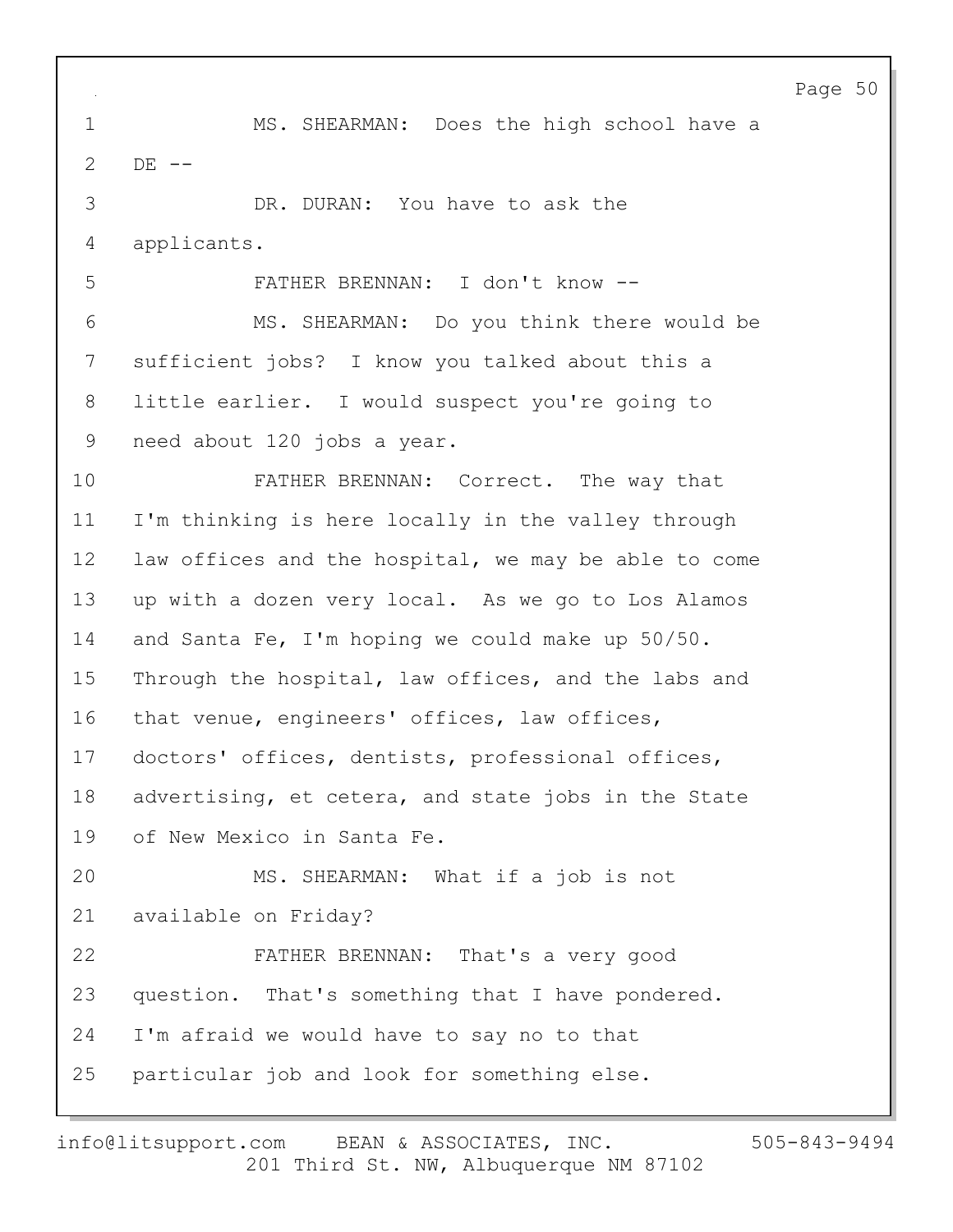MS. SHEARMAN: Does the high school have a DE --

DR. DURAN: You have to ask the applicants.

FATHER BRENNAN: I don't know --

MS. SHEARMAN: Do you think there would be sufficient jobs? I know you talked about this a little earlier. I would suspect you're going to need about 120 jobs a year.

FATHER BRENNAN: Correct. The way that I'm thinking is here locally in the valley through law offices and the hospital, we may be able to come up with a dozen very local. As we go to Los Alamos and Santa Fe, I'm hoping we could make up 50/50. Through the hospital, law offices, and the labs and that venue, engineers' offices, law offices, doctors' offices, dentists, professional offices, advertising, et cetera, and state jobs in the State of New Mexico in Santa Fe.

MS. SHEARMAN: What if a job is not available on Friday?

FATHER BRENNAN: That's a very good question. That's something that I have pondered. I'm afraid we would have to say no to that particular job and look for something else.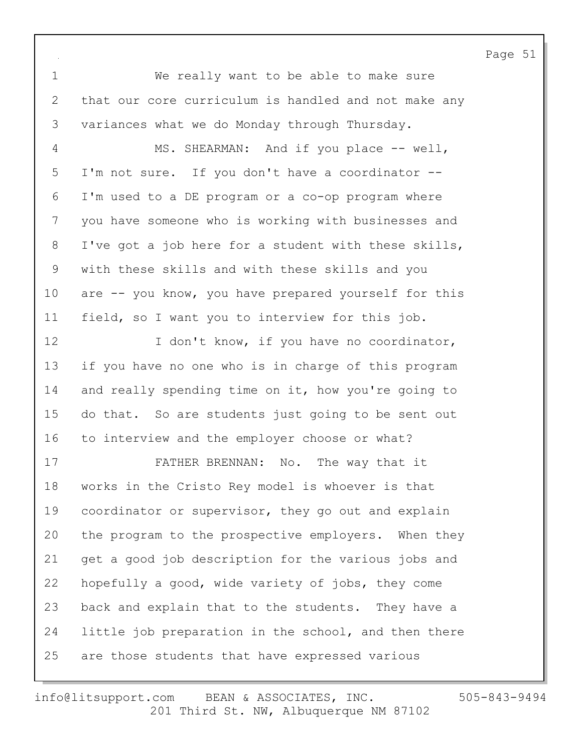We really want to be able to make sure that our core curriculum is handled and not make any variances what we do Monday through Thursday.

MS. SHEARMAN: And if you place -- well, I'm not sure. If you don't have a coordinator -- I'm used to a DE program or a co-op program where you have someone who is working with businesses and I've got a job here for a student with these skills, with these skills and with these skills and you are -- you know, you have prepared yourself for this field, so I want you to interview for this job.

I don't know, if you have no coordinator, if you have no one who is in charge of this program and really spending time on it, how you're going to do that. So are students just going to be sent out to interview and the employer choose or what?

FATHER BRENNAN: No. The way that it works in the Cristo Rey model is whoever is that coordinator or supervisor, they go out and explain the program to the prospective employers. When they get a good job description for the various jobs and hopefully a good, wide variety of jobs, they come back and explain that to the students. They have a little job preparation in the school, and then there are those students that have expressed various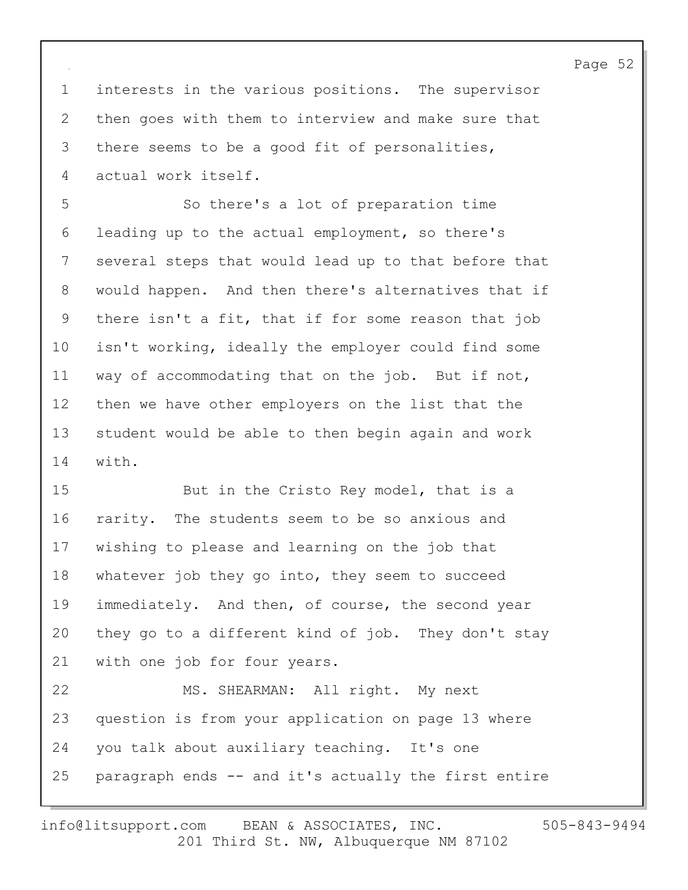interests in the various positions. The supervisor then goes with them to interview and make sure that there seems to be a good fit of personalities, actual work itself.

So there's a lot of preparation time leading up to the actual employment, so there's several steps that would lead up to that before that would happen. And then there's alternatives that if there isn't a fit, that if for some reason that job isn't working, ideally the employer could find some way of accommodating that on the job. But if not, then we have other employers on the list that the student would be able to then begin again and work with.

But in the Cristo Rey model, that is a rarity. The students seem to be so anxious and wishing to please and learning on the job that whatever job they go into, they seem to succeed immediately. And then, of course, the second year they go to a different kind of job. They don't stay with one job for four years.

MS. SHEARMAN: All right. My next question is from your application on page 13 where you talk about auxiliary teaching. It's one paragraph ends -- and it's actually the first entire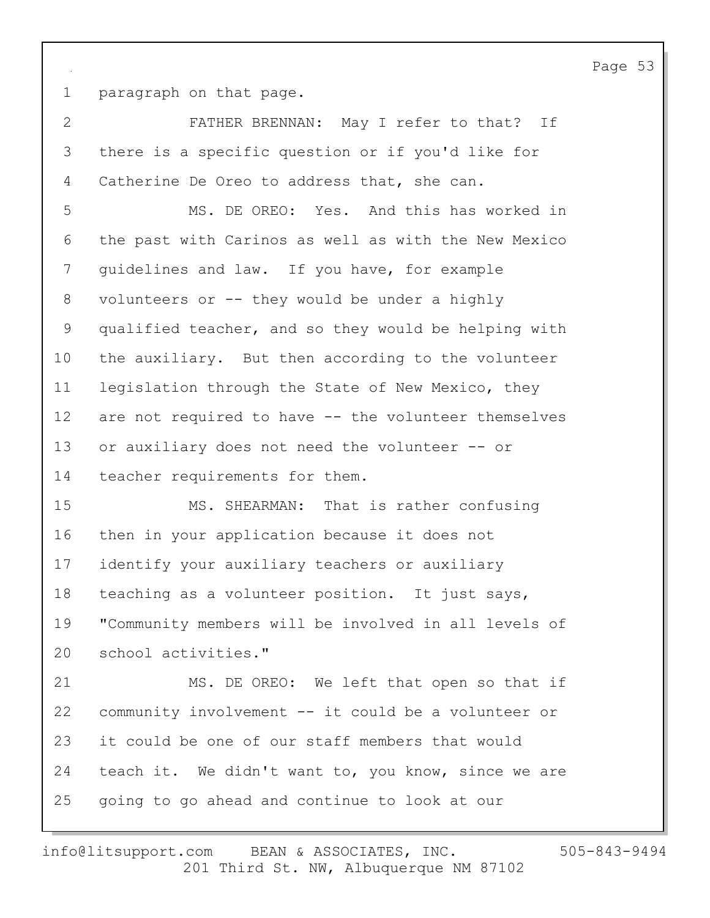paragraph on that page.

FATHER BRENNAN: May I refer to that? If there is a specific question or if you'd like for Catherine De Oreo to address that, she can.

MS. DE OREO: Yes. And this has worked in the past with Carinos as well as with the New Mexico guidelines and law. If you have, for example volunteers or -- they would be under a highly qualified teacher, and so they would be helping with the auxiliary. But then according to the volunteer legislation through the State of New Mexico, they are not required to have -- the volunteer themselves or auxiliary does not need the volunteer -- or teacher requirements for them.

MS. SHEARMAN: That is rather confusing then in your application because it does not identify your auxiliary teachers or auxiliary teaching as a volunteer position. It just says, "Community members will be involved in all levels of school activities."

MS. DE OREO: We left that open so that if community involvement -- it could be a volunteer or it could be one of our staff members that would teach it. We didn't want to, you know, since we are going to go ahead and continue to look at our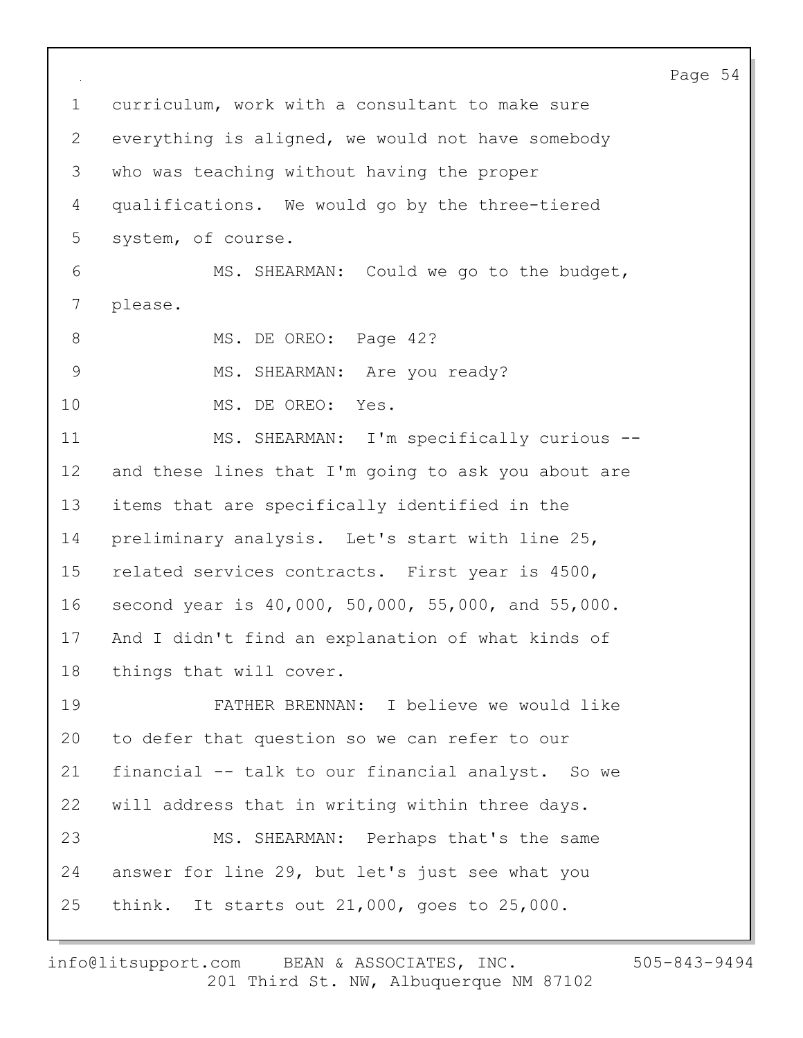curriculum, work with a consultant to make sure everything is aligned, we would not have somebody who was teaching without having the proper qualifications. We would go by the three-tiered system, of course.

MS. SHEARMAN: Could we go to the budget, please.

MS. DE OREO: Page 42?

MS. SHEARMAN: Are you ready?

MS. DE OREO: Yes.

MS. SHEARMAN: I'm specifically curious -- and these lines that I'm going to ask you about are items that are specifically identified in the preliminary analysis. Let's start with line 25, related services contracts. First year is 4500, second year is 40,000, 50,000, 55,000, and 55,000. And I didn't find an explanation of what kinds of things that will cover.

FATHER BRENNAN: I believe we would like to defer that question so we can refer to our financial -- talk to our financial analyst. So we will address that in writing within three days.

MS. SHEARMAN: Perhaps that's the same answer for line 29, but let's just see what you think. It starts out 21,000, goes to 25,000.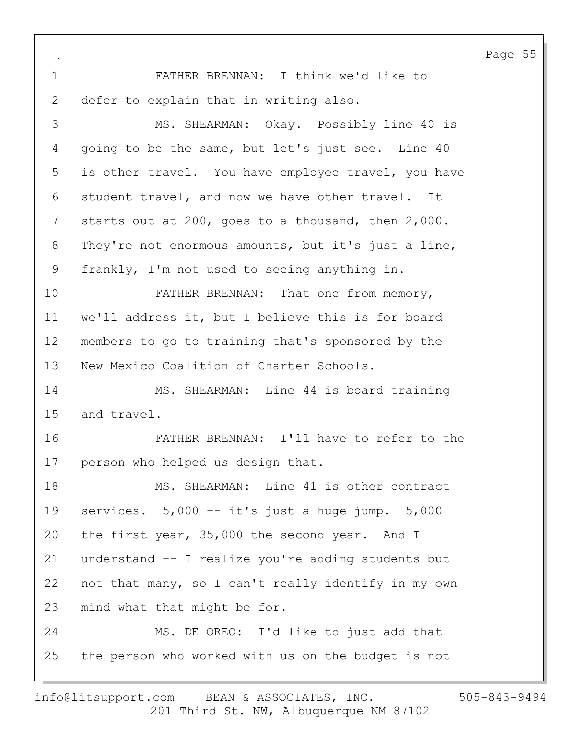FATHER BRENNAN: I think we'd like to defer to explain that in writing also.

MS. SHEARMAN: Okay. Possibly line 40 is going to be the same, but let's just see. Line 40 is other travel. You have employee travel, you have student travel, and now we have other travel. It starts out at 200, goes to a thousand, then 2,000. They're not enormous amounts, but it's just a line, frankly, I'm not used to seeing anything in.

FATHER BRENNAN: That one from memory, we'll address it, but I believe this is for board members to go to training that's sponsored by the New Mexico Coalition of Charter Schools.

MS. SHEARMAN: Line 44 is board training and travel.

FATHER BRENNAN: I'll have to refer to the person who helped us design that.

MS. SHEARMAN: Line 41 is other contract services. 5,000 -- it's just a huge jump. 5,000 the first year, 35,000 the second year. And I understand -- I realize you're adding students but not that many, so I can't really identify in my own mind what that might be for.

MS. DE OREO: I'd like to just add that the person who worked with us on the budget is not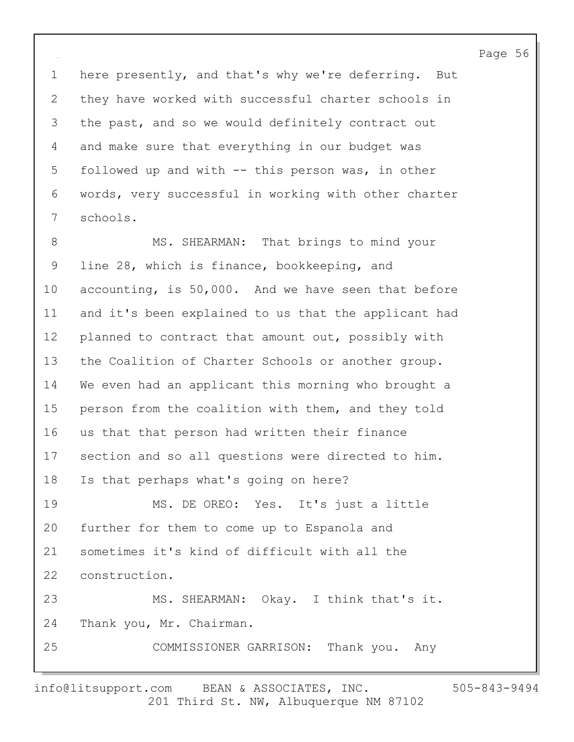here presently, and that's why we're deferring. But they have worked with successful charter schools in the past, and so we would definitely contract out and make sure that everything in our budget was followed up and with -- this person was, in other words, very successful in working with other charter schools.

MS. SHEARMAN: That brings to mind your line 28, which is finance, bookkeeping, and accounting, is 50,000. And we have seen that before and it's been explained to us that the applicant had planned to contract that amount out, possibly with the Coalition of Charter Schools or another group. We even had an applicant this morning who brought a person from the coalition with them, and they told us that that person had written their finance section and so all questions were directed to him. Is that perhaps what's going on here?

MS. DE OREO: Yes. It's just a little further for them to come up to Espanola and sometimes it's kind of difficult with all the construction.

MS. SHEARMAN: Okay. I think that's it. Thank you, Mr. Chairman.

COMMISSIONER GARRISON: Thank you. Any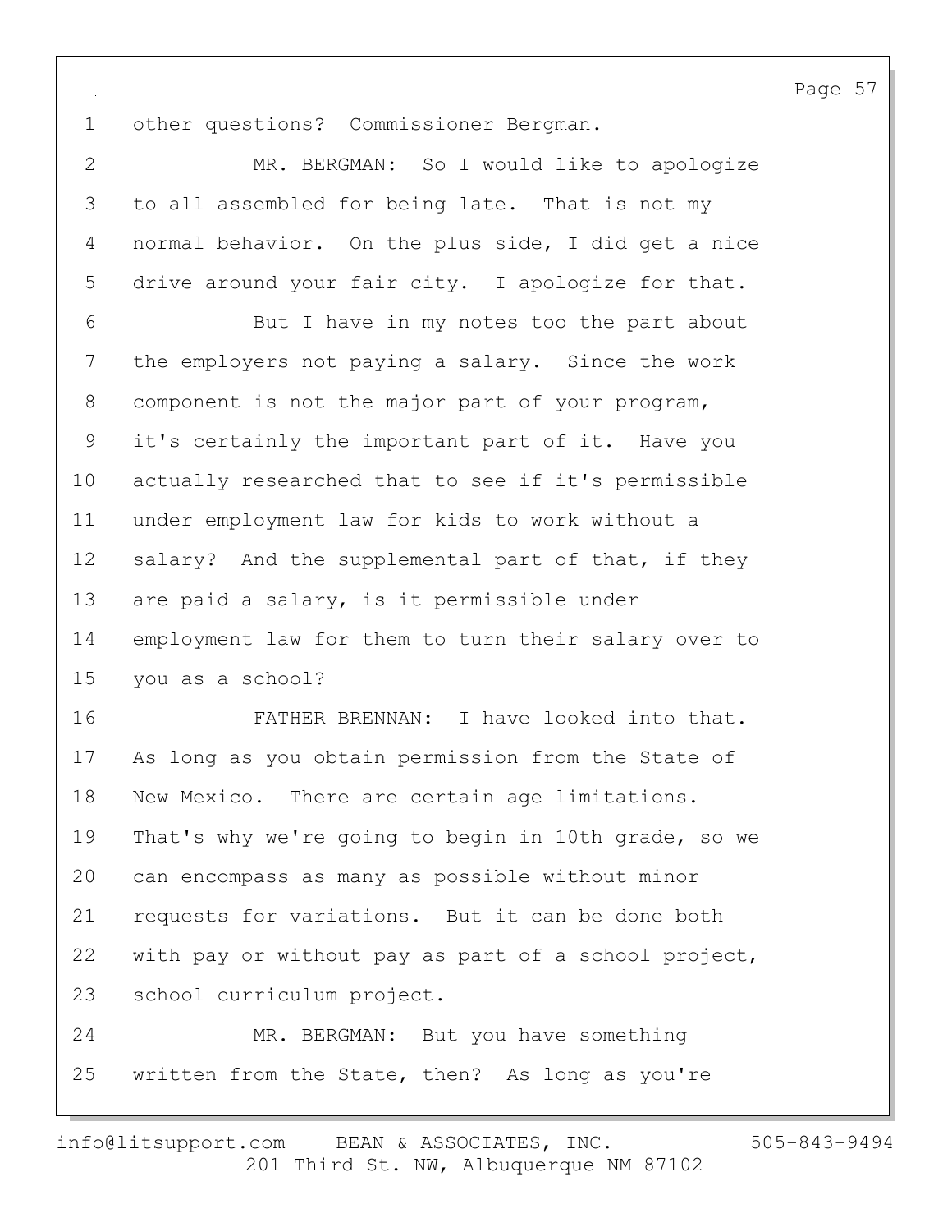other questions? Commissioner Bergman.

MR. BERGMAN: So I would like to apologize to all assembled for being late. That is not my normal behavior. On the plus side, I did get a nice drive around your fair city. I apologize for that.

But I have in my notes too the part about the employers not paying a salary. Since the work component is not the major part of your program, it's certainly the important part of it. Have you actually researched that to see if it's permissible under employment law for kids to work without a salary? And the supplemental part of that, if they are paid a salary, is it permissible under employment law for them to turn their salary over to you as a school?

FATHER BRENNAN: I have looked into that. As long as you obtain permission from the State of New Mexico. There are certain age limitations. That's why we're going to begin in 10th grade, so we can encompass as many as possible without minor requests for variations. But it can be done both with pay or without pay as part of a school project, school curriculum project.

MR. BERGMAN: But you have something written from the State, then? As long as you're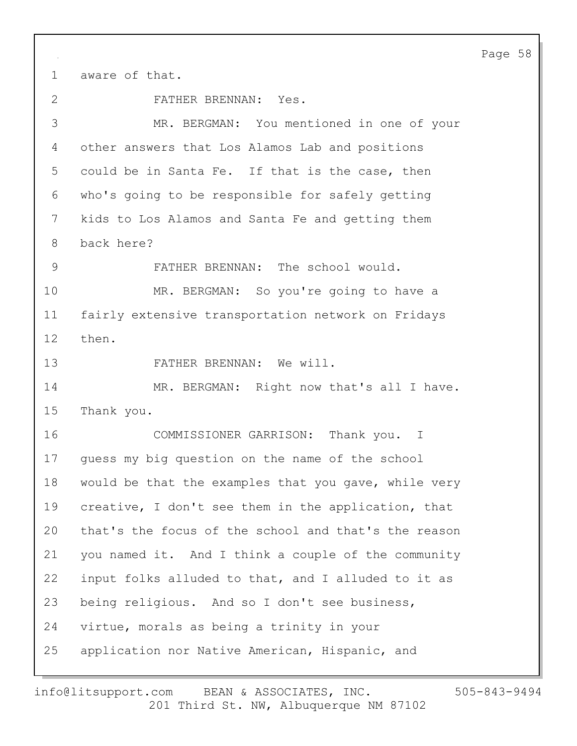aware of that.

FATHER BRENNAN: Yes.

MR. BERGMAN: You mentioned in one of your other answers that Los Alamos Lab and positions could be in Santa Fe. If that is the case, then who's going to be responsible for safely getting kids to Los Alamos and Santa Fe and getting them back here?

FATHER BRENNAN: The school would.

MR. BERGMAN: So you're going to have a fairly extensive transportation network on Fridays then.

FATHER BRENNAN: We will.

MR. BERGMAN: Right now that's all I have. Thank you.

COMMISSIONER GARRISON: Thank you. I guess my big question on the name of the school would be that the examples that you gave, while very creative, I don't see them in the application, that that's the focus of the school and that's the reason you named it. And I think a couple of the community input folks alluded to that, and I alluded to it as being religious. And so I don't see business, virtue, morals as being a trinity in your application nor Native American, Hispanic, and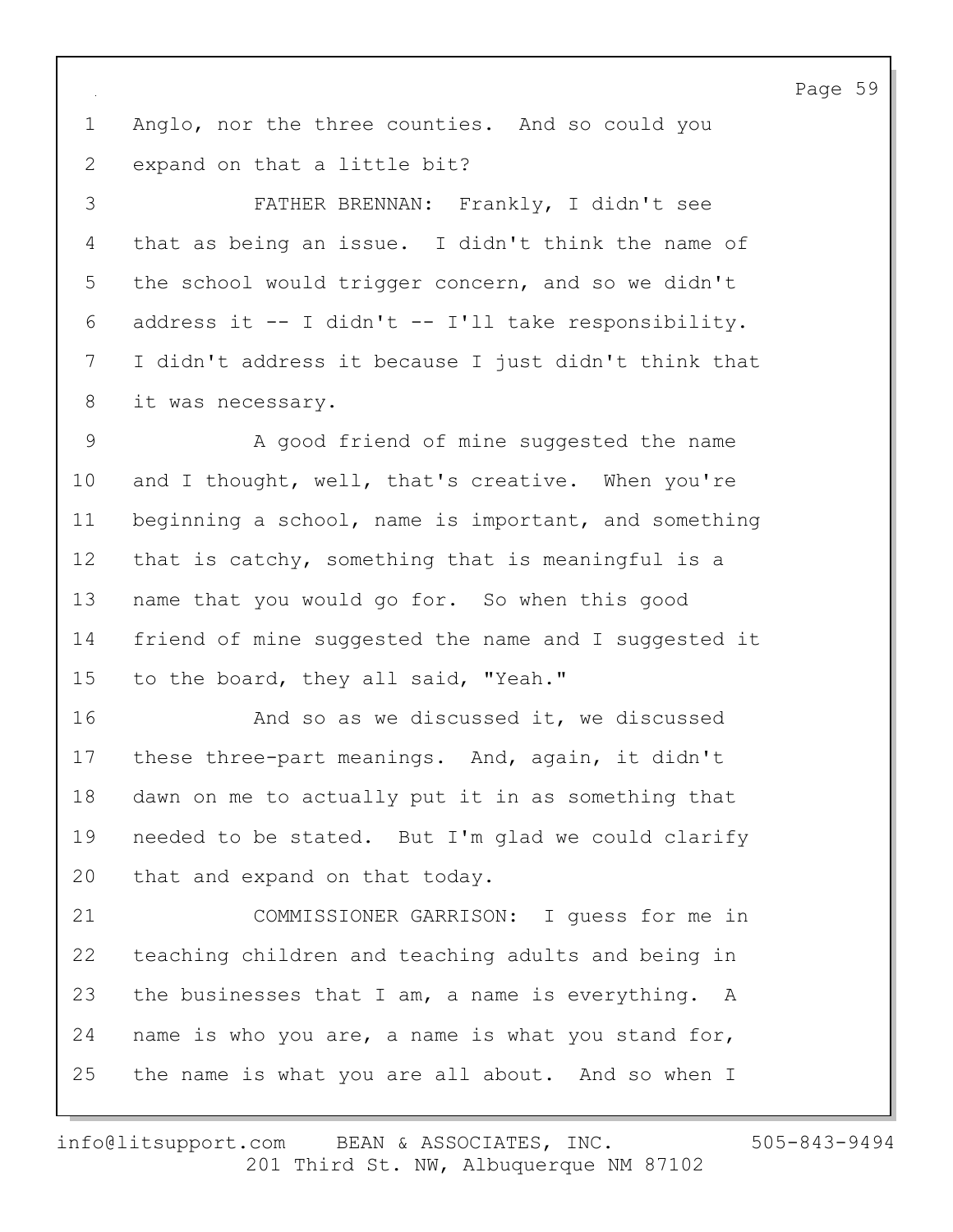Anglo, nor the three counties. And so could you expand on that a little bit?

FATHER BRENNAN: Frankly, I didn't see that as being an issue. I didn't think the name of the school would trigger concern, and so we didn't address it -- I didn't -- I'll take responsibility. I didn't address it because I just didn't think that it was necessary.

A good friend of mine suggested the name and I thought, well, that's creative. When you're beginning a school, name is important, and something that is catchy, something that is meaningful is a name that you would go for. So when this good friend of mine suggested the name and I suggested it to the board, they all said, "Yeah."

And so as we discussed it, we discussed these three-part meanings. And, again, it didn't dawn on me to actually put it in as something that needed to be stated. But I'm glad we could clarify that and expand on that today.

COMMISSIONER GARRISON: I guess for me in teaching children and teaching adults and being in the businesses that I am, a name is everything. A name is who you are, a name is what you stand for, the name is what you are all about. And so when I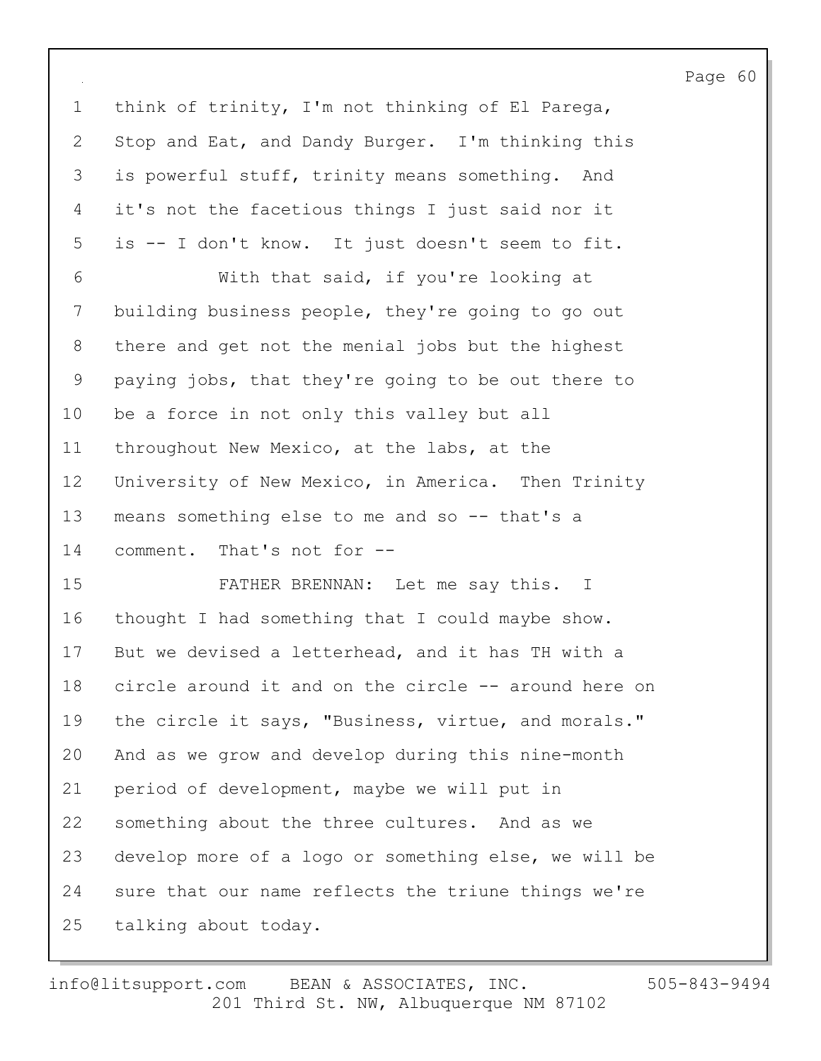think of trinity, I'm not thinking of El Parega, Stop and Eat, and Dandy Burger. I'm thinking this is powerful stuff, trinity means something. And it's not the facetious things I just said nor it is -- I don't know. It just doesn't seem to fit.

With that said, if you're looking at building business people, they're going to go out there and get not the menial jobs but the highest paying jobs, that they're going to be out there to be a force in not only this valley but all throughout New Mexico, at the labs, at the University of New Mexico, in America. Then Trinity means something else to me and so -- that's a comment. That's not for --

FATHER BRENNAN: Let me say this. I thought I had something that I could maybe show. But we devised a letterhead, and it has TH with a circle around it and on the circle -- around here on the circle it says, "Business, virtue, and morals." And as we grow and develop during this nine-month period of development, maybe we will put in something about the three cultures. And as we develop more of a logo or something else, we will be sure that our name reflects the triune things we're talking about today.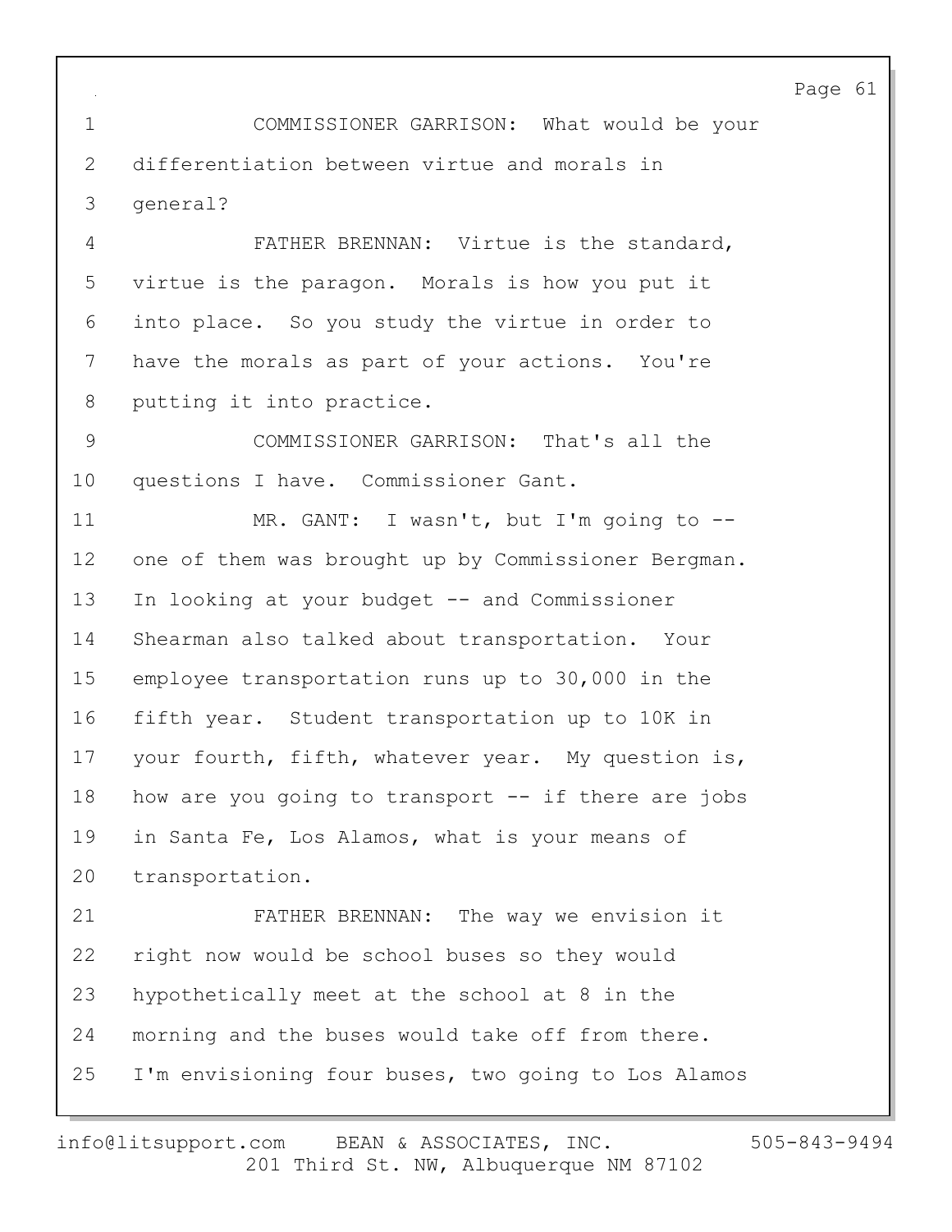COMMISSIONER GARRISON: What would be your differentiation between virtue and morals in general?

FATHER BRENNAN: Virtue is the standard, virtue is the paragon. Morals is how you put it into place. So you study the virtue in order to have the morals as part of your actions. You're putting it into practice.

COMMISSIONER GARRISON: That's all the questions I have. Commissioner Gant.

MR. GANT: I wasn't, but I'm going to -- one of them was brought up by Commissioner Bergman. In looking at your budget -- and Commissioner Shearman also talked about transportation. Your employee transportation runs up to 30,000 in the fifth year. Student transportation up to 10K in your fourth, fifth, whatever year. My question is, how are you going to transport -- if there are jobs in Santa Fe, Los Alamos, what is your means of transportation.

FATHER BRENNAN: The way we envision it right now would be school buses so they would hypothetically meet at the school at 8 in the morning and the buses would take off from there. I'm envisioning four buses, two going to Los Alamos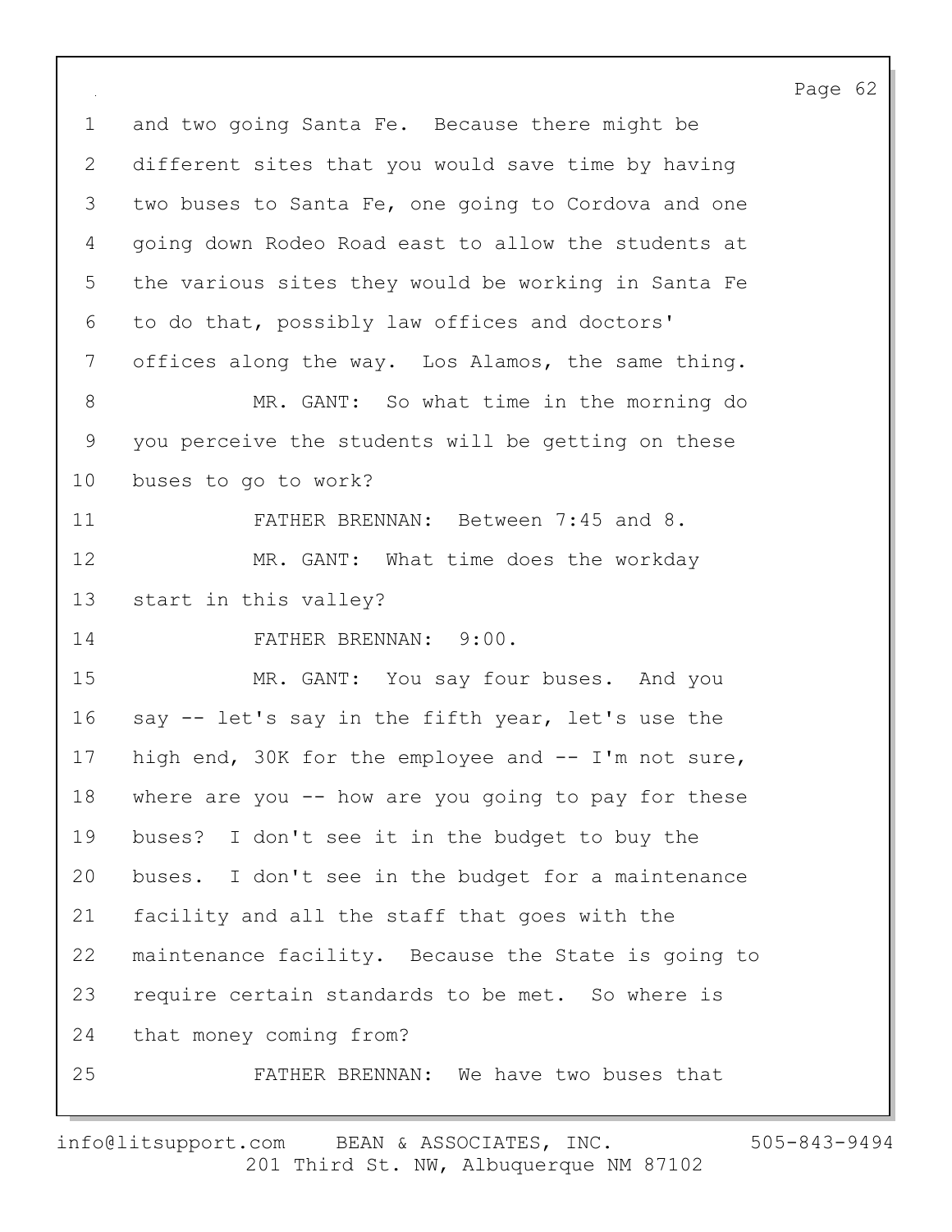and two going Santa Fe. Because there might be different sites that you would save time by having two buses to Santa Fe, one going to Cordova and one going down Rodeo Road east to allow the students at the various sites they would be working in Santa Fe to do that, possibly law offices and doctors' offices along the way. Los Alamos, the same thing.

MR. GANT: So what time in the morning do you perceive the students will be getting on these buses to go to work?

FATHER BRENNAN: Between 7:45 and 8.

MR. GANT: What time does the workday start in this valley?

FATHER BRENNAN: 9:00.

MR. GANT: You say four buses. And you say -- let's say in the fifth year, let's use the high end, 30K for the employee and -- I'm not sure, where are you -- how are you going to pay for these buses? I don't see it in the budget to buy the buses. I don't see in the budget for a maintenance facility and all the staff that goes with the maintenance facility. Because the State is going to require certain standards to be met. So where is that money coming from?

FATHER BRENNAN: We have two buses that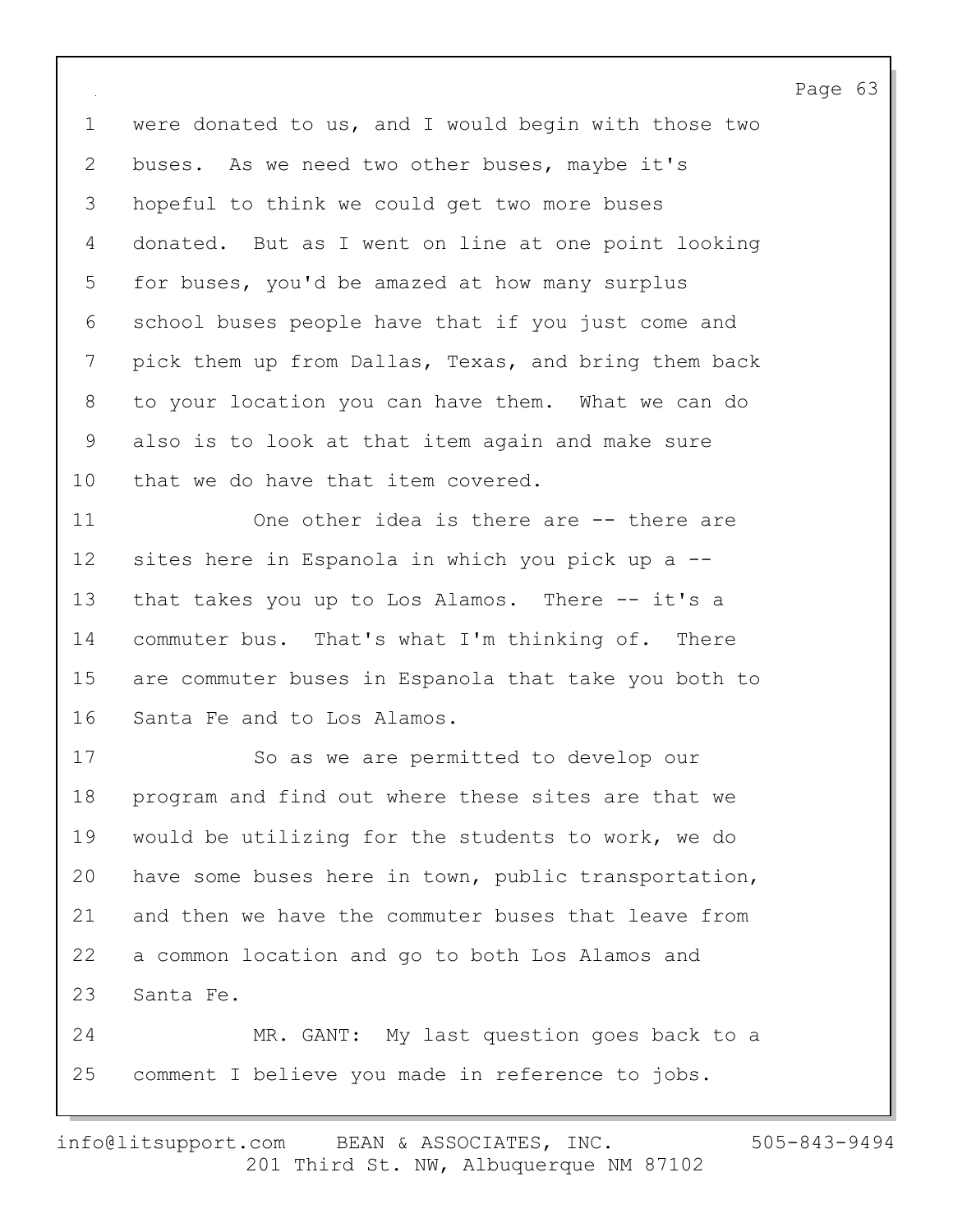were donated to us, and I would begin with those two buses. As we need two other buses, maybe it's hopeful to think we could get two more buses donated. But as I went on line at one point looking for buses, you'd be amazed at how many surplus school buses people have that if you just come and pick them up from Dallas, Texas, and bring them back to your location you can have them. What we can do also is to look at that item again and make sure that we do have that item covered.

One other idea is there are -- there are sites here in Espanola in which you pick up a -- that takes you up to Los Alamos. There -- it's a commuter bus. That's what I'm thinking of. There are commuter buses in Espanola that take you both to Santa Fe and to Los Alamos.

So as we are permitted to develop our program and find out where these sites are that we would be utilizing for the students to work, we do have some buses here in town, public transportation, and then we have the commuter buses that leave from a common location and go to both Los Alamos and Santa Fe.

MR. GANT: My last question goes back to a comment I believe you made in reference to jobs.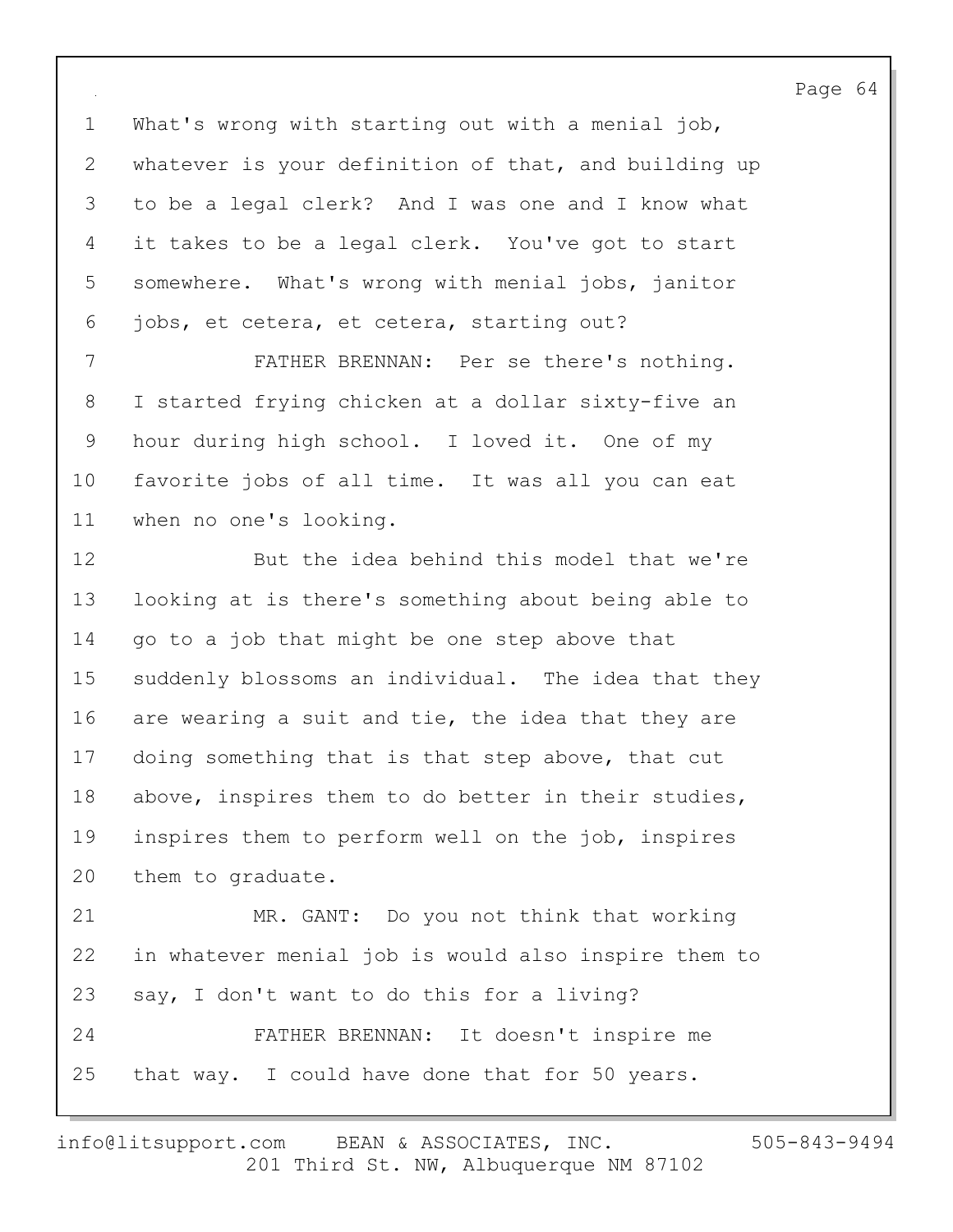What's wrong with starting out with a menial job, whatever is your definition of that, and building up to be a legal clerk? And I was one and I know what it takes to be a legal clerk. You've got to start somewhere. What's wrong with menial jobs, janitor jobs, et cetera, et cetera, starting out?

FATHER BRENNAN: Per se there's nothing. I started frying chicken at a dollar sixty-five an hour during high school. I loved it. One of my favorite jobs of all time. It was all you can eat when no one's looking.

But the idea behind this model that we're looking at is there's something about being able to go to a job that might be one step above that suddenly blossoms an individual. The idea that they are wearing a suit and tie, the idea that they are doing something that is that step above, that cut above, inspires them to do better in their studies, inspires them to perform well on the job, inspires them to graduate.

MR. GANT: Do you not think that working in whatever menial job is would also inspire them to say, I don't want to do this for a living?

FATHER BRENNAN: It doesn't inspire me that way. I could have done that for 50 years.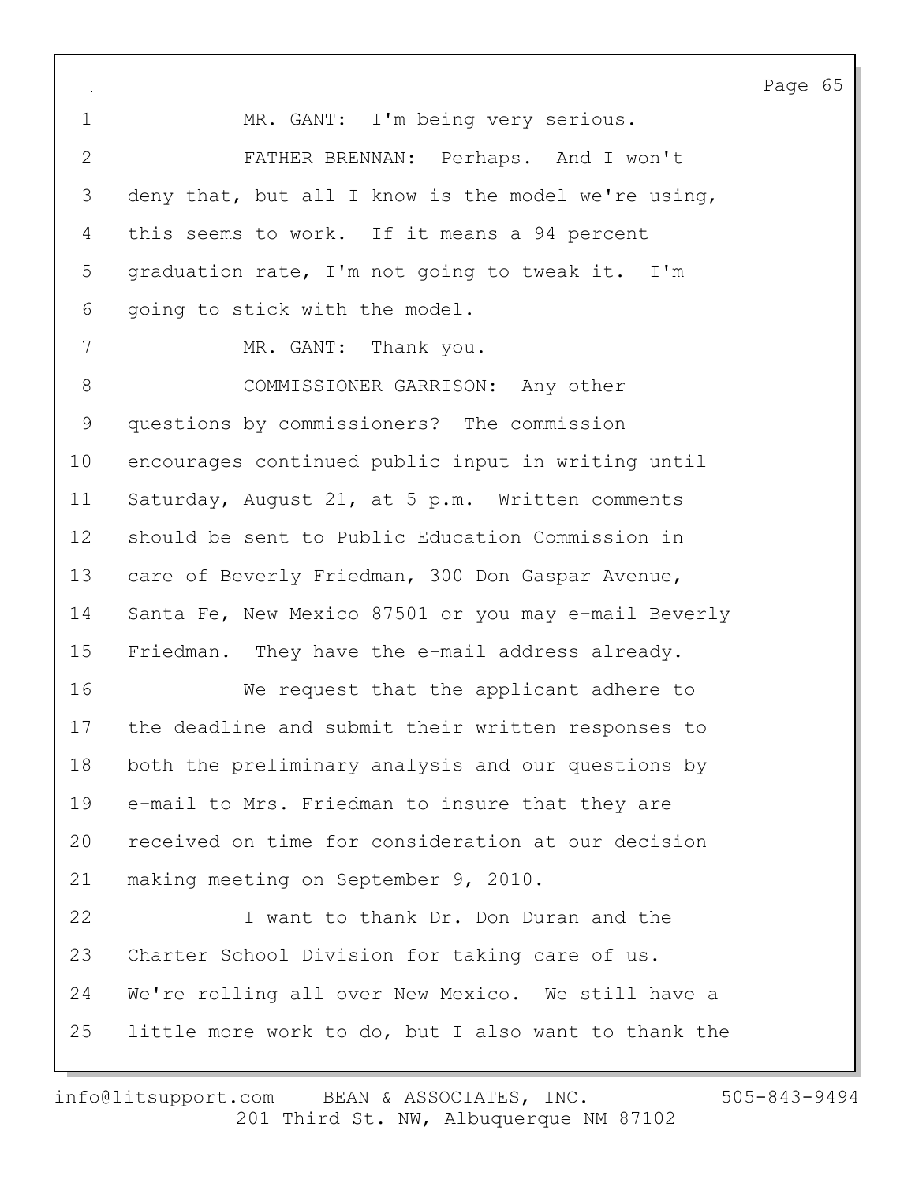MR. GANT: I'm being very serious.

FATHER BRENNAN: Perhaps. And I won't deny that, but all I know is the model we're using, this seems to work. If it means a 94 percent graduation rate, I'm not going to tweak it. I'm going to stick with the model.

MR. GANT: Thank you.

COMMISSIONER GARRISON: Any other questions by commissioners? The commission encourages continued public input in writing until Saturday, August 21, at 5 p.m. Written comments should be sent to Public Education Commission in care of Beverly Friedman, 300 Don Gaspar Avenue, Santa Fe, New Mexico 87501 or you may e-mail Beverly Friedman. They have the e-mail address already.

We request that the applicant adhere to the deadline and submit their written responses to both the preliminary analysis and our questions by e-mail to Mrs. Friedman to insure that they are received on time for consideration at our decision making meeting on September 9, 2010.

I want to thank Dr. Don Duran and the Charter School Division for taking care of us. We're rolling all over New Mexico. We still have a little more work to do, but I also want to thank the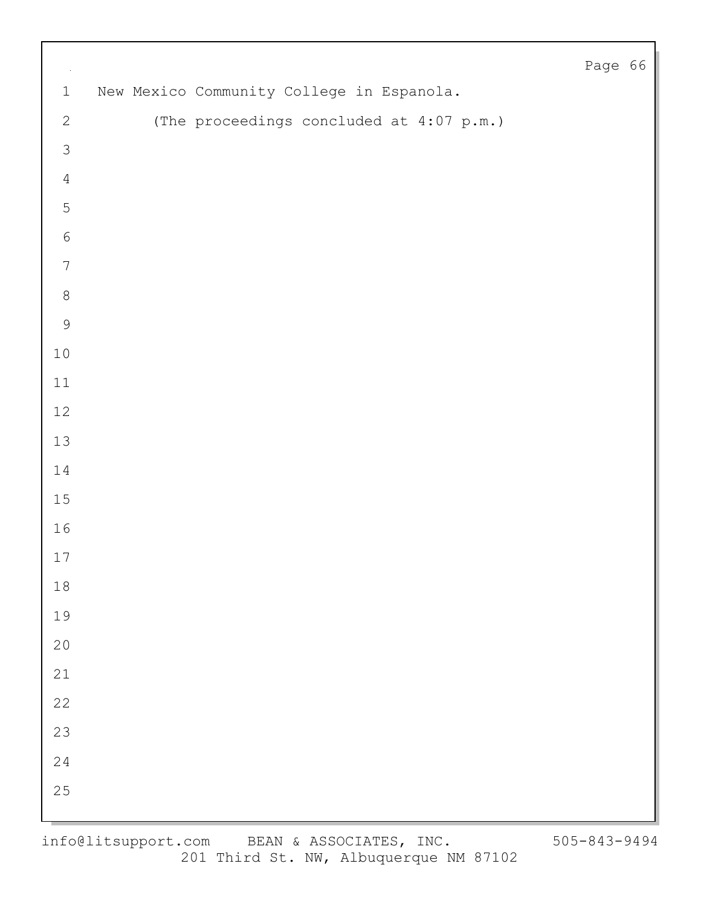New Mexico Community College in Espanola.

(The proceedings concluded at 4:07 p.m.)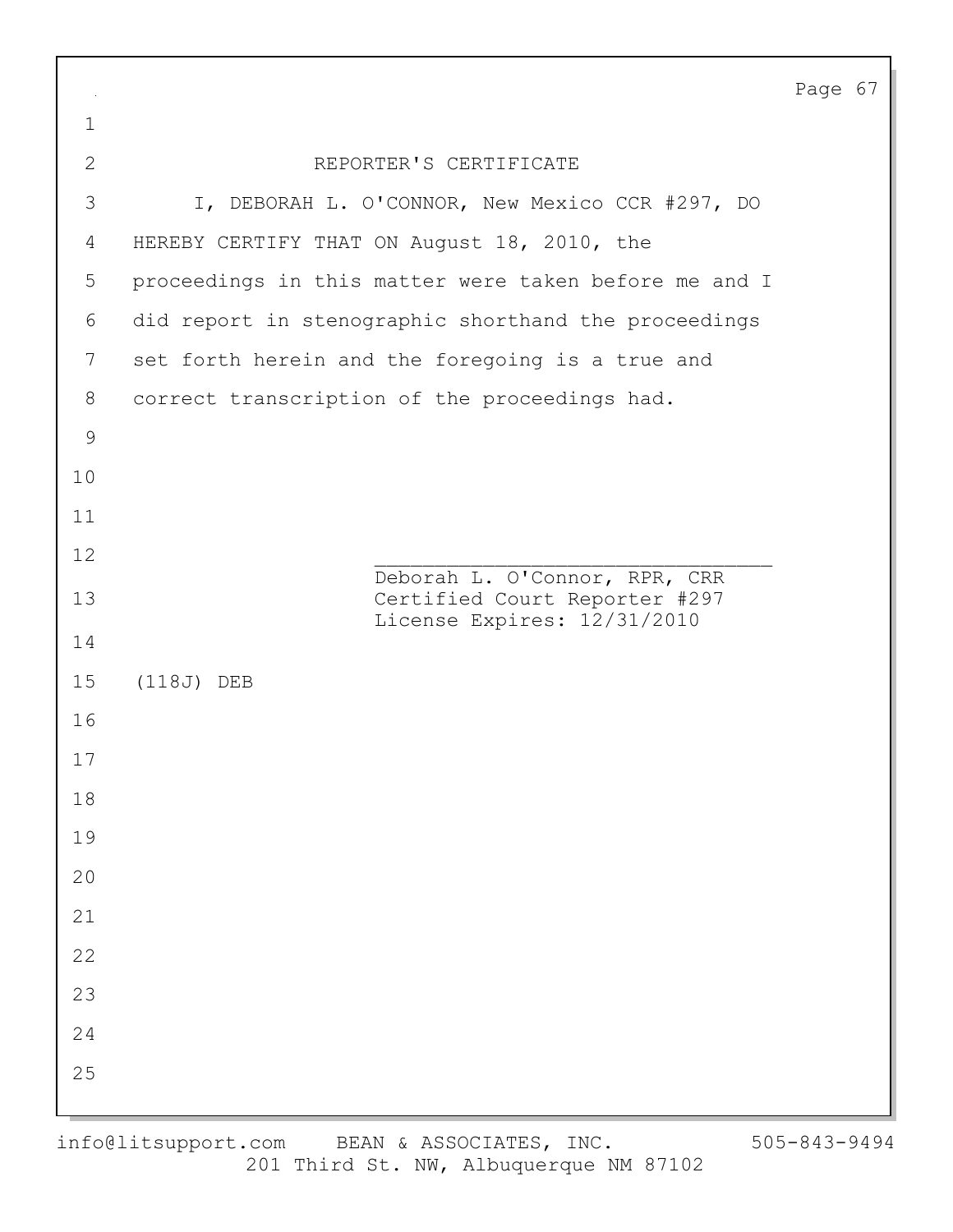## REPORTER'S CERTIFICATE

I, DEBORAH L. O'CONNOR, New Mexico CCR #297, DO HEREBY CERTIFY THAT ON August 18, 2010, the proceedings in this matter were taken before me and I did report in stenographic shorthand the proceedings set forth herein and the foregoing is a true and correct transcription of the proceedings had.

\_\_\_\_\_\_\_\_\_\_\_\_\_\_\_\_\_\_\_\_\_\_\_\_\_\_\_\_\_\_\_\_\_\_
Deborah L. O'Connor, RPR, CRR
Certified Court Reporter #297
License Expires: 12/31/2010

(118J) DEB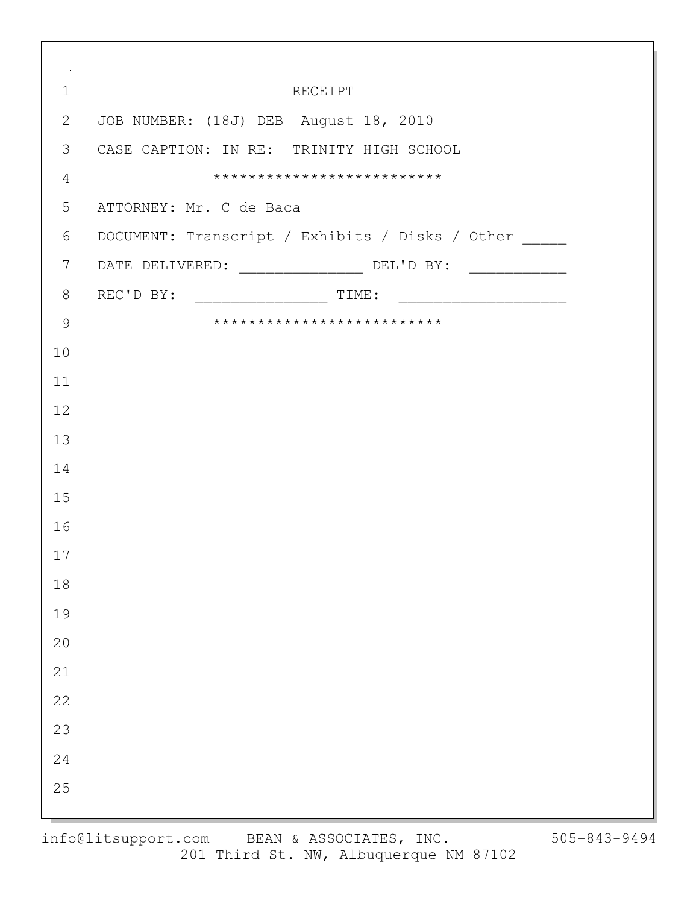# RECEIPT

JOB NUMBER: (18J) DEB August 18, 2010

CASE CAPTION: IN RE: TRINITY HIGH SCHOOL

*************************

ATTORNEY: Mr. C de Baca

DOCUMENT: Transcript / Exhibits / Disks / Other _____

DATE DELIVERED: ______________ DEL'D BY: ___________

REC'D BY: _______________ TIME: ___________________

*************************

info@litsupport.com BEAN & ASSOCIATES, INC. 505-843-9494
201 Third St. NW, Albuquerque NM 87102